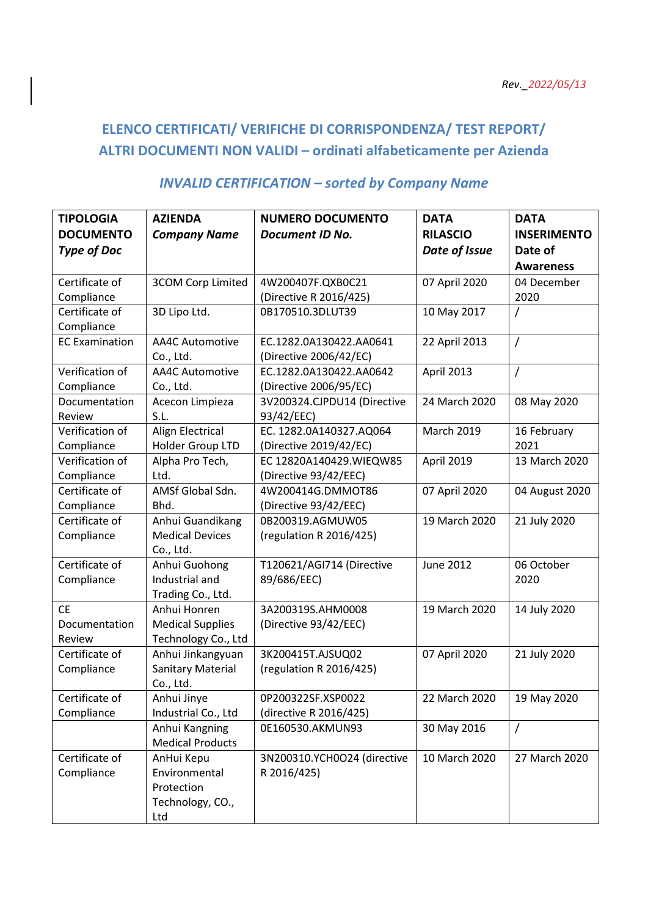*Rev._2022/05/13*

## ELENCO CERTIFICATI/ VERIFICHE DI CORRISPONDENZA/ TEST REPORT/ ALTRI DOCUMENTI NON VALIDI – ordinati alfabeticamente per Azienda

## *INVALID CERTIFICATION – sorted by Company Name*

| **TIPOLOGIA DOCUMENTO** *Type of Doc* | **AZIENDA** *Company Name* | **NUMERO DOCUMENTO** *Document ID No.* | **DATA RILASCIO** *Date of Issue* | **DATA INSERIMENTO Date of Awareness** |
|---|---|---|---|---|
| Certificate of Compliance | 3COM Corp Limited | 4W200407F.QXB0C21 (Directive R 2016/425) | 07 April 2020 | 04 December 2020 |
| Certificate of Compliance | 3D Lipo Ltd. | 0B170510.3DLUT39 | 10 May 2017 | / |
| EC Examination | AA4C Automotive Co., Ltd. | EC.1282.0A130422.AA0641 (Directive 2006/42/EC) | 22 April 2013 | / |
| Verification of Compliance | AA4C Automotive Co., Ltd. | EC.1282.0A130422.AA0642 (Directive 2006/95/EC) | April 2013 | / |
| Documentation Review | Acecon Limpieza S.L. | 3V200324.CJPDU14 (Directive 93/42/EEC) | 24 March 2020 | 08 May 2020 |
| Verification of Compliance | Align Electrical Holder Group LTD | EC. 1282.0A140327.AQ064 (Directive 2019/42/EC) | March 2019 | 16 February 2021 |
| Verification of Compliance | Alpha Pro Tech, Ltd. | EC 12820A140429.WIEQW85 (Directive 93/42/EEC) | April 2019 | 13 March 2020 |
| Certificate of Compliance | AMSf Global Sdn. Bhd. | 4W200414G.DMMOT86 (Directive 93/42/EEC) | 07 April 2020 | 04 August 2020 |
| Certificate of Compliance | Anhui Guandikang Medical Devices Co., Ltd. | 0B200319.AGMUW05 (regulation R 2016/425) | 19 March 2020 | 21 July 2020 |
| Certificate of Compliance | Anhui Guohong Industrial and Trading Co., Ltd. | T120621/AGI714 (Directive 89/686/EEC) | June 2012 | 06 October 2020 |
| CE Documentation Review | Anhui Honren Medical Supplies Technology Co., Ltd | 3A200319S.AHM0008 (Directive 93/42/EEC) | 19 March 2020 | 14 July 2020 |
| Certificate of Compliance | Anhui Jinkangyuan Sanitary Material Co., Ltd. | 3K200415T.AJSUQ02 (regulation R 2016/425) | 07 April 2020 | 21 July 2020 |
| Certificate of Compliance | Anhui Jinye Industrial Co., Ltd | 0P200322SF.XSP0022 (directive R 2016/425) | 22 March 2020 | 19 May 2020 |
| | Anhui Kangning Medical Products | 0E160530.AKMUN93 | 30 May 2016 | / |
| Certificate of Compliance | AnHui Kepu Environmental Protection Technology, CO., Ltd | 3N200310.YCH0O24 (directive R 2016/425) | 10 March 2020 | 27 March 2020 |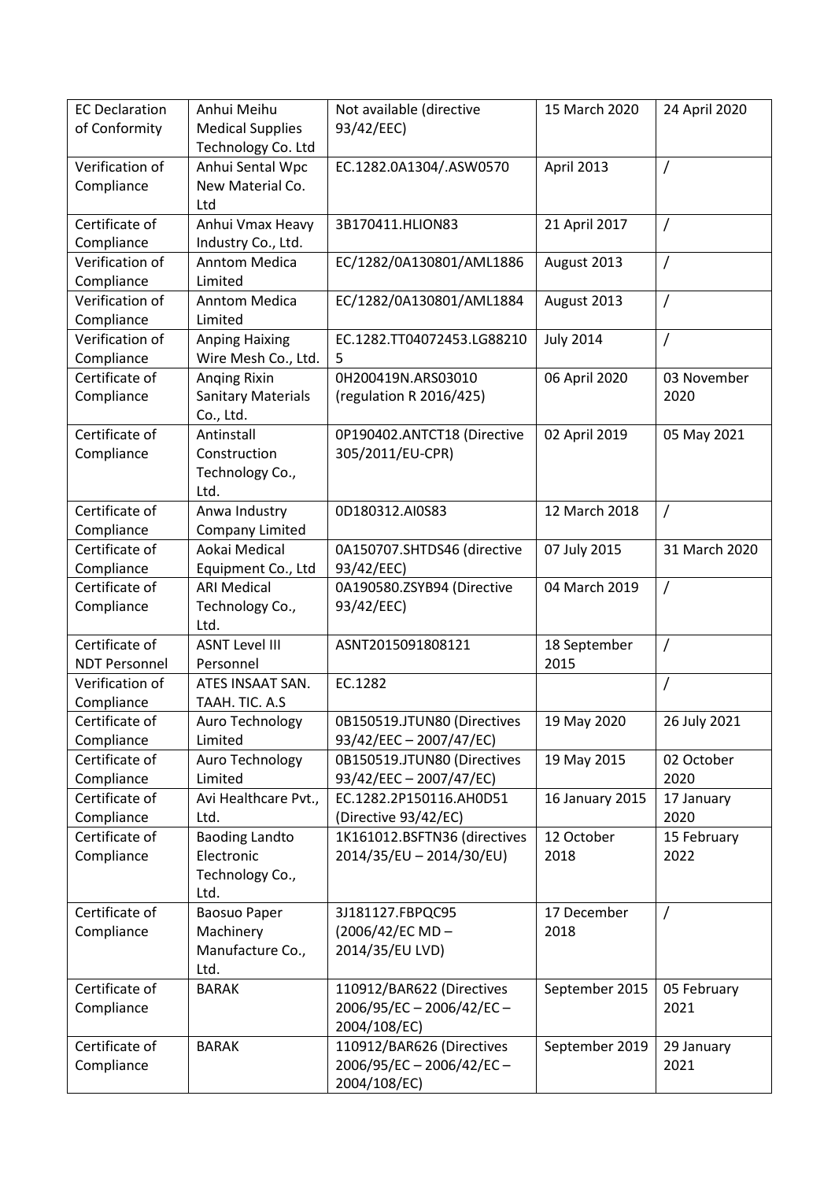| EC Declaration of Conformity | Anhui Meihu Medical Supplies Technology Co. Ltd | Not available (directive 93/42/EEC) | 15 March 2020 | 24 April 2020 |
|---|---|---|---|---|
| Verification of Compliance | Anhui Sental Wpc New Material Co. Ltd | EC.1282.0A1304/.ASW0570 | April 2013 | / |
| Certificate of Compliance | Anhui Vmax Heavy Industry Co., Ltd. | 3B170411.HLION83 | 21 April 2017 | / |
| Verification of Compliance | Anntom Medica Limited | EC/1282/0A130801/AML1886 | August 2013 | / |
| Verification of Compliance | Anntom Medica Limited | EC/1282/0A130801/AML1884 | August 2013 | / |
| Verification of Compliance | Anping Haixing Wire Mesh Co., Ltd. | EC.1282.TT04072453.LG882105 | July 2014 | / |
| Certificate of Compliance | Anqing Rixin Sanitary Materials Co., Ltd. | 0H200419N.ARS03010 (regulation R 2016/425) | 06 April 2020 | 03 November 2020 |
| Certificate of Compliance | Antinstall Construction Technology Co., Ltd. | 0P190402.ANTCT18 (Directive 305/2011/EU-CPR) | 02 April 2019 | 05 May 2021 |
| Certificate of Compliance | Anwa Industry Company Limited | 0D180312.AI0S83 | 12 March 2018 | / |
| Certificate of Compliance | Aokai Medical Equipment Co., Ltd | 0A150707.SHTDS46 (directive 93/42/EEC) | 07 July 2015 | 31 March 2020 |
| Certificate of Compliance | ARI Medical Technology Co., Ltd. | 0A190580.ZSYB94 (Directive 93/42/EEC) | 04 March 2019 | / |
| Certificate of NDT Personnel | ASNT Level III Personnel | ASNT2015091808121 | 18 September 2015 | / |
| Verification of Compliance | ATES INSAAT SAN. TAAH. TIC. A.S | EC.1282 | | / |
| Certificate of Compliance | Auro Technology Limited | 0B150519.JTUN80 (Directives 93/42/EEC – 2007/47/EC) | 19 May 2020 | 26 July 2021 |
| Certificate of Compliance | Auro Technology Limited | 0B150519.JTUN80 (Directives 93/42/EEC – 2007/47/EC) | 19 May 2015 | 02 October 2020 |
| Certificate of Compliance | Avi Healthcare Pvt., Ltd. | EC.1282.2P150116.AH0D51 (Directive 93/42/EC) | 16 January 2015 | 17 January 2020 |
| Certificate of Compliance | Baoding Landto Electronic Technology Co., Ltd. | 1K161012.BSFTN36 (directives 2014/35/EU – 2014/30/EU) | 12 October 2018 | 15 February 2022 |
| Certificate of Compliance | Baosuo Paper Machinery Manufacture Co., Ltd. | 3J181127.FBPQC95 (2006/42/EC MD – 2014/35/EU LVD) | 17 December 2018 | / |
| Certificate of Compliance | BARAK | 110912/BAR622 (Directives 2006/95/EC – 2006/42/EC – 2004/108/EC) | September 2015 | 05 February 2021 |
| Certificate of Compliance | BARAK | 110912/BAR626 (Directives 2006/95/EC – 2006/42/EC – 2004/108/EC) | September 2019 | 29 January 2021 |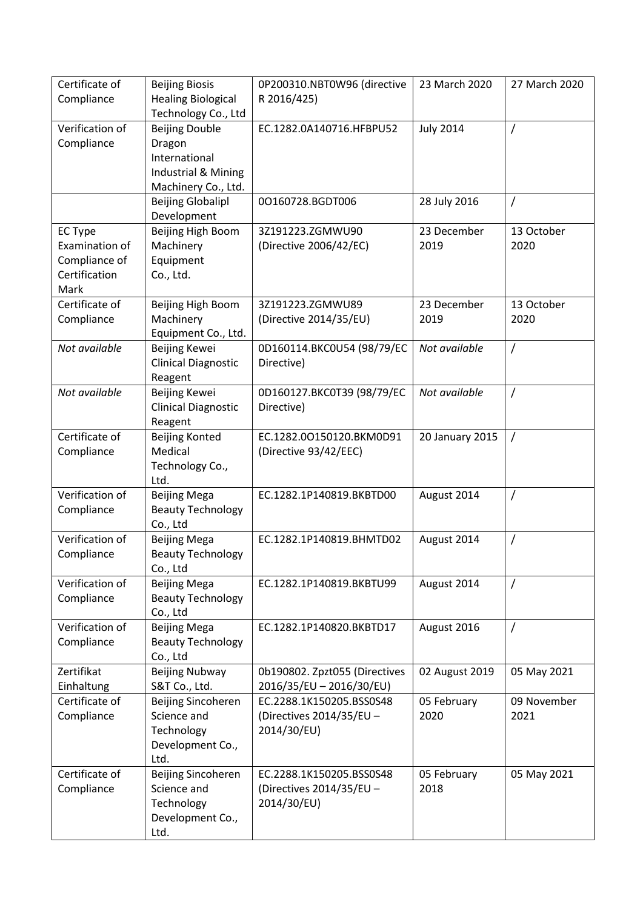| Certificate of Compliance | Beijing Biosis Healing Biological Technology Co., Ltd | 0P200310.NBT0W96 (directive R 2016/425) | 23 March 2020 | 27 March 2020 |
|---|---|---|---|---|
| Verification of Compliance | Beijing Double Dragon International Industrial & Mining Machinery Co., Ltd. | EC.1282.0A140716.HFBPU52 | July 2014 | / |
| | Beijing Globalipl Development | 0O160728.BGDT006 | 28 July 2016 | / |
| EC Type Examination of Compliance of Certification Mark | Beijing High Boom Machinery Equipment Co., Ltd. | 3Z191223.ZGMWU90 (Directive 2006/42/EC) | 23 December 2019 | 13 October 2020 |
| Certificate of Compliance | Beijing High Boom Machinery Equipment Co., Ltd. | 3Z191223.ZGMWU89 (Directive 2014/35/EU) | 23 December 2019 | 13 October 2020 |
| *Not available* | Beijing Kewei Clinical Diagnostic Reagent | 0D160114.BKC0U54 (98/79/EC Directive) | *Not available* | / |
| *Not available* | Beijing Kewei Clinical Diagnostic Reagent | 0D160127.BKC0T39 (98/79/EC Directive) | *Not available* | / |
| Certificate of Compliance | Beijing Konted Medical Technology Co., Ltd. | EC.1282.0O150120.BKM0D91 (Directive 93/42/EEC) | 20 January 2015 | / |
| Verification of Compliance | Beijing Mega Beauty Technology Co., Ltd | EC.1282.1P140819.BKBTD00 | August 2014 | / |
| Verification of Compliance | Beijing Mega Beauty Technology Co., Ltd | EC.1282.1P140819.BHMTD02 | August 2014 | / |
| Verification of Compliance | Beijing Mega Beauty Technology Co., Ltd | EC.1282.1P140819.BKBTU99 | August 2014 | / |
| Verification of Compliance | Beijing Mega Beauty Technology Co., Ltd | EC.1282.1P140820.BKBTD17 | August 2016 | / |
| Zertifikat Einhaltung | Beijing Nubway S&T Co., Ltd. | 0b190802. Zpzt055 (Directives 2016/35/EU – 2016/30/EU) | 02 August 2019 | 05 May 2021 |
| Certificate of Compliance | Beijing Sincoheren Science and Technology Development Co., Ltd. | EC.2288.1K150205.BSS0S48 (Directives 2014/35/EU – 2014/30/EU) | 05 February 2020 | 09 November 2021 |
| Certificate of Compliance | Beijing Sincoheren Science and Technology Development Co., Ltd. | EC.2288.1K150205.BSS0S48 (Directives 2014/35/EU – 2014/30/EU) | 05 February 2018 | 05 May 2021 |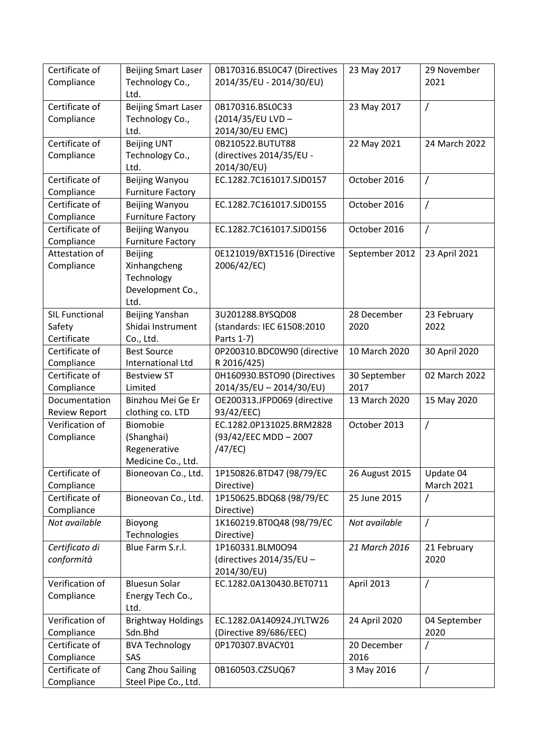| Certificate of Compliance | Beijing Smart Laser Technology Co., Ltd. | 0B170316.BSL0C47 (Directives 2014/35/EU - 2014/30/EU) | 23 May 2017 | 29 November 2021 |
|---|---|---|---|---|
| Certificate of Compliance | Beijing Smart Laser Technology Co., Ltd. | 0B170316.BSL0C33 (2014/35/EU LVD – 2014/30/EU EMC) | 23 May 2017 | / |
| Certificate of Compliance | Beijing UNT Technology Co., Ltd. | 0B210522.BUTUT88 (directives 2014/35/EU - 2014/30/EU) | 22 May 2021 | 24 March 2022 |
| Certificate of Compliance | Beijing Wanyou Furniture Factory | EC.1282.7C161017.SJD0157 | October 2016 | / |
| Certificate of Compliance | Beijing Wanyou Furniture Factory | EC.1282.7C161017.SJD0155 | October 2016 | / |
| Certificate of Compliance | Beijing Wanyou Furniture Factory | EC.1282.7C161017.SJD0156 | October 2016 | / |
| Attestation of Compliance | Beijing Xinhangcheng Technology Development Co., Ltd. | 0E121019/BXT1516 (Directive 2006/42/EC) | September 2012 | 23 April 2021 |
| SIL Functional Safety Certificate | Beijing Yanshan Shidai Instrument Co., Ltd. | 3U201288.BYSQD08 (standards: IEC 61508:2010 Parts 1-7) | 28 December 2020 | 23 February 2022 |
| Certificate of Compliance | Best Source International Ltd | 0P200310.BDC0W90 (directive R 2016/425) | 10 March 2020 | 30 April 2020 |
| Certificate of Compliance | Bestview ST Limited | 0H160930.BSTO90 (Directives 2014/35/EU – 2014/30/EU) | 30 September 2017 | 02 March 2022 |
| Documentation Review Report | Binzhou Mei Ge Er clothing co. LTD | OE200313.JFPD069 (directive 93/42/EEC) | 13 March 2020 | 15 May 2020 |
| Verification of Compliance | Biomobie (Shanghai) Regenerative Medicine Co., Ltd. | EC.1282.0P131025.BRM2828 (93/42/EEC MDD – 2007 /47/EC) | October 2013 | / |
| Certificate of Compliance | Bioneovan Co., Ltd. | 1P150826.BTD47 (98/79/EC Directive) | 26 August 2015 | Update 04 March 2021 |
| Certificate of Compliance | Bioneovan Co., Ltd. | 1P150625.BDQ68 (98/79/EC Directive) | 25 June 2015 | / |
| *Not available* | Bioyong Technologies | 1K160219.BT0Q48 (98/79/EC Directive) | *Not available* | / |
| *Certificato di conformità* | Blue Farm S.r.l. | 1P160331.BLM0O94 (directives 2014/35/EU – 2014/30/EU) | *21 March 2016* | 21 February 2020 |
| Verification of Compliance | Bluesun Solar Energy Tech Co., Ltd. | EC.1282.0A130430.BET0711 | April 2013 | / |
| Verification of Compliance | Brightway Holdings Sdn.Bhd | EC.1282.0A140924.JYLTW26 (Directive 89/686/EEC) | 24 April 2020 | 04 September 2020 |
| Certificate of Compliance | BVA Technology SAS | 0P170307.BVACY01 | 20 December 2016 | / |
| Certificate of Compliance | Cang Zhou Sailing Steel Pipe Co., Ltd. | 0B160503.CZSUQ67 | 3 May 2016 | / |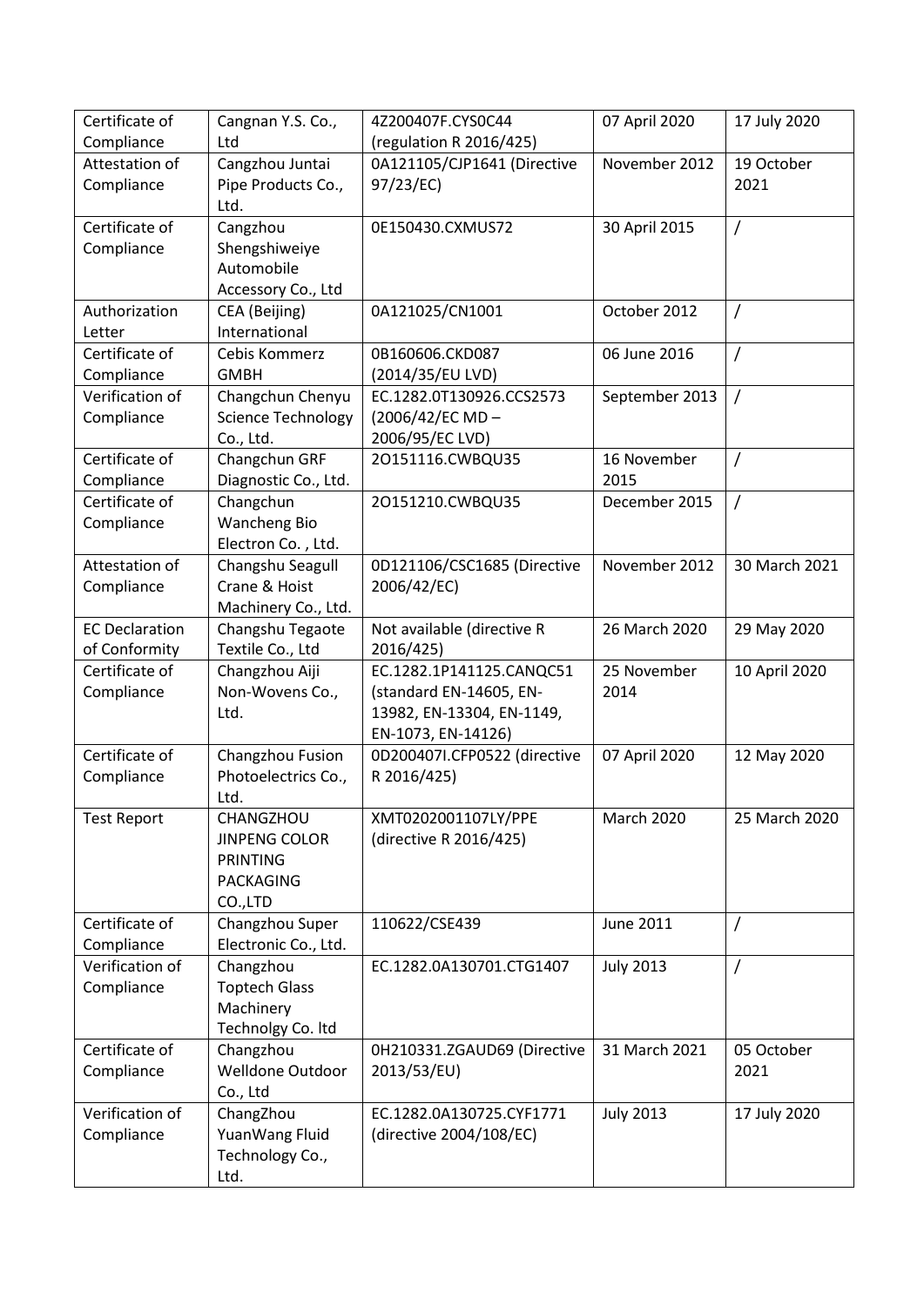| Certificate of Compliance | Cangnan Y.S. Co., Ltd | 4Z200407F.CYS0C44 (regulation R 2016/425) | 07 April 2020 | 17 July 2020 |
|---|---|---|---|---|
| Attestation of Compliance | Cangzhou Juntai Pipe Products Co., Ltd. | 0A121105/CJP1641 (Directive 97/23/EC) | November 2012 | 19 October 2021 |
| Certificate of Compliance | Cangzhou Shengshiweiye Automobile Accessory Co., Ltd | 0E150430.CXMUS72 | 30 April 2015 | / |
| Authorization Letter | CEA (Beijing) International | 0A121025/CN1001 | October 2012 | / |
| Certificate of Compliance | Cebis Kommerz GMBH | 0B160606.CKD087 (2014/35/EU LVD) | 06 June 2016 | / |
| Verification of Compliance | Changchun Chenyu Science Technology Co., Ltd. | EC.1282.0T130926.CCS2573 (2006/42/EC MD – 2006/95/EC LVD) | September 2013 | / |
| Certificate of Compliance | Changchun GRF Diagnostic Co., Ltd. | 2O151116.CWBQU35 | 16 November 2015 | / |
| Certificate of Compliance | Changchun Wancheng Bio Electron Co. , Ltd. | 2O151210.CWBQU35 | December 2015 | / |
| Attestation of Compliance | Changshu Seagull Crane & Hoist Machinery Co., Ltd. | 0D121106/CSC1685 (Directive 2006/42/EC) | November 2012 | 30 March 2021 |
| EC Declaration of Conformity | Changshu Tegaote Textile Co., Ltd | Not available (directive R 2016/425) | 26 March 2020 | 29 May 2020 |
| Certificate of Compliance | Changzhou Aiji Non-Wovens Co., Ltd. | EC.1282.1P141125.CANQC51 (standard EN-14605, EN-13982, EN-13304, EN-1149, EN-1073, EN-14126) | 25 November 2014 | 10 April 2020 |
| Certificate of Compliance | Changzhou Fusion Photoelectrics Co., Ltd. | 0D200407I.CFP0522 (directive R 2016/425) | 07 April 2020 | 12 May 2020 |
| Test Report | CHANGZHOU JINPENG COLOR PRINTING PACKAGING CO.,LTD | XMT0202001107LY/PPE (directive R 2016/425) | March 2020 | 25 March 2020 |
| Certificate of Compliance | Changzhou Super Electronic Co., Ltd. | 110622/CSE439 | June 2011 | / |
| Verification of Compliance | Changzhou Toptech Glass Machinery Technolgy Co. ltd | EC.1282.0A130701.CTG1407 | July 2013 | / |
| Certificate of Compliance | Changzhou Welldone Outdoor Co., Ltd | 0H210331.ZGAUD69 (Directive 2013/53/EU) | 31 March 2021 | 05 October 2021 |
| Verification of Compliance | ChangZhou YuanWang Fluid Technology Co., Ltd. | EC.1282.0A130725.CYF1771 (directive 2004/108/EC) | July 2013 | 17 July 2020 |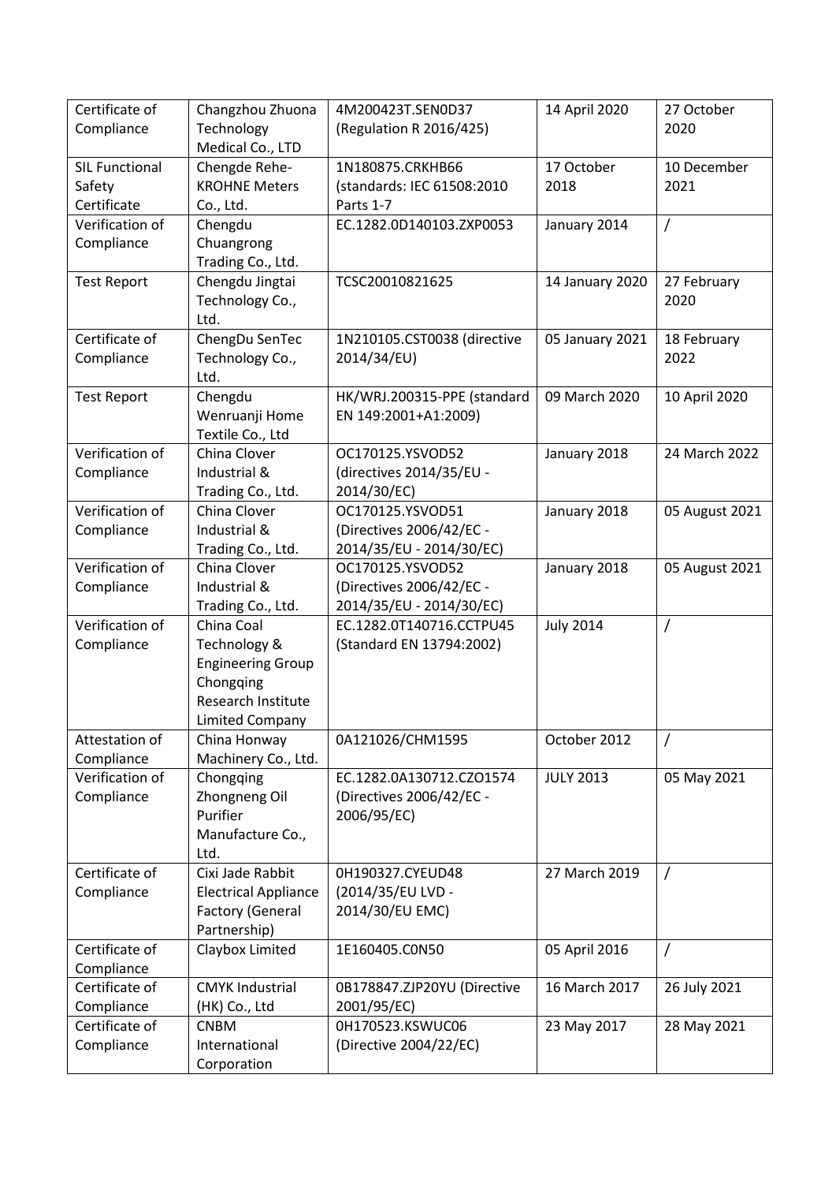| Certificate of Compliance | Changzhou Zhuona Technology Medical Co., LTD | 4M200423T.SEN0D37 (Regulation R 2016/425) | 14 April 2020 | 27 October 2020 |
|---|---|---|---|---|
| SIL Functional Safety Certificate | Chengde Rehe-KROHNE Meters Co., Ltd. | 1N180875.CRKHB66 (standards: IEC 61508:2010 Parts 1-7 | 17 October 2018 | 10 December 2021 |
| Verification of Compliance | Chengdu Chuangrong Trading Co., Ltd. | EC.1282.0D140103.ZXP0053 | January 2014 | / |
| Test Report | Chengdu Jingtai Technology Co., Ltd. | TCSC20010821625 | 14 January 2020 | 27 February 2020 |
| Certificate of Compliance | ChengDu SenTec Technology Co., Ltd. | 1N210105.CST0038 (directive 2014/34/EU) | 05 January 2021 | 18 February 2022 |
| Test Report | Chengdu Wenruanji Home Textile Co., Ltd | HK/WRJ.200315-PPE (standard EN 149:2001+A1:2009) | 09 March 2020 | 10 April 2020 |
| Verification of Compliance | China Clover Industrial & Trading Co., Ltd. | OC170125.YSVOD52 (directives 2014/35/EU - 2014/30/EC) | January 2018 | 24 March 2022 |
| Verification of Compliance | China Clover Industrial & Trading Co., Ltd. | OC170125.YSVOD51 (Directives 2006/42/EC - 2014/35/EU - 2014/30/EC) | January 2018 | 05 August 2021 |
| Verification of Compliance | China Clover Industrial & Trading Co., Ltd. | OC170125.YSVOD52 (Directives 2006/42/EC - 2014/35/EU - 2014/30/EC) | January 2018 | 05 August 2021 |
| Verification of Compliance | China Coal Technology & Engineering Group Chongqing Research Institute Limited Company | EC.1282.0T140716.CCTPU45 (Standard EN 13794:2002) | July 2014 | / |
| Attestation of Compliance | China Honway Machinery Co., Ltd. | 0A121026/CHM1595 | October 2012 | / |
| Verification of Compliance | Chongqing Zhongneng Oil Purifier Manufacture Co., Ltd. | EC.1282.0A130712.CZO1574 (Directives 2006/42/EC - 2006/95/EC) | JULY 2013 | 05 May 2021 |
| Certificate of Compliance | Cixi Jade Rabbit Electrical Appliance Factory (General Partnership) | 0H190327.CYEUD48 (2014/35/EU LVD - 2014/30/EU EMC) | 27 March 2019 | / |
| Certificate of Compliance | Claybox Limited | 1E160405.C0N50 | 05 April 2016 | / |
| Certificate of Compliance | CMYK Industrial (HK) Co., Ltd | 0B178847.ZJP20YU (Directive 2001/95/EC) | 16 March 2017 | 26 July 2021 |
| Certificate of Compliance | CNBM International Corporation | 0H170523.KSWUC06 (Directive 2004/22/EC) | 23 May 2017 | 28 May 2021 |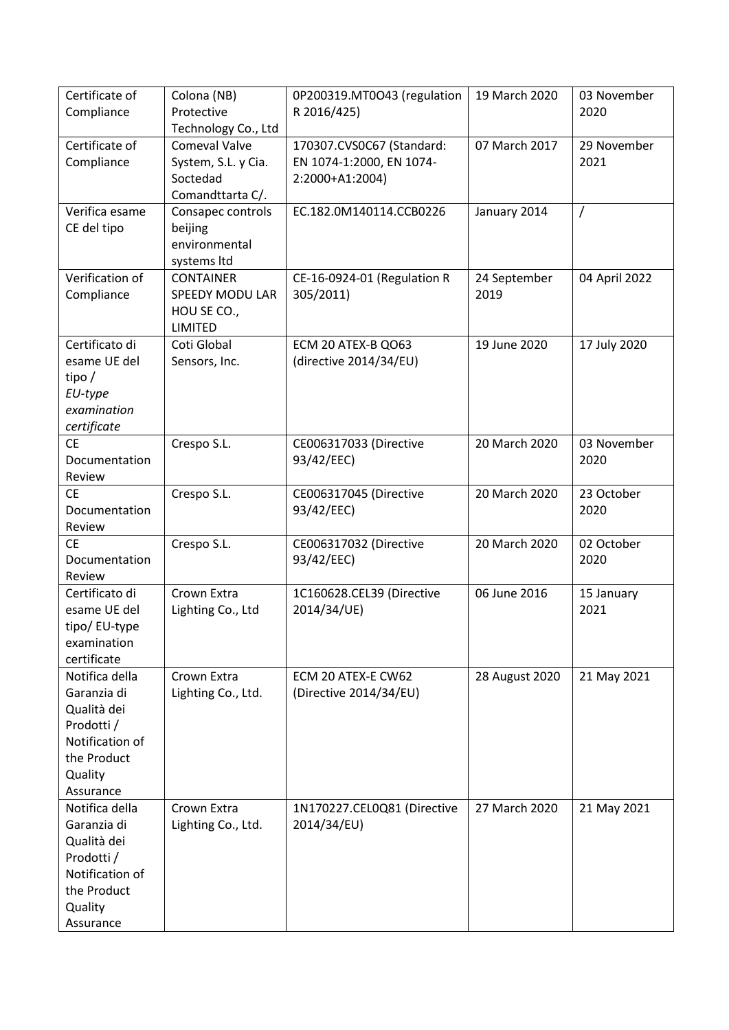| Certificate of Compliance | Colona (NB) Protective Technology Co., Ltd | 0P200319.MT0O43 (regulation R 2016/425) | 19 March 2020 | 03 November 2020 |
|---|---|---|---|---|
| Certificate of Compliance | Comeval Valve System, S.L. y Cia. Soctedad Comandttarta C/. | 170307.CVS0C67 (Standard: EN 1074-1:2000, EN 1074-2:2000+A1:2004) | 07 March 2017 | 29 November 2021 |
| Verifica esame CE del tipo | Consapec controls beijing environmental systems ltd | EC.182.0M140114.CCB0226 | January 2014 | / |
| Verification of Compliance | CONTAINER SPEEDY MODU LAR HOU SE CO., LIMITED | CE-16-0924-01 (Regulation R 305/2011) | 24 September 2019 | 04 April 2022 |
| Certificato di esame UE del tipo / *EU-type examination certificate* | Coti Global Sensors, Inc. | ECM 20 ATEX-B QO63 (directive 2014/34/EU) | 19 June 2020 | 17 July 2020 |
| CE Documentation Review | Crespo S.L. | CE006317033 (Directive 93/42/EEC) | 20 March 2020 | 03 November 2020 |
| CE Documentation Review | Crespo S.L. | CE006317045 (Directive 93/42/EEC) | 20 March 2020 | 23 October 2020 |
| CE Documentation Review | Crespo S.L. | CE006317032 (Directive 93/42/EEC) | 20 March 2020 | 02 October 2020 |
| Certificato di esame UE del tipo/ EU-type examination certificate | Crown Extra Lighting Co., Ltd | 1C160628.CEL39 (Directive 2014/34/UE) | 06 June 2016 | 15 January 2021 |
| Notifica della Garanzia di Qualità dei Prodotti / Notification of the Product Quality Assurance | Crown Extra Lighting Co., Ltd. | ECM 20 ATEX-E CW62 (Directive 2014/34/EU) | 28 August 2020 | 21 May 2021 |
| Notifica della Garanzia di Qualità dei Prodotti / Notification of the Product Quality Assurance | Crown Extra Lighting Co., Ltd. | 1N170227.CEL0Q81 (Directive 2014/34/EU) | 27 March 2020 | 21 May 2021 |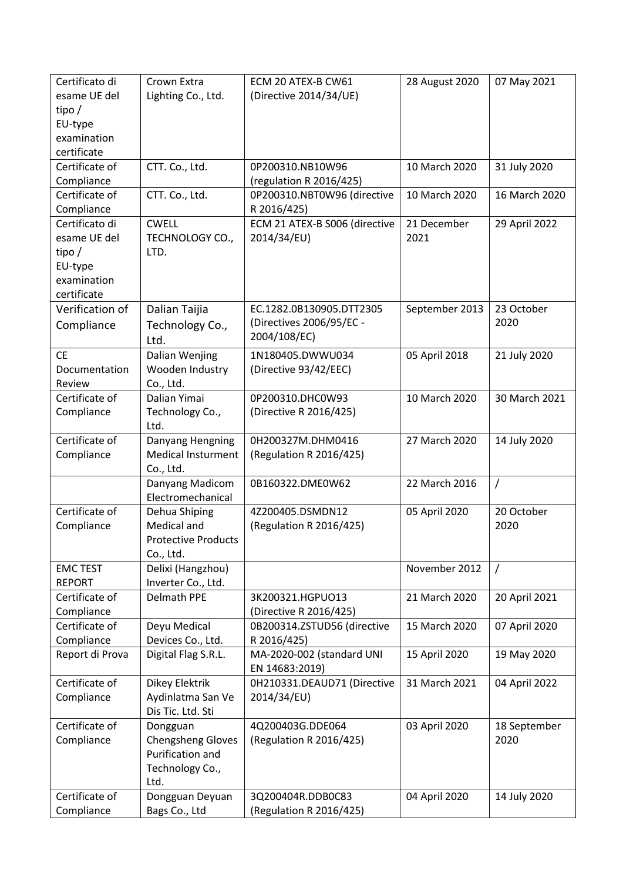| Certificato di esame UE del tipo / EU-type examination certificate | Crown Extra Lighting Co., Ltd. | ECM 20 ATEX-B CW61 (Directive 2014/34/UE) | 28 August 2020 | 07 May 2021 |
|---|---|---|---|---|
| Certificate of Compliance | CTT. Co., Ltd. | 0P200310.NB10W96 (regulation R 2016/425) | 10 March 2020 | 31 July 2020 |
| Certificate of Compliance | CTT. Co., Ltd. | 0P200310.NBT0W96 (directive R 2016/425) | 10 March 2020 | 16 March 2020 |
| Certificato di esame UE del tipo / EU-type examination certificate | CWELL TECHNOLOGY CO., LTD. | ECM 21 ATEX-B S006 (directive 2014/34/EU) | 21 December 2021 | 29 April 2022 |
| Verification of Compliance | Dalian Taijia Technology Co., Ltd. | EC.1282.0B130905.DTT2305 (Directives 2006/95/EC - 2004/108/EC) | September 2013 | 23 October 2020 |
| CE Documentation Review | Dalian Wenjing Wooden Industry Co., Ltd. | 1N180405.DWWU034 (Directive 93/42/EEC) | 05 April 2018 | 21 July 2020 |
| Certificate of Compliance | Dalian Yimai Technology Co., Ltd. | 0P200310.DHC0W93 (Directive R 2016/425) | 10 March 2020 | 30 March 2021 |
| Certificate of Compliance | Danyang Hengning Medical Insturment Co., Ltd. | 0H200327M.DHM0416 (Regulation R 2016/425) | 27 March 2020 | 14 July 2020 |
| | Danyang Madicom Electromechanical | 0B160322.DME0W62 | 22 March 2016 | / |
| Certificate of Compliance | Dehua Shiping Medical and Protective Products Co., Ltd. | 4Z200405.DSMDN12 (Regulation R 2016/425) | 05 April 2020 | 20 October 2020 |
| EMC TEST REPORT | Delixi (Hangzhou) Inverter Co., Ltd. | | November 2012 | / |
| Certificate of Compliance | Delmath PPE | 3K200321.HGPUO13 (Directive R 2016/425) | 21 March 2020 | 20 April 2021 |
| Certificate of Compliance | Deyu Medical Devices Co., Ltd. | 0B200314.ZSTUD56 (directive R 2016/425) | 15 March 2020 | 07 April 2020 |
| Report di Prova | Digital Flag S.R.L. | MA-2020-002 (standard UNI EN 14683:2019) | 15 April 2020 | 19 May 2020 |
| Certificate of Compliance | Dikey Elektrik Aydinlatma San Ve Dis Tic. Ltd. Sti | 0H210331.DEAUD71 (Directive 2014/34/EU) | 31 March 2021 | 04 April 2022 |
| Certificate of Compliance | Dongguan Chengsheng Gloves Purification and Technology Co., Ltd. | 4Q200403G.DDE064 (Regulation R 2016/425) | 03 April 2020 | 18 September 2020 |
| Certificate of Compliance | Dongguan Deyuan Bags Co., Ltd | 3Q200404R.DDB0C83 (Regulation R 2016/425) | 04 April 2020 | 14 July 2020 |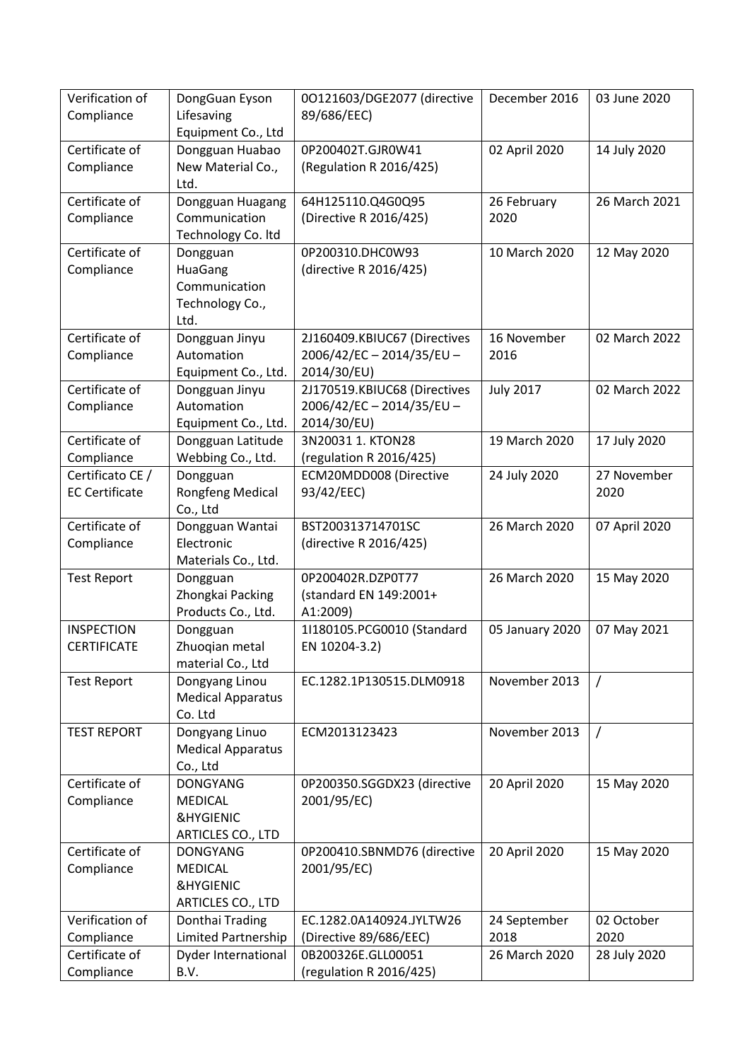| Verification of Compliance | DongGuan Eyson Lifesaving Equipment Co., Ltd | 0O121603/DGE2077 (directive 89/686/EEC) | December 2016 | 03 June 2020 |
|---|---|---|---|---|
| Certificate of Compliance | Dongguan Huabao New Material Co., Ltd. | 0P200402T.GJR0W41 (Regulation R 2016/425) | 02 April 2020 | 14 July 2020 |
| Certificate of Compliance | Dongguan Huagang Communication Technology Co. ltd | 64H125110.Q4G0Q95 (Directive R 2016/425) | 26 February 2020 | 26 March 2021 |
| Certificate of Compliance | Dongguan HuaGang Communication Technology Co., Ltd. | 0P200310.DHC0W93 (directive R 2016/425) | 10 March 2020 | 12 May 2020 |
| Certificate of Compliance | Dongguan Jinyu Automation Equipment Co., Ltd. | 2J160409.KBIUC67 (Directives 2006/42/EC – 2014/35/EU – 2014/30/EU) | 16 November 2016 | 02 March 2022 |
| Certificate of Compliance | Dongguan Jinyu Automation Equipment Co., Ltd. | 2J170519.KBIUC68 (Directives 2006/42/EC – 2014/35/EU – 2014/30/EU) | July 2017 | 02 March 2022 |
| Certificate of Compliance | Dongguan Latitude Webbing Co., Ltd. | 3N20031 1. KTON28 (regulation R 2016/425) | 19 March 2020 | 17 July 2020 |
| Certificato CE / EC Certificate | Dongguan Rongfeng Medical Co., Ltd | ECM20MDD008 (Directive 93/42/EEC) | 24 July 2020 | 27 November 2020 |
| Certificate of Compliance | Dongguan Wantai Electronic Materials Co., Ltd. | BST200313714701SC (directive R 2016/425) | 26 March 2020 | 07 April 2020 |
| Test Report | Dongguan Zhongkai Packing Products Co., Ltd. | 0P200402R.DZP0T77 (standard EN 149:2001+ A1:2009) | 26 March 2020 | 15 May 2020 |
| INSPECTION CERTIFICATE | Dongguan Zhuoqian metal material Co., Ltd | 1I180105.PCG0010 (Standard EN 10204-3.2) | 05 January 2020 | 07 May 2021 |
| Test Report | Dongyang Linou Medical Apparatus Co. Ltd | EC.1282.1P130515.DLM0918 | November 2013 | / |
| TEST REPORT | Dongyang Linuo Medical Apparatus Co., Ltd | ECM2013123423 | November 2013 | / |
| Certificate of Compliance | DONGYANG MEDICAL &HYGIENIC ARTICLES CO., LTD | 0P200350.SGGDX23 (directive 2001/95/EC) | 20 April 2020 | 15 May 2020 |
| Certificate of Compliance | DONGYANG MEDICAL &HYGIENIC ARTICLES CO., LTD | 0P200410.SBNMD76 (directive 2001/95/EC) | 20 April 2020 | 15 May 2020 |
| Verification of Compliance | Donthai Trading Limited Partnership | EC.1282.0A140924.JYLTW26 (Directive 89/686/EEC) | 24 September 2018 | 02 October 2020 |
| Certificate of Compliance | Dyder International B.V. | 0B200326E.GLL00051 (regulation R 2016/425) | 26 March 2020 | 28 July 2020 |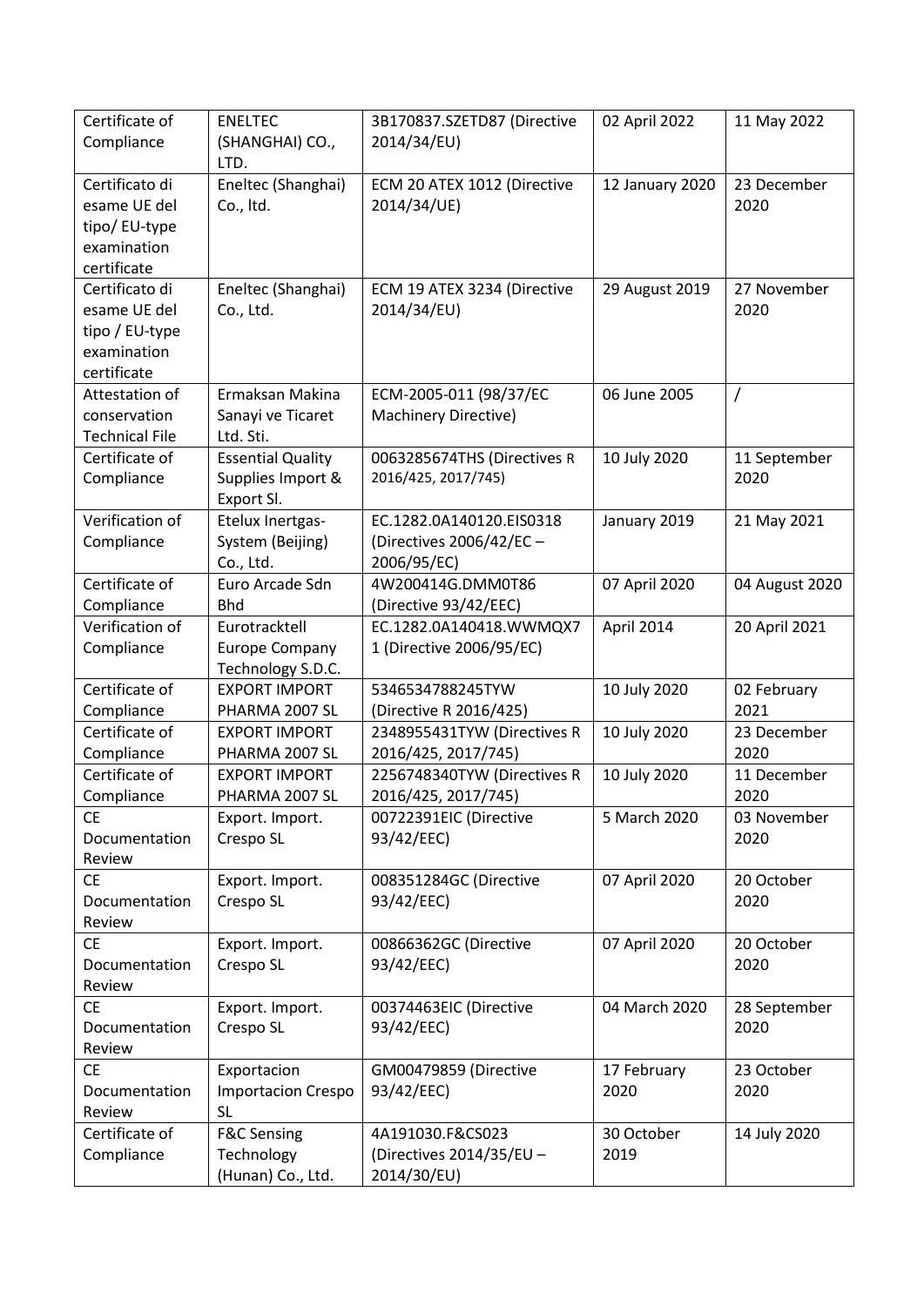| Certificate of Compliance | ENELTEC (SHANGHAI) CO., LTD. | 3B170837.SZETD87 (Directive 2014/34/EU) | 02 April 2022 | 11 May 2022 |
|---|---|---|---|---|
| Certificato di esame UE del tipo/ EU-type examination certificate | Eneltec (Shanghai) Co., ltd. | ECM 20 ATEX 1012 (Directive 2014/34/UE) | 12 January 2020 | 23 December 2020 |
| Certificato di esame UE del tipo / EU-type examination certificate | Eneltec (Shanghai) Co., Ltd. | ECM 19 ATEX 3234 (Directive 2014/34/EU) | 29 August 2019 | 27 November 2020 |
| Attestation of conservation Technical File | Ermaksan Makina Sanayi ve Ticaret Ltd. Sti. | ECM-2005-011 (98/37/EC Machinery Directive) | 06 June 2005 | / |
| Certificate of Compliance | Essential Quality Supplies Import & Export Sl. | 0063285674THS (Directives R 2016/425, 2017/745) | 10 July 2020 | 11 September 2020 |
| Verification of Compliance | Etelux Inertgas-System (Beijing) Co., Ltd. | EC.1282.0A140120.EIS0318 (Directives 2006/42/EC – 2006/95/EC) | January 2019 | 21 May 2021 |
| Certificate of Compliance | Euro Arcade Sdn Bhd | 4W200414G.DMM0T86 (Directive 93/42/EEC) | 07 April 2020 | 04 August 2020 |
| Verification of Compliance | Eurotracktell Europe Company Technology S.D.C. | EC.1282.0A140418.WWMQX7 1 (Directive 2006/95/EC) | April 2014 | 20 April 2021 |
| Certificate of Compliance | EXPORT IMPORT PHARMA 2007 SL | 5346534788245TYW (Directive R 2016/425) | 10 July 2020 | 02 February 2021 |
| Certificate of Compliance | EXPORT IMPORT PHARMA 2007 SL | 2348955431TYW (Directives R 2016/425, 2017/745) | 10 July 2020 | 23 December 2020 |
| Certificate of Compliance | EXPORT IMPORT PHARMA 2007 SL | 2256748340TYW (Directives R 2016/425, 2017/745) | 10 July 2020 | 11 December 2020 |
| CE Documentation Review | Export. Import. Crespo SL | 00722391EIC (Directive 93/42/EEC) | 5 March 2020 | 03 November 2020 |
| CE Documentation Review | Export. Import. Crespo SL | 008351284GC (Directive 93/42/EEC) | 07 April 2020 | 20 October 2020 |
| CE Documentation Review | Export. Import. Crespo SL | 00866362GC (Directive 93/42/EEC) | 07 April 2020 | 20 October 2020 |
| CE Documentation Review | Export. Import. Crespo SL | 00374463EIC (Directive 93/42/EEC) | 04 March 2020 | 28 September 2020 |
| CE Documentation Review | Exportacion Importacion Crespo SL | GM00479859 (Directive 93/42/EEC) | 17 February 2020 | 23 October 2020 |
| Certificate of Compliance | F&C Sensing Technology (Hunan) Co., Ltd. | 4A191030.F&CS023 (Directives 2014/35/EU – 2014/30/EU) | 30 October 2019 | 14 July 2020 |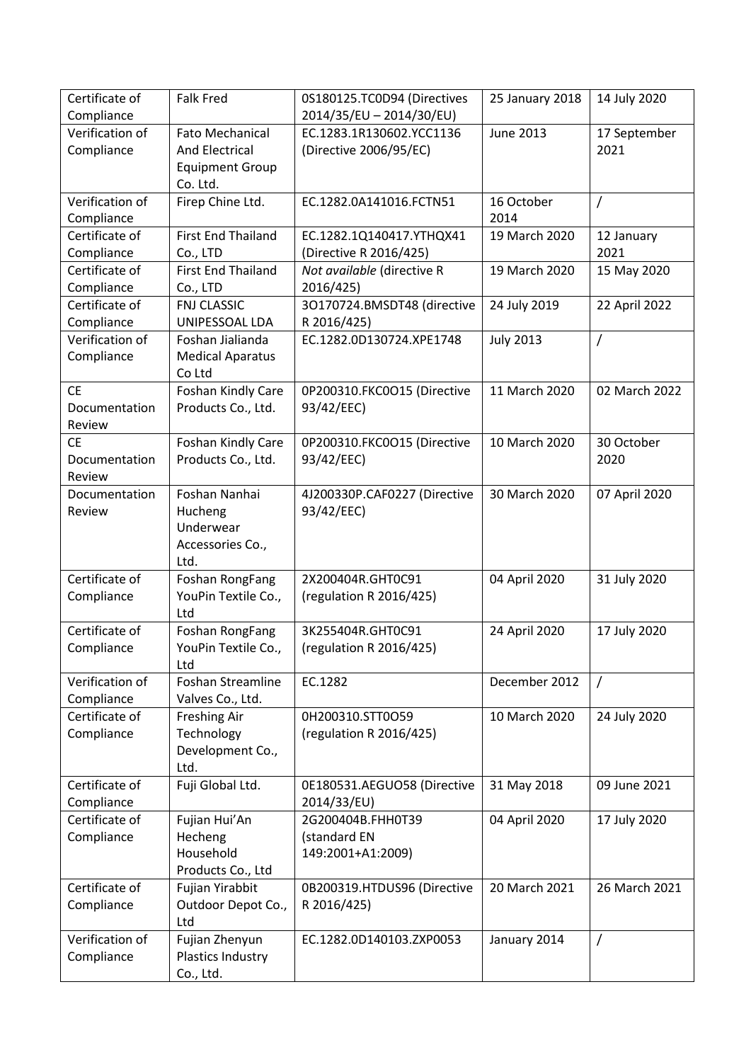| Certificate of Compliance | Falk Fred | 0S180125.TC0D94 (Directives 2014/35/EU – 2014/30/EU) | 25 January 2018 | 14 July 2020 |
|---|---|---|---|---|
| Verification of Compliance | Fato Mechanical And Electrical Equipment Group Co. Ltd. | EC.1283.1R130602.YCC1136 (Directive 2006/95/EC) | June 2013 | 17 September 2021 |
| Verification of Compliance | Firep Chine Ltd. | EC.1282.0A141016.FCTN51 | 16 October 2014 | / |
| Certificate of Compliance | First End Thailand Co., LTD | EC.1282.1Q140417.YTHQX41 (Directive R 2016/425) | 19 March 2020 | 12 January 2021 |
| Certificate of Compliance | First End Thailand Co., LTD | *Not available* (directive R 2016/425) | 19 March 2020 | 15 May 2020 |
| Certificate of Compliance | FNJ CLASSIC UNIPESSOAL LDA | 3O170724.BMSDT48 (directive R 2016/425) | 24 July 2019 | 22 April 2022 |
| Verification of Compliance | Foshan Jialianda Medical Aparatus Co Ltd | EC.1282.0D130724.XPE1748 | July 2013 | / |
| CE Documentation Review | Foshan Kindly Care Products Co., Ltd. | 0P200310.FKC0O15 (Directive 93/42/EEC) | 11 March 2020 | 02 March 2022 |
| CE Documentation Review | Foshan Kindly Care Products Co., Ltd. | 0P200310.FKC0O15 (Directive 93/42/EEC) | 10 March 2020 | 30 October 2020 |
| Documentation Review | Foshan Nanhai Hucheng Underwear Accessories Co., Ltd. | 4J200330P.CAF0227 (Directive 93/42/EEC) | 30 March 2020 | 07 April 2020 |
| Certificate of Compliance | Foshan RongFang YouPin Textile Co., Ltd | 2X200404R.GHT0C91 (regulation R 2016/425) | 04 April 2020 | 31 July 2020 |
| Certificate of Compliance | Foshan RongFang YouPin Textile Co., Ltd | 3K255404R.GHT0C91 (regulation R 2016/425) | 24 April 2020 | 17 July 2020 |
| Verification of Compliance | Foshan Streamline Valves Co., Ltd. | EC.1282 | December 2012 | / |
| Certificate of Compliance | Freshing Air Technology Development Co., Ltd. | 0H200310.STT0O59 (regulation R 2016/425) | 10 March 2020 | 24 July 2020 |
| Certificate of Compliance | Fuji Global Ltd. | 0E180531.AEGUO58 (Directive 2014/33/EU) | 31 May 2018 | 09 June 2021 |
| Certificate of Compliance | Fujian Hui'An Hecheng Household Products Co., Ltd | 2G200404B.FHH0T39 (standard EN 149:2001+A1:2009) | 04 April 2020 | 17 July 2020 |
| Certificate of Compliance | Fujian Yirabbit Outdoor Depot Co., Ltd | 0B200319.HTDUS96 (Directive R 2016/425) | 20 March 2021 | 26 March 2021 |
| Verification of Compliance | Fujian Zhenyun Plastics Industry Co., Ltd. | EC.1282.0D140103.ZXP0053 | January 2014 | / |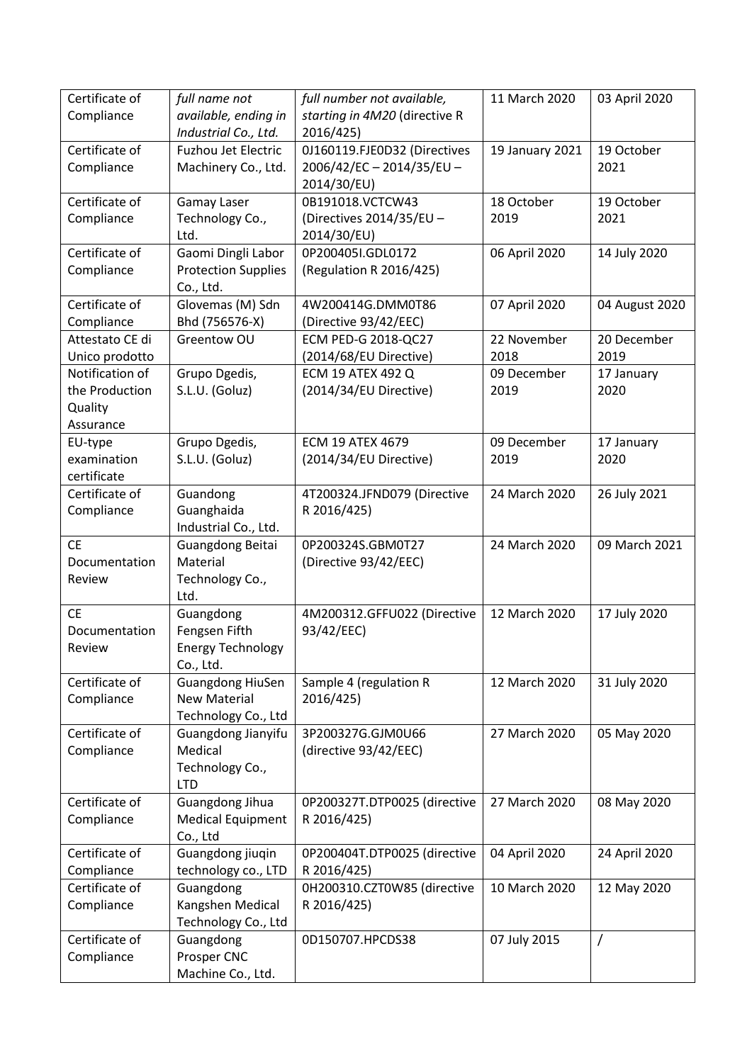| Certificate of Compliance | *full name not available, ending in Industrial Co., Ltd.* | *full number not available, starting in 4M20* (directive R 2016/425) | 11 March 2020 | 03 April 2020 |
|---|---|---|---|---|
| Certificate of Compliance | Fuzhou Jet Electric Machinery Co., Ltd. | 0J160119.FJE0D32 (Directives 2006/42/EC – 2014/35/EU – 2014/30/EU) | 19 January 2021 | 19 October 2021 |
| Certificate of Compliance | Gamay Laser Technology Co., Ltd. | 0B191018.VCTCW43 (Directives 2014/35/EU – 2014/30/EU) | 18 October 2019 | 19 October 2021 |
| Certificate of Compliance | Gaomi Dingli Labor Protection Supplies Co., Ltd. | 0P200405I.GDL0172 (Regulation R 2016/425) | 06 April 2020 | 14 July 2020 |
| Certificate of Compliance | Glovemas (M) Sdn Bhd (756576-X) | 4W200414G.DMM0T86 (Directive 93/42/EEC) | 07 April 2020 | 04 August 2020 |
| Attestato CE di Unico prodotto | Greentow OU | ECM PED-G 2018-QC27 (2014/68/EU Directive) | 22 November 2018 | 20 December 2019 |
| Notification of the Production Quality Assurance | Grupo Dgedis, S.L.U. (Goluz) | ECM 19 ATEX 492 Q (2014/34/EU Directive) | 09 December 2019 | 17 January 2020 |
| EU-type examination certificate | Grupo Dgedis, S.L.U. (Goluz) | ECM 19 ATEX 4679 (2014/34/EU Directive) | 09 December 2019 | 17 January 2020 |
| Certificate of Compliance | Guandong Guanghaida Industrial Co., Ltd. | 4T200324.JFND079 (Directive R 2016/425) | 24 March 2020 | 26 July 2021 |
| CE Documentation Review | Guangdong Beitai Material Technology Co., Ltd. | 0P200324S.GBM0T27 (Directive 93/42/EEC) | 24 March 2020 | 09 March 2021 |
| CE Documentation Review | Guangdong Fengsen Fifth Energy Technology Co., Ltd. | 4M200312.GFFU022 (Directive 93/42/EEC) | 12 March 2020 | 17 July 2020 |
| Certificate of Compliance | Guangdong HiuSen New Material Technology Co., Ltd | Sample 4 (regulation R 2016/425) | 12 March 2020 | 31 July 2020 |
| Certificate of Compliance | Guangdong Jianyifu Medical Technology Co., LTD | 3P200327G.GJM0U66 (directive 93/42/EEC) | 27 March 2020 | 05 May 2020 |
| Certificate of Compliance | Guangdong Jihua Medical Equipment Co., Ltd | 0P200327T.DTP0025 (directive R 2016/425) | 27 March 2020 | 08 May 2020 |
| Certificate of Compliance | Guangdong jiuqin technology co., LTD | 0P200404T.DTP0025 (directive R 2016/425) | 04 April 2020 | 24 April 2020 |
| Certificate of Compliance | Guangdong Kangshen Medical Technology Co., Ltd | 0H200310.CZT0W85 (directive R 2016/425) | 10 March 2020 | 12 May 2020 |
| Certificate of Compliance | Guangdong Prosper CNC Machine Co., Ltd. | 0D150707.HPCDS38 | 07 July 2015 | / |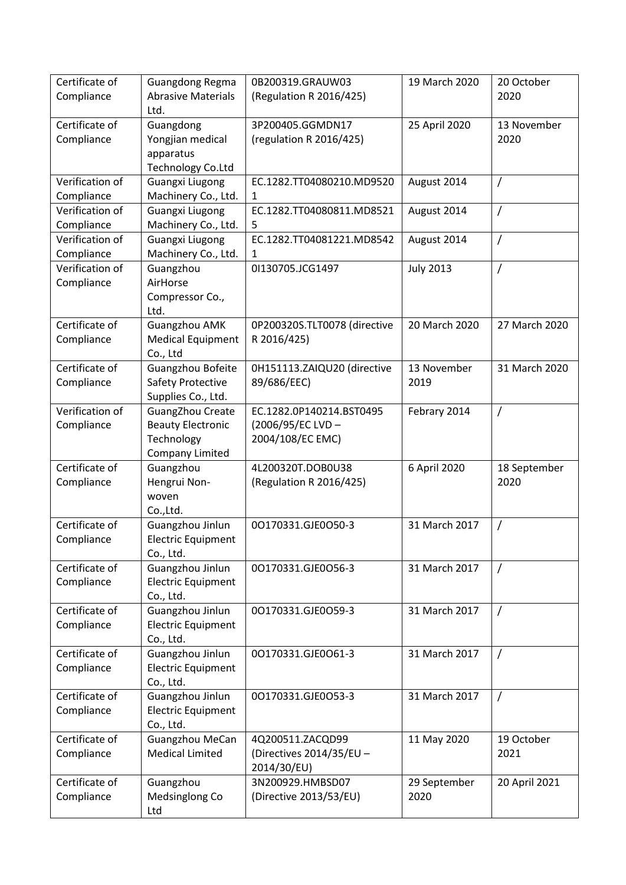| Certificate of Compliance | Guangdong Regma Abrasive Materials Ltd. | 0B200319.GRAUW03 (Regulation R 2016/425) | 19 March 2020 | 20 October 2020 |
|---|---|---|---|---|
| Certificate of Compliance | Guangdong Yongjian medical apparatus Technology Co.Ltd | 3P200405.GGMDN17 (regulation R 2016/425) | 25 April 2020 | 13 November 2020 |
| Verification of Compliance | Guangxi Liugong Machinery Co., Ltd. | EC.1282.TT04080210.MD95201 | August 2014 | / |
| Verification of Compliance | Guangxi Liugong Machinery Co., Ltd. | EC.1282.TT04080811.MD85215 | August 2014 | / |
| Verification of Compliance | Guangxi Liugong Machinery Co., Ltd. | EC.1282.TT04081221.MD85421 | August 2014 | / |
| Verification of Compliance | Guangzhou AirHorse Compressor Co., Ltd. | 0I130705.JCG1497 | July 2013 | / |
| Certificate of Compliance | Guangzhou AMK Medical Equipment Co., Ltd | 0P200320S.TLT0078 (directive R 2016/425) | 20 March 2020 | 27 March 2020 |
| Certificate of Compliance | Guangzhou Bofeite Safety Protective Supplies Co., Ltd. | 0H151113.ZAIQU20 (directive 89/686/EEC) | 13 November 2019 | 31 March 2020 |
| Verification of Compliance | GuangZhou Create Beauty Electronic Technology Company Limited | EC.1282.0P140214.BST0495 (2006/95/EC LVD – 2004/108/EC EMC) | Febrary 2014 | / |
| Certificate of Compliance | Guangzhou Hengrui Non-woven Co.,Ltd. | 4L200320T.DOB0U38 (Regulation R 2016/425) | 6 April 2020 | 18 September 2020 |
| Certificate of Compliance | Guangzhou Jinlun Electric Equipment Co., Ltd. | 0O170331.GJE0O50-3 | 31 March 2017 | / |
| Certificate of Compliance | Guangzhou Jinlun Electric Equipment Co., Ltd. | 0O170331.GJE0O56-3 | 31 March 2017 | / |
| Certificate of Compliance | Guangzhou Jinlun Electric Equipment Co., Ltd. | 0O170331.GJE0O59-3 | 31 March 2017 | / |
| Certificate of Compliance | Guangzhou Jinlun Electric Equipment Co., Ltd. | 0O170331.GJE0O61-3 | 31 March 2017 | / |
| Certificate of Compliance | Guangzhou Jinlun Electric Equipment Co., Ltd. | 0O170331.GJE0O53-3 | 31 March 2017 | / |
| Certificate of Compliance | Guangzhou MeCan Medical Limited | 4Q200511.ZACQD99 (Directives 2014/35/EU – 2014/30/EU) | 11 May 2020 | 19 October 2021 |
| Certificate of Compliance | Guangzhou Medsinglong Co Ltd | 3N200929.HMBSD07 (Directive 2013/53/EU) | 29 September 2020 | 20 April 2021 |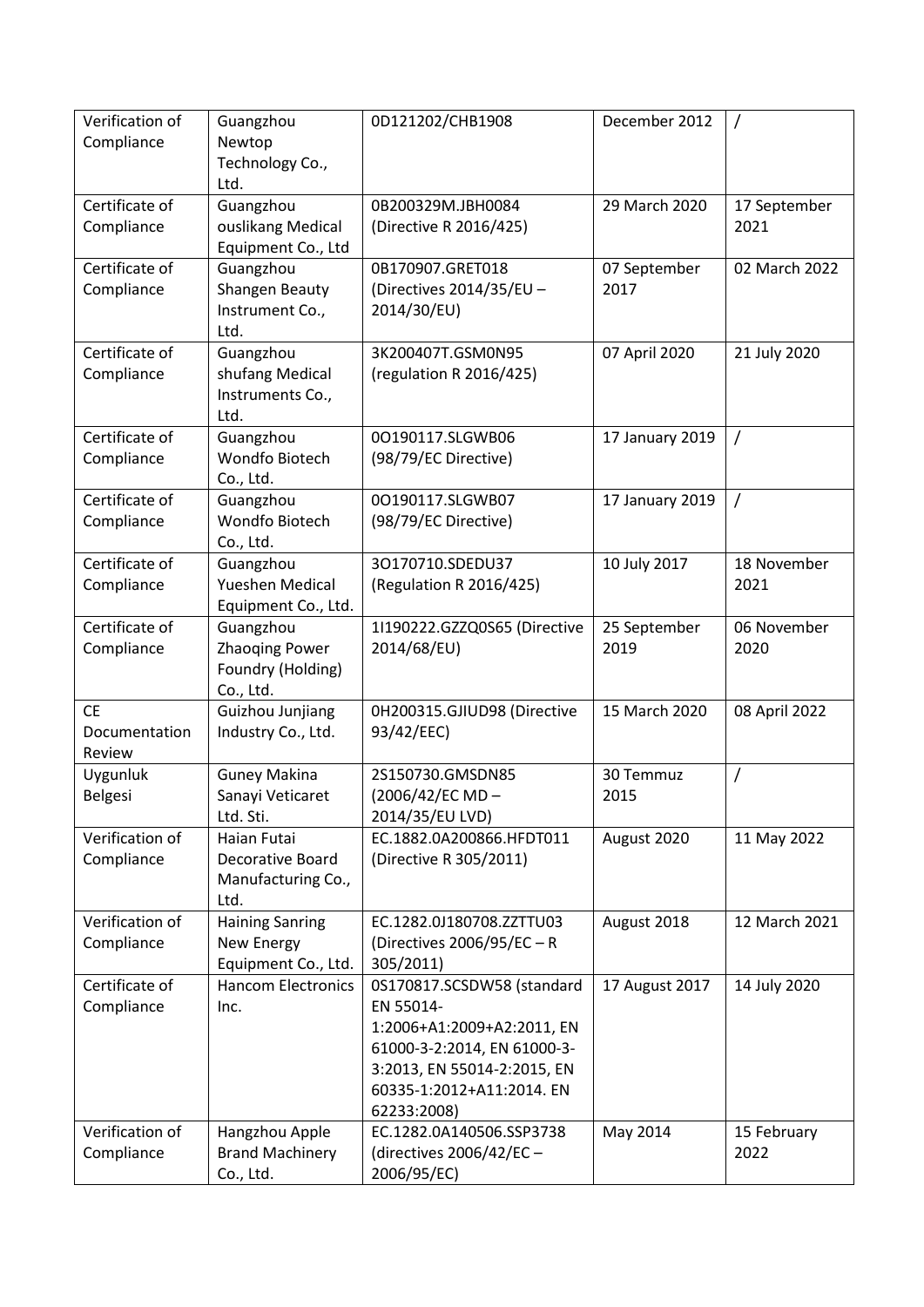| Verification of Compliance | Guangzhou Newtop Technology Co., Ltd. | 0D121202/CHB1908 | December 2012 | / |
|---|---|---|---|---|
| Certificate of Compliance | Guangzhou ouslikang Medical Equipment Co., Ltd | 0B200329M.JBH0084 (Directive R 2016/425) | 29 March 2020 | 17 September 2021 |
| Certificate of Compliance | Guangzhou Shangen Beauty Instrument Co., Ltd. | 0B170907.GRET018 (Directives 2014/35/EU – 2014/30/EU) | 07 September 2017 | 02 March 2022 |
| Certificate of Compliance | Guangzhou shufang Medical Instruments Co., Ltd. | 3K200407T.GSM0N95 (regulation R 2016/425) | 07 April 2020 | 21 July 2020 |
| Certificate of Compliance | Guangzhou Wondfo Biotech Co., Ltd. | 0O190117.SLGWB06 (98/79/EC Directive) | 17 January 2019 | / |
| Certificate of Compliance | Guangzhou Wondfo Biotech Co., Ltd. | 0O190117.SLGWB07 (98/79/EC Directive) | 17 January 2019 | / |
| Certificate of Compliance | Guangzhou Yueshen Medical Equipment Co., Ltd. | 3O170710.SDEDU37 (Regulation R 2016/425) | 10 July 2017 | 18 November 2021 |
| Certificate of Compliance | Guangzhou Zhaoqing Power Foundry (Holding) Co., Ltd. | 1I190222.GZZQ0S65 (Directive 2014/68/EU) | 25 September 2019 | 06 November 2020 |
| CE Documentation Review | Guizhou Junjiang Industry Co., Ltd. | 0H200315.GJIUD98 (Directive 93/42/EEC) | 15 March 2020 | 08 April 2022 |
| Uygunluk Belgesi | Guney Makina Sanayi Veticaret Ltd. Sti. | 2S150730.GMSDN85 (2006/42/EC MD – 2014/35/EU LVD) | 30 Temmuz 2015 | / |
| Verification of Compliance | Haian Futai Decorative Board Manufacturing Co., Ltd. | EC.1882.0A200866.HFDT011 (Directive R 305/2011) | August 2020 | 11 May 2022 |
| Verification of Compliance | Haining Sanring New Energy Equipment Co., Ltd. | EC.1282.0J180708.ZZTTU03 (Directives 2006/95/EC – R 305/2011) | August 2018 | 12 March 2021 |
| Certificate of Compliance | Hancom Electronics Inc. | 0S170817.SCSDW58 (standard EN 55014-1:2006+A1:2009+A2:2011, EN 61000-3-2:2014, EN 61000-3-3:2013, EN 55014-2:2015, EN 60335-1:2012+A11:2014. EN 62233:2008) | 17 August 2017 | 14 July 2020 |
| Verification of Compliance | Hangzhou Apple Brand Machinery Co., Ltd. | EC.1282.0A140506.SSP3738 (directives 2006/42/EC – 2006/95/EC) | May 2014 | 15 February 2022 |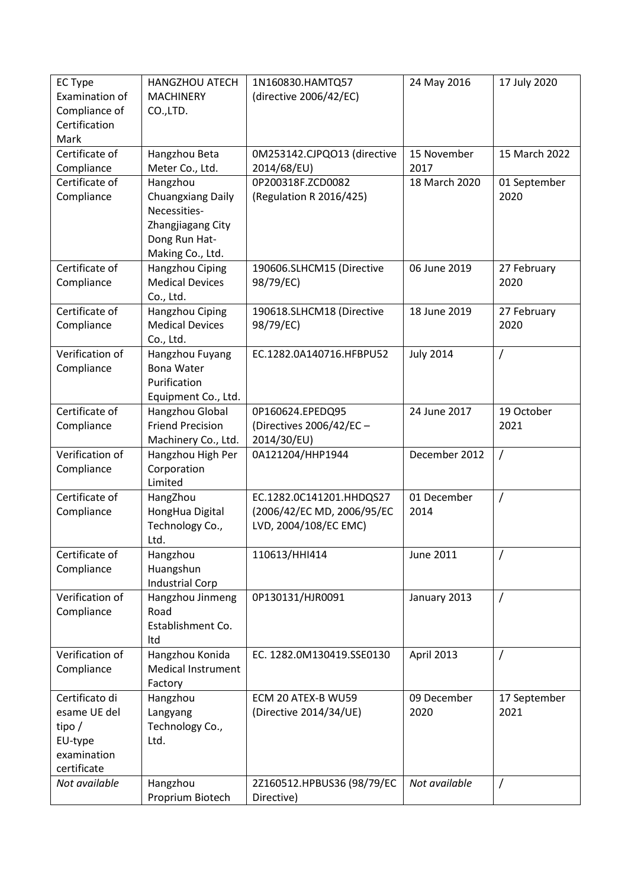| EC Type Examination of Compliance of Certification Mark | HANGZHOU ATECH MACHINERY CO.,LTD. | 1N160830.HAMTQ57 (directive 2006/42/EC) | 24 May 2016 | 17 July 2020 |
|---|---|---|---|---|
| Certificate of Compliance | Hangzhou Beta Meter Co., Ltd. | 0M253142.CJPQO13 (directive 2014/68/EU) | 15 November 2017 | 15 March 2022 |
| Certificate of Compliance | Hangzhou Chuangxiang Daily Necessities- Zhangjiagang City Dong Run Hat-Making Co., Ltd. | 0P200318F.ZCD0082 (Regulation R 2016/425) | 18 March 2020 | 01 September 2020 |
| Certificate of Compliance | Hangzhou Ciping Medical Devices Co., Ltd. | 190606.SLHCM15 (Directive 98/79/EC) | 06 June 2019 | 27 February 2020 |
| Certificate of Compliance | Hangzhou Ciping Medical Devices Co., Ltd. | 190618.SLHCM18 (Directive 98/79/EC) | 18 June 2019 | 27 February 2020 |
| Verification of Compliance | Hangzhou Fuyang Bona Water Purification Equipment Co., Ltd. | EC.1282.0A140716.HFBPU52 | July 2014 | / |
| Certificate of Compliance | Hangzhou Global Friend Precision Machinery Co., Ltd. | 0P160624.EPEDQ95 (Directives 2006/42/EC – 2014/30/EU) | 24 June 2017 | 19 October 2021 |
| Verification of Compliance | Hangzhou High Per Corporation Limited | 0A121204/HHP1944 | December 2012 | / |
| Certificate of Compliance | HangZhou HongHua Digital Technology Co., Ltd. | EC.1282.0C141201.HHDQS27 (2006/42/EC MD, 2006/95/EC LVD, 2004/108/EC EMC) | 01 December 2014 | / |
| Certificate of Compliance | Hangzhou Huangshun Industrial Corp | 110613/HHI414 | June 2011 | / |
| Verification of Compliance | Hangzhou Jinmeng Road Establishment Co. ltd | 0P130131/HJR0091 | January 2013 | / |
| Verification of Compliance | Hangzhou Konida Medical Instrument Factory | EC. 1282.0M130419.SSE0130 | April 2013 | / |
| Certificato di esame UE del tipo / EU-type examination certificate | Hangzhou Langyang Technology Co., Ltd. | ECM 20 ATEX-B WU59 (Directive 2014/34/UE) | 09 December 2020 | 17 September 2021 |
| *Not available* | Hangzhou Proprium Biotech | 2Z160512.HPBUS36 (98/79/EC Directive) | *Not available* | / |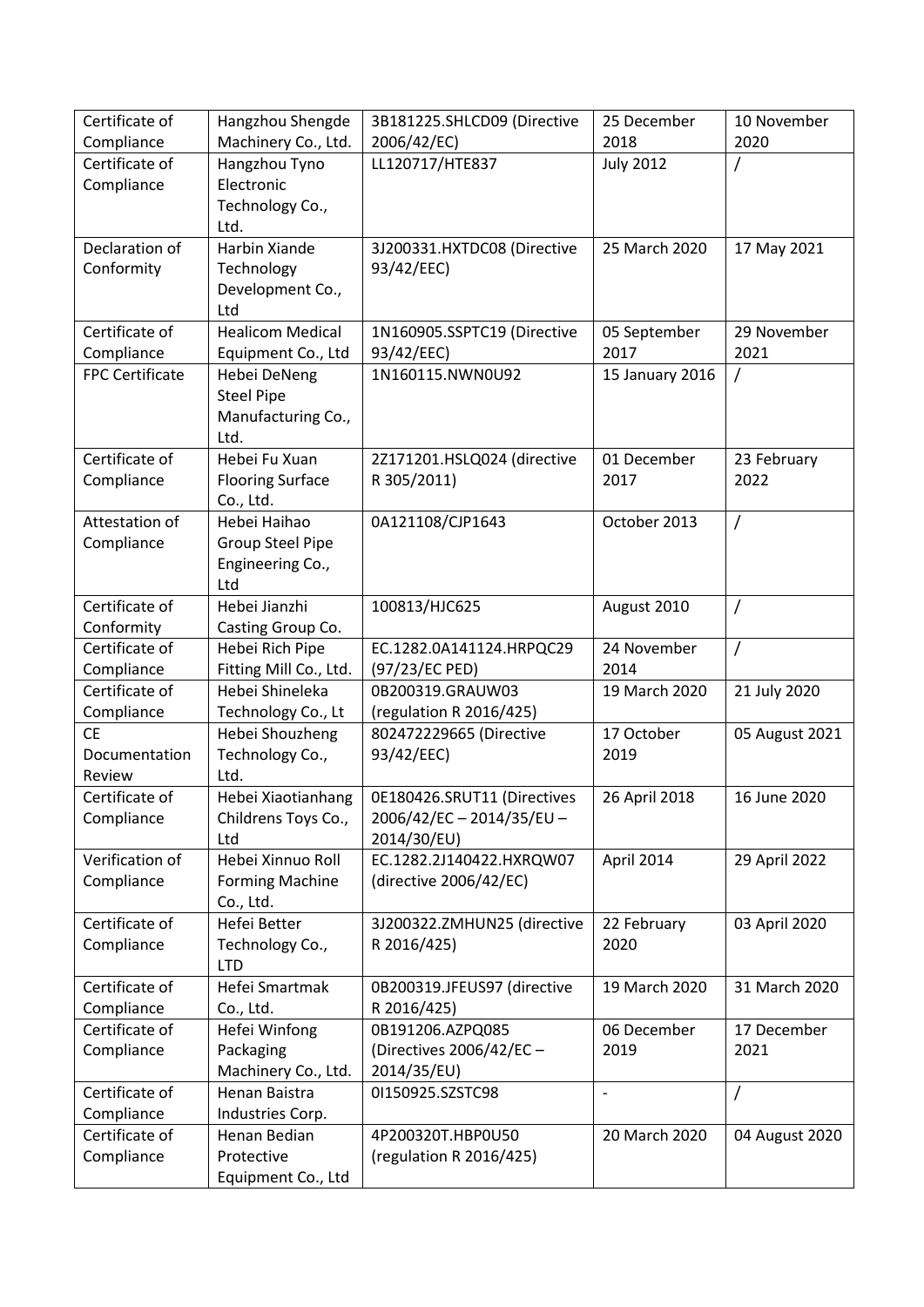| Certificate of Compliance | Hangzhou Shengde Machinery Co., Ltd. | 3B181225.SHLCD09 (Directive 2006/42/EC) | 25 December 2018 | 10 November 2020 |
|---|---|---|---|---|
| Certificate of Compliance | Hangzhou Tyno Electronic Technology Co., Ltd. | LL120717/HTE837 | July 2012 | / |
| Declaration of Conformity | Harbin Xiande Technology Development Co., Ltd | 3J200331.HXTDC08 (Directive 93/42/EEC) | 25 March 2020 | 17 May 2021 |
| Certificate of Compliance | Healicom Medical Equipment Co., Ltd | 1N160905.SSPTC19 (Directive 93/42/EEC) | 05 September 2017 | 29 November 2021 |
| FPC Certificate | Hebei DeNeng Steel Pipe Manufacturing Co., Ltd. | 1N160115.NWN0U92 | 15 January 2016 | / |
| Certificate of Compliance | Hebei Fu Xuan Flooring Surface Co., Ltd. | 2Z171201.HSLQ024 (directive R 305/2011) | 01 December 2017 | 23 February 2022 |
| Attestation of Compliance | Hebei Haihao Group Steel Pipe Engineering Co., Ltd | 0A121108/CJP1643 | October 2013 | / |
| Certificate of Conformity | Hebei Jianzhi Casting Group Co. | 100813/HJC625 | August 2010 | / |
| Certificate of Compliance | Hebei Rich Pipe Fitting Mill Co., Ltd. | EC.1282.0A141124.HRPQC29 (97/23/EC PED) | 24 November 2014 | / |
| Certificate of Compliance | Hebei Shineleka Technology Co., Lt | 0B200319.GRAUW03 (regulation R 2016/425) | 19 March 2020 | 21 July 2020 |
| CE Documentation Review | Hebei Shouzheng Technology Co., Ltd. | 802472229665 (Directive 93/42/EEC) | 17 October 2019 | 05 August 2021 |
| Certificate of Compliance | Hebei Xiaotianhang Childrens Toys Co., Ltd | 0E180426.SRUT11 (Directives 2006/42/EC – 2014/35/EU – 2014/30/EU) | 26 April 2018 | 16 June 2020 |
| Verification of Compliance | Hebei Xinnuo Roll Forming Machine Co., Ltd. | EC.1282.2J140422.HXRQW07 (directive 2006/42/EC) | April 2014 | 29 April 2022 |
| Certificate of Compliance | Hefei Better Technology Co., LTD | 3J200322.ZMHUN25 (directive R 2016/425) | 22 February 2020 | 03 April 2020 |
| Certificate of Compliance | Hefei Smartmak Co., Ltd. | 0B200319.JFEUS97 (directive R 2016/425) | 19 March 2020 | 31 March 2020 |
| Certificate of Compliance | Hefei Winfong Packaging Machinery Co., Ltd. | 0B191206.AZPQ085 (Directives 2006/42/EC – 2014/35/EU) | 06 December 2019 | 17 December 2021 |
| Certificate of Compliance | Henan Baistra Industries Corp. | 0I150925.SZSTC98 | - | / |
| Certificate of Compliance | Henan Bedian Protective Equipment Co., Ltd | 4P200320T.HBP0U50 (regulation R 2016/425) | 20 March 2020 | 04 August 2020 |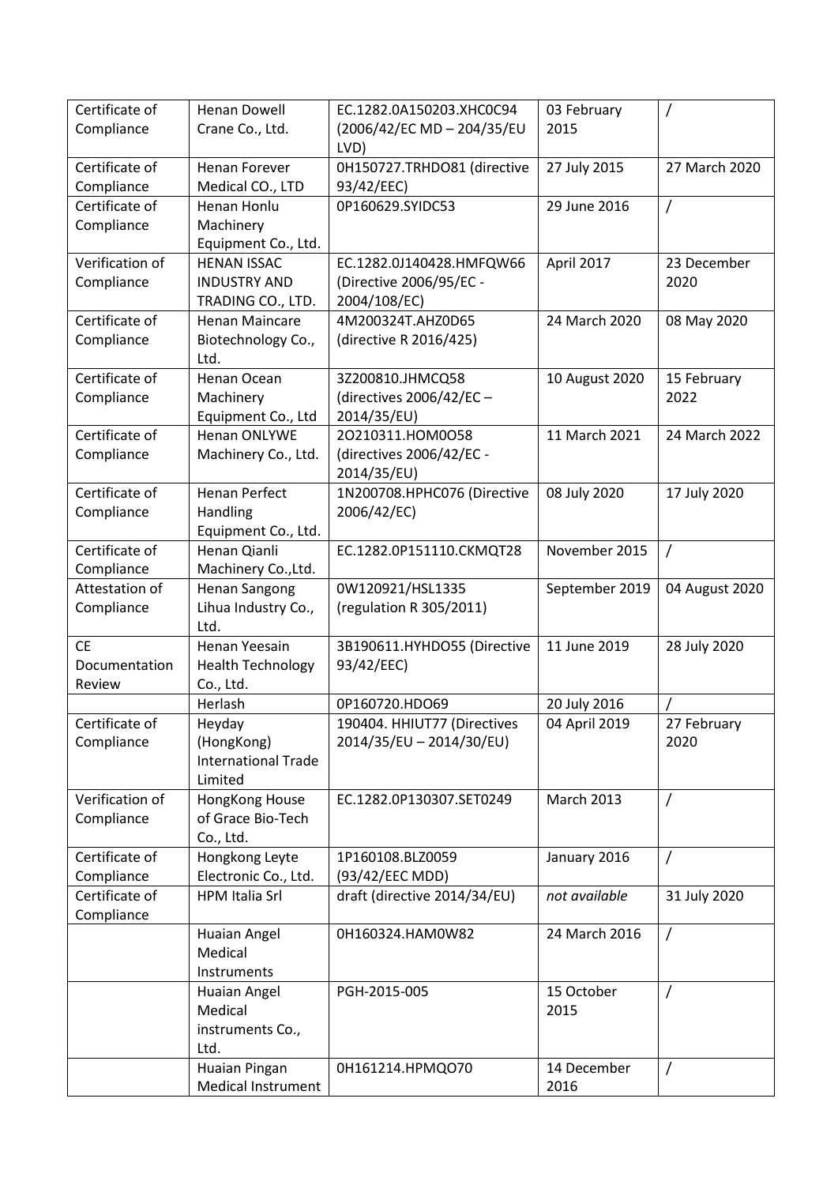| Certificate of Compliance | Henan Dowell Crane Co., Ltd. | EC.1282.0A150203.XHC0C94 (2006/42/EC MD – 204/35/EU LVD) | 03 February 2015 | / |
|---|---|---|---|---|
| Certificate of Compliance | Henan Forever Medical CO., LTD | 0H150727.TRHDO81 (directive 93/42/EEC) | 27 July 2015 | 27 March 2020 |
| Certificate of Compliance | Henan Honlu Machinery Equipment Co., Ltd. | 0P160629.SYIDC53 | 29 June 2016 | / |
| Verification of Compliance | HENAN ISSAC INDUSTRY AND TRADING CO., LTD. | EC.1282.0J140428.HMFQW66 (Directive 2006/95/EC - 2004/108/EC) | April 2017 | 23 December 2020 |
| Certificate of Compliance | Henan Maincare Biotechnology Co., Ltd. | 4M200324T.AHZ0D65 (directive R 2016/425) | 24 March 2020 | 08 May 2020 |
| Certificate of Compliance | Henan Ocean Machinery Equipment Co., Ltd | 3Z200810.JHMCQ58 (directives 2006/42/EC – 2014/35/EU) | 10 August 2020 | 15 February 2022 |
| Certificate of Compliance | Henan ONLYWE Machinery Co., Ltd. | 2O210311.HOM0O58 (directives 2006/42/EC - 2014/35/EU) | 11 March 2021 | 24 March 2022 |
| Certificate of Compliance | Henan Perfect Handling Equipment Co., Ltd. | 1N200708.HPHC076 (Directive 2006/42/EC) | 08 July 2020 | 17 July 2020 |
| Certificate of Compliance | Henan Qianli Machinery Co.,Ltd. | EC.1282.0P151110.CKMQT28 | November 2015 | / |
| Attestation of Compliance | Henan Sangong Lihua Industry Co., Ltd. | 0W120921/HSL1335 (regulation R 305/2011) | September 2019 | 04 August 2020 |
| CE Documentation Review | Henan Yeesain Health Technology Co., Ltd. | 3B190611.HYHDO55 (Directive 93/42/EEC) | 11 June 2019 | 28 July 2020 |
| | Herlash | 0P160720.HDO69 | 20 July 2016 | / |
| Certificate of Compliance | Heyday (HongKong) International Trade Limited | 190404. HHIUT77 (Directives 2014/35/EU – 2014/30/EU) | 04 April 2019 | 27 February 2020 |
| Verification of Compliance | HongKong House of Grace Bio-Tech Co., Ltd. | EC.1282.0P130307.SET0249 | March 2013 | / |
| Certificate of Compliance | Hongkong Leyte Electronic Co., Ltd. | 1P160108.BLZ0059 (93/42/EEC MDD) | January 2016 | / |
| Certificate of Compliance | HPM Italia Srl | draft (directive 2014/34/EU) | *not available* | 31 July 2020 |
| | Huaian Angel Medical Instruments | 0H160324.HAM0W82 | 24 March 2016 | / |
| | Huaian Angel Medical instruments Co., Ltd. | PGH-2015-005 | 15 October 2015 | / |
| | Huaian Pingan Medical Instrument | 0H161214.HPMQO70 | 14 December 2016 | / |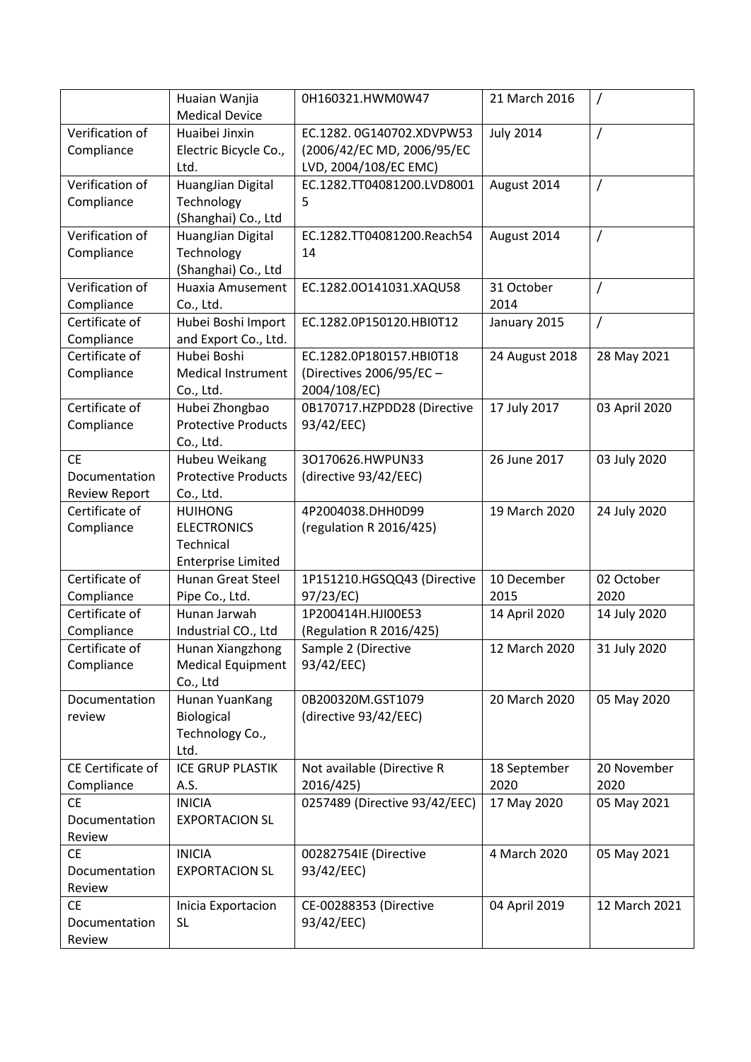| | | | | |
|---|---|---|---|---|
| | Huaian Wanjia Medical Device | 0H160321.HWM0W47 | 21 March 2016 | / |
| Verification of Compliance | Huaibei Jinxin Electric Bicycle Co., Ltd. | EC.1282. 0G140702.XDVPW53 (2006/42/EC MD, 2006/95/EC LVD, 2004/108/EC EMC) | July 2014 | / |
| Verification of Compliance | HuangJian Digital Technology (Shanghai) Co., Ltd | EC.1282.TT04081200.LVD80015 | August 2014 | / |
| Verification of Compliance | HuangJian Digital Technology (Shanghai) Co., Ltd | EC.1282.TT04081200.Reach5414 | August 2014 | / |
| Verification of Compliance | Huaxia Amusement Co., Ltd. | EC.1282.0O141031.XAQU58 | 31 October 2014 | / |
| Certificate of Compliance | Hubei Boshi Import and Export Co., Ltd. | EC.1282.0P150120.HBI0T12 | January 2015 | / |
| Certificate of Compliance | Hubei Boshi Medical Instrument Co., Ltd. | EC.1282.0P180157.HBI0T18 (Directives 2006/95/EC – 2004/108/EC) | 24 August 2018 | 28 May 2021 |
| Certificate of Compliance | Hubei Zhongbao Protective Products Co., Ltd. | 0B170717.HZPDD28 (Directive 93/42/EEC) | 17 July 2017 | 03 April 2020 |
| CE Documentation Review Report | Hubeu Weikang Protective Products Co., Ltd. | 3O170626.HWPUN33 (directive 93/42/EEC) | 26 June 2017 | 03 July 2020 |
| Certificate of Compliance | HUIHONG ELECTRONICS Technical Enterprise Limited | 4P2004038.DHH0D99 (regulation R 2016/425) | 19 March 2020 | 24 July 2020 |
| Certificate of Compliance | Hunan Great Steel Pipe Co., Ltd. | 1P151210.HGSQQ43 (Directive 97/23/EC) | 10 December 2015 | 02 October 2020 |
| Certificate of Compliance | Hunan Jarwah Industrial CO., Ltd | 1P200414H.HJI00E53 (Regulation R 2016/425) | 14 April 2020 | 14 July 2020 |
| Certificate of Compliance | Hunan Xiangzhong Medical Equipment Co., Ltd | Sample 2 (Directive 93/42/EEC) | 12 March 2020 | 31 July 2020 |
| Documentation review | Hunan YuanKang Biological Technology Co., Ltd. | 0B200320M.GST1079 (directive 93/42/EEC) | 20 March 2020 | 05 May 2020 |
| CE Certificate of Compliance | ICE GRUP PLASTIK A.S. | Not available (Directive R 2016/425) | 18 September 2020 | 20 November 2020 |
| CE Documentation Review | INICIA EXPORTACION SL | 0257489 (Directive 93/42/EEC) | 17 May 2020 | 05 May 2021 |
| CE Documentation Review | INICIA EXPORTACION SL | 00282754IE (Directive 93/42/EEC) | 4 March 2020 | 05 May 2021 |
| CE Documentation Review | Inicia Exportacion SL | CE-00288353 (Directive 93/42/EEC) | 04 April 2019 | 12 March 2021 |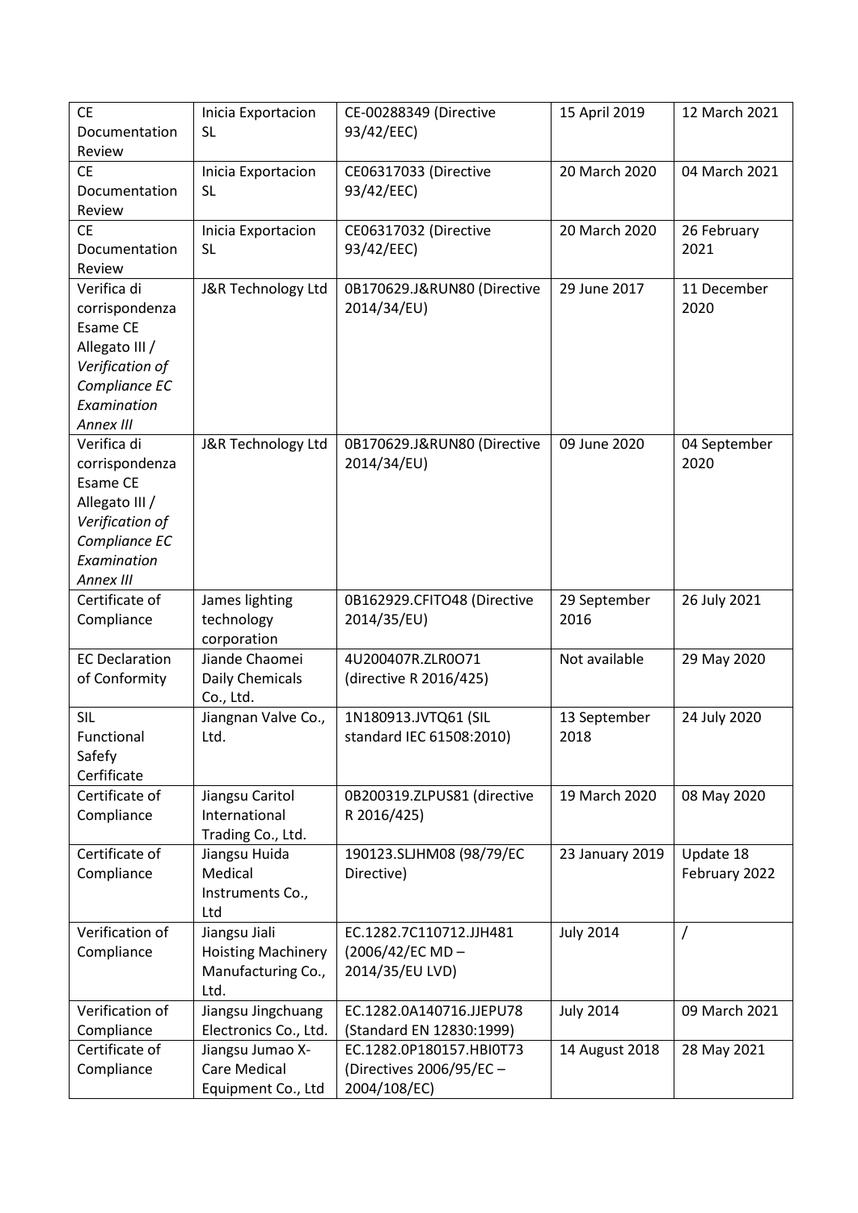| CE Documentation Review | Inicia Exportacion SL | CE-00288349 (Directive 93/42/EEC) | 15 April 2019 | 12 March 2021 |
|---|---|---|---|---|
| CE Documentation Review | Inicia Exportacion SL | CE06317033 (Directive 93/42/EEC) | 20 March 2020 | 04 March 2021 |
| CE Documentation Review | Inicia Exportacion SL | CE06317032 (Directive 93/42/EEC) | 20 March 2020 | 26 February 2021 |
| Verifica di corrispondenza Esame CE Allegato III / *Verification of Compliance EC Examination Annex III* | J&R Technology Ltd | 0B170629.J&RUN80 (Directive 2014/34/EU) | 29 June 2017 | 11 December 2020 |
| Verifica di corrispondenza Esame CE Allegato III / *Verification of Compliance EC Examination Annex III* | J&R Technology Ltd | 0B170629.J&RUN80 (Directive 2014/34/EU) | 09 June 2020 | 04 September 2020 |
| Certificate of Compliance | James lighting technology corporation | 0B162929.CFITO48 (Directive 2014/35/EU) | 29 September 2016 | 26 July 2021 |
| EC Declaration of Conformity | Jiande Chaomei Daily Chemicals Co., Ltd. | 4U200407R.ZLR0O71 (directive R 2016/425) | Not available | 29 May 2020 |
| SIL Functional Safefy Certificate | Jiangnan Valve Co., Ltd. | 1N180913.JVTQ61 (SIL standard IEC 61508:2010) | 13 September 2018 | 24 July 2020 |
| Certificate of Compliance | Jiangsu Caritol International Trading Co., Ltd. | 0B200319.ZLPUS81 (directive R 2016/425) | 19 March 2020 | 08 May 2020 |
| Certificate of Compliance | Jiangsu Huida Medical Instruments Co., Ltd | 190123.SLJHM08 (98/79/EC Directive) | 23 January 2019 | Update 18 February 2022 |
| Verification of Compliance | Jiangsu Jiali Hoisting Machinery Manufacturing Co., Ltd. | EC.1282.7C110712.JJH481 (2006/42/EC MD – 2014/35/EU LVD) | July 2014 | / |
| Verification of Compliance | Jiangsu Jingchuang Electronics Co., Ltd. | EC.1282.0A140716.JJEPU78 (Standard EN 12830:1999) | July 2014 | 09 March 2021 |
| Certificate of Compliance | Jiangsu Jumao X-Care Medical Equipment Co., Ltd | EC.1282.0P180157.HBI0T73 (Directives 2006/95/EC – 2004/108/EC) | 14 August 2018 | 28 May 2021 |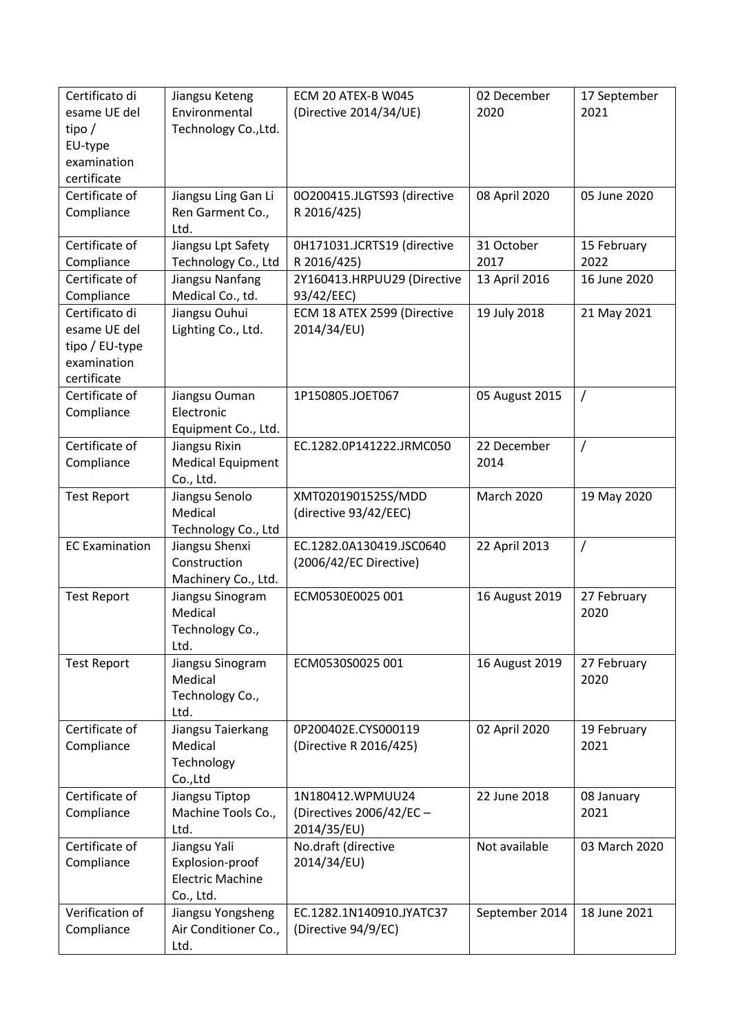| | | | | |
|---|---|---|---|---|
| Certificato di esame UE del tipo / EU-type examination certificate | Jiangsu Keteng Environmental Technology Co.,Ltd. | ECM 20 ATEX-B W045 (Directive 2014/34/UE) | 02 December 2020 | 17 September 2021 |
| Certificate of Compliance | Jiangsu Ling Gan Li Ren Garment Co., Ltd. | 0O200415.JLGTS93 (directive R 2016/425) | 08 April 2020 | 05 June 2020 |
| Certificate of Compliance | Jiangsu Lpt Safety Technology Co., Ltd | 0H171031.JCRTS19 (directive R 2016/425) | 31 October 2017 | 15 February 2022 |
| Certificate of Compliance | Jiangsu Nanfang Medical Co., td. | 2Y160413.HRPUU29 (Directive 93/42/EEC) | 13 April 2016 | 16 June 2020 |
| Certificato di esame UE del tipo / EU-type examination certificate | Jiangsu Ouhui Lighting Co., Ltd. | ECM 18 ATEX 2599 (Directive 2014/34/EU) | 19 July 2018 | 21 May 2021 |
| Certificate of Compliance | Jiangsu Ouman Electronic Equipment Co., Ltd. | 1P150805.JOET067 | 05 August 2015 | / |
| Certificate of Compliance | Jiangsu Rixin Medical Equipment Co., Ltd. | EC.1282.0P141222.JRMC050 | 22 December 2014 | / |
| Test Report | Jiangsu Senolo Medical Technology Co., Ltd | XMT0201901525S/MDD (directive 93/42/EEC) | March 2020 | 19 May 2020 |
| EC Examination | Jiangsu Shenxi Construction Machinery Co., Ltd. | EC.1282.0A130419.JSC0640 (2006/42/EC Directive) | 22 April 2013 | / |
| Test Report | Jiangsu Sinogram Medical Technology Co., Ltd. | ECM0530E0025 001 | 16 August 2019 | 27 February 2020 |
| Test Report | Jiangsu Sinogram Medical Technology Co., Ltd. | ECM0530S0025 001 | 16 August 2019 | 27 February 2020 |
| Certificate of Compliance | Jiangsu Taierkang Medical Technology Co.,Ltd | 0P200402E.CYS000119 (Directive R 2016/425) | 02 April 2020 | 19 February 2021 |
| Certificate of Compliance | Jiangsu Tiptop Machine Tools Co., Ltd. | 1N180412.WPMUU24 (Directives 2006/42/EC – 2014/35/EU) | 22 June 2018 | 08 January 2021 |
| Certificate of Compliance | Jiangsu Yali Explosion-proof Electric Machine Co., Ltd. | No.draft (directive 2014/34/EU) | Not available | 03 March 2020 |
| Verification of Compliance | Jiangsu Yongsheng Air Conditioner Co., Ltd. | EC.1282.1N140910.JYATC37 (Directive 94/9/EC) | September 2014 | 18 June 2021 |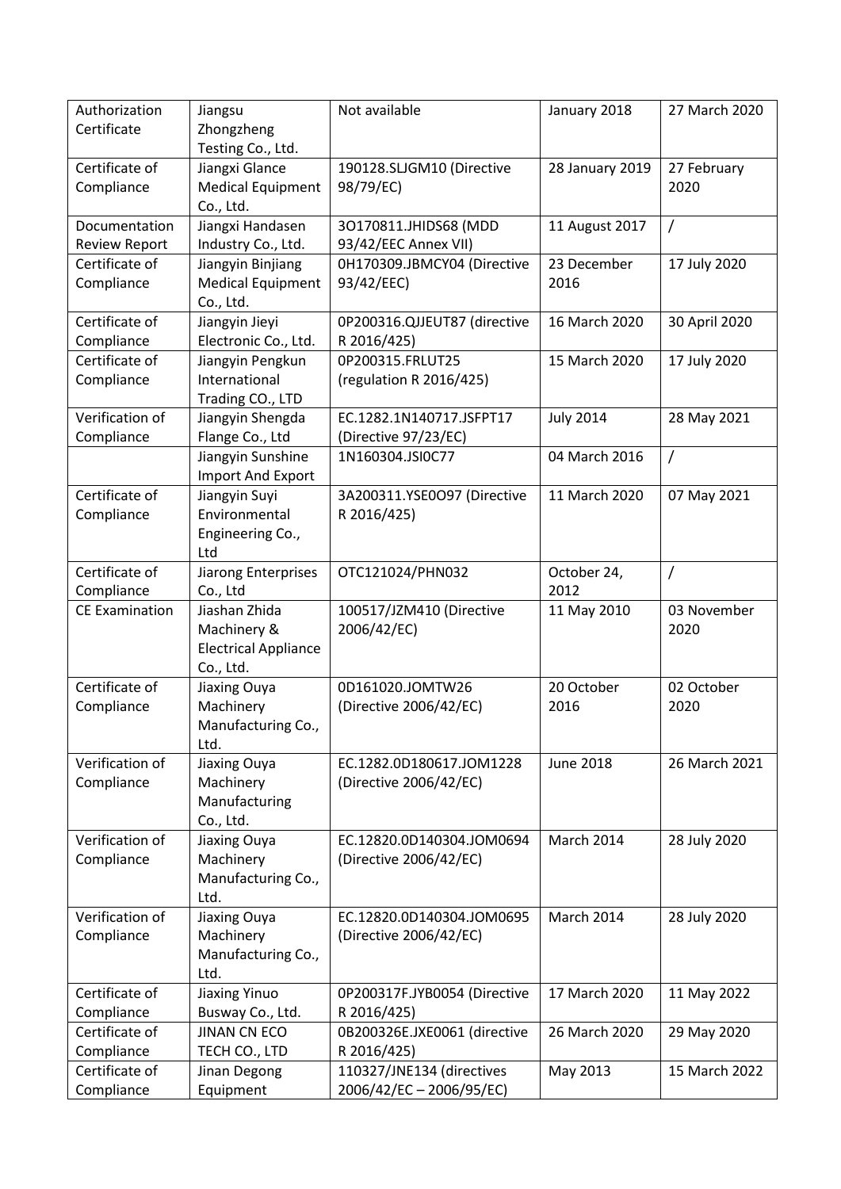| Authorization Certificate | Jiangsu Zhongzheng Testing Co., Ltd. | Not available | January 2018 | 27 March 2020 |
|---|---|---|---|---|
| Certificate of Compliance | Jiangxi Glance Medical Equipment Co., Ltd. | 190128.SLJGM10 (Directive 98/79/EC) | 28 January 2019 | 27 February 2020 |
| Documentation Review Report | Jiangxi Handasen Industry Co., Ltd. | 3O170811.JHIDS68 (MDD 93/42/EEC Annex VII) | 11 August 2017 | / |
| Certificate of Compliance | Jiangyin Binjiang Medical Equipment Co., Ltd. | 0H170309.JBMCY04 (Directive 93/42/EEC) | 23 December 2016 | 17 July 2020 |
| Certificate of Compliance | Jiangyin Jieyi Electronic Co., Ltd. | 0P200316.QJJEUT87 (directive R 2016/425) | 16 March 2020 | 30 April 2020 |
| Certificate of Compliance | Jiangyin Pengkun International Trading CO., LTD | 0P200315.FRLUT25 (regulation R 2016/425) | 15 March 2020 | 17 July 2020 |
| Verification of Compliance | Jiangyin Shengda Flange Co., Ltd | EC.1282.1N140717.JSFPT17 (Directive 97/23/EC) | July 2014 | 28 May 2021 |
| | Jiangyin Sunshine Import And Export | 1N160304.JSI0C77 | 04 March 2016 | / |
| Certificate of Compliance | Jiangyin Suyi Environmental Engineering Co., Ltd | 3A200311.YSE0O97 (Directive R 2016/425) | 11 March 2020 | 07 May 2021 |
| Certificate of Compliance | Jiarong Enterprises Co., Ltd | OTC121024/PHN032 | October 24, 2012 | / |
| CE Examination | Jiashan Zhida Machinery & Electrical Appliance Co., Ltd. | 100517/JZM410 (Directive 2006/42/EC) | 11 May 2010 | 03 November 2020 |
| Certificate of Compliance | Jiaxing Ouya Machinery Manufacturing Co., Ltd. | 0D161020.JOMTW26 (Directive 2006/42/EC) | 20 October 2016 | 02 October 2020 |
| Verification of Compliance | Jiaxing Ouya Machinery Manufacturing Co., Ltd. | EC.1282.0D180617.JOM1228 (Directive 2006/42/EC) | June 2018 | 26 March 2021 |
| Verification of Compliance | Jiaxing Ouya Machinery Manufacturing Co., Ltd. | EC.12820.0D140304.JOM0694 (Directive 2006/42/EC) | March 2014 | 28 July 2020 |
| Verification of Compliance | Jiaxing Ouya Machinery Manufacturing Co., Ltd. | EC.12820.0D140304.JOM0695 (Directive 2006/42/EC) | March 2014 | 28 July 2020 |
| Certificate of Compliance | Jiaxing Yinuo Busway Co., Ltd. | 0P200317F.JYB0054 (Directive R 2016/425) | 17 March 2020 | 11 May 2022 |
| Certificate of Compliance | JINAN CN ECO TECH CO., LTD | 0B200326E.JXE0061 (directive R 2016/425) | 26 March 2020 | 29 May 2020 |
| Certificate of Compliance | Jinan Degong Equipment | 110327/JNE134 (directives 2006/42/EC – 2006/95/EC) | May 2013 | 15 March 2022 |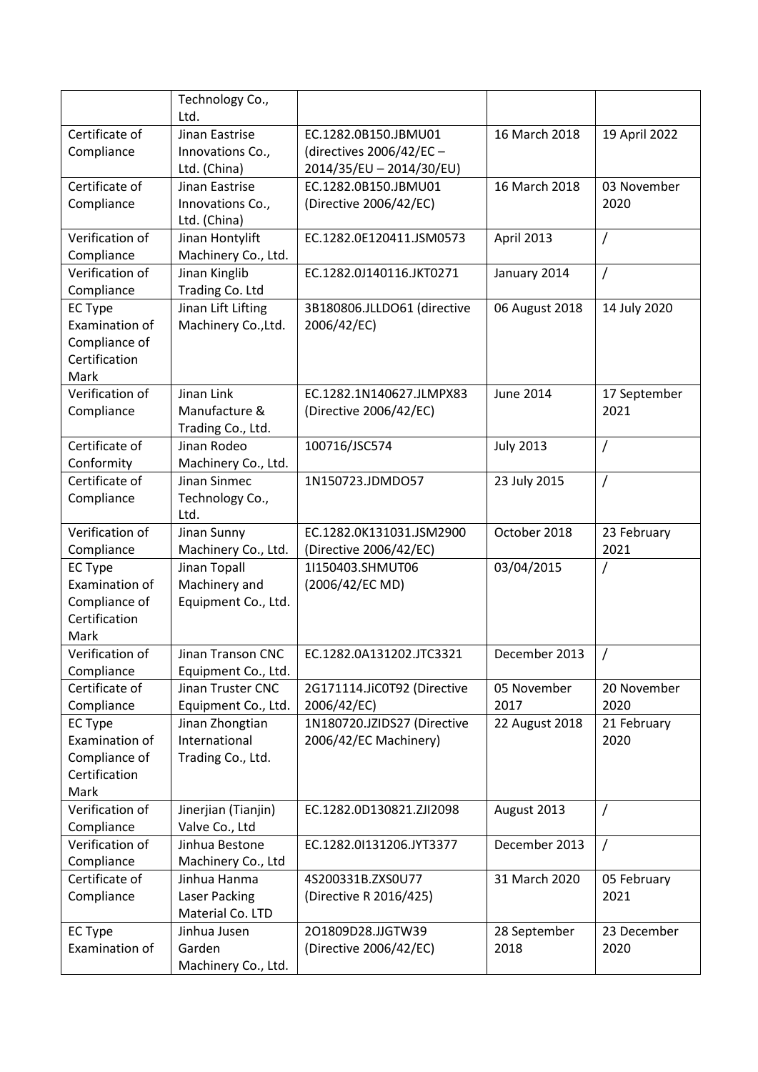| | | | | |
|---|---|---|---|---|
| | Technology Co., Ltd. | | | |
| Certificate of Compliance | Jinan Eastrise Innovations Co., Ltd. (China) | EC.1282.0B150.JBMU01 (directives 2006/42/EC – 2014/35/EU – 2014/30/EU) | 16 March 2018 | 19 April 2022 |
| Certificate of Compliance | Jinan Eastrise Innovations Co., Ltd. (China) | EC.1282.0B150.JBMU01 (Directive 2006/42/EC) | 16 March 2018 | 03 November 2020 |
| Verification of Compliance | Jinan Hontylift Machinery Co., Ltd. | EC.1282.0E120411.JSM0573 | April 2013 | / |
| Verification of Compliance | Jinan Kinglib Trading Co. Ltd | EC.1282.0J140116.JKT0271 | January 2014 | / |
| EC Type Examination of Compliance of Certification Mark | Jinan Lift Lifting Machinery Co.,Ltd. | 3B180806.JLLDO61 (directive 2006/42/EC) | 06 August 2018 | 14 July 2020 |
| Verification of Compliance | Jinan Link Manufacture & Trading Co., Ltd. | EC.1282.1N140627.JLMPX83 (Directive 2006/42/EC) | June 2014 | 17 September 2021 |
| Certificate of Conformity | Jinan Rodeo Machinery Co., Ltd. | 100716/JSC574 | July 2013 | / |
| Certificate of Compliance | Jinan Sinmec Technology Co., Ltd. | 1N150723.JDMDO57 | 23 July 2015 | / |
| Verification of Compliance | Jinan Sunny Machinery Co., Ltd. | EC.1282.0K131031.JSM2900 (Directive 2006/42/EC) | October 2018 | 23 February 2021 |
| EC Type Examination of Compliance of Certification Mark | Jinan Topall Machinery and Equipment Co., Ltd. | 1I150403.SHMUT06 (2006/42/EC MD) | 03/04/2015 | / |
| Verification of Compliance | Jinan Transon CNC Equipment Co., Ltd. | EC.1282.0A131202.JTC3321 | December 2013 | / |
| Certificate of Compliance | Jinan Truster CNC Equipment Co., Ltd. | 2G171114.JiC0T92 (Directive 2006/42/EC) | 05 November 2017 | 20 November 2020 |
| EC Type Examination of Compliance of Certification Mark | Jinan Zhongtian International Trading Co., Ltd. | 1N180720.JZIDS27 (Directive 2006/42/EC Machinery) | 22 August 2018 | 21 February 2020 |
| Verification of Compliance | Jinerjian (Tianjin) Valve Co., Ltd | EC.1282.0D130821.ZJI2098 | August 2013 | / |
| Verification of Compliance | Jinhua Bestone Machinery Co., Ltd | EC.1282.0I131206.JYT3377 | December 2013 | / |
| Certificate of Compliance | Jinhua Hanma Laser Packing Material Co. LTD | 4S200331B.ZXS0U77 (Directive R 2016/425) | 31 March 2020 | 05 February 2021 |
| EC Type Examination of | Jinhua Jusen Garden Machinery Co., Ltd. | 2O1809D28.JJGTW39 (Directive 2006/42/EC) | 28 September 2018 | 23 December 2020 |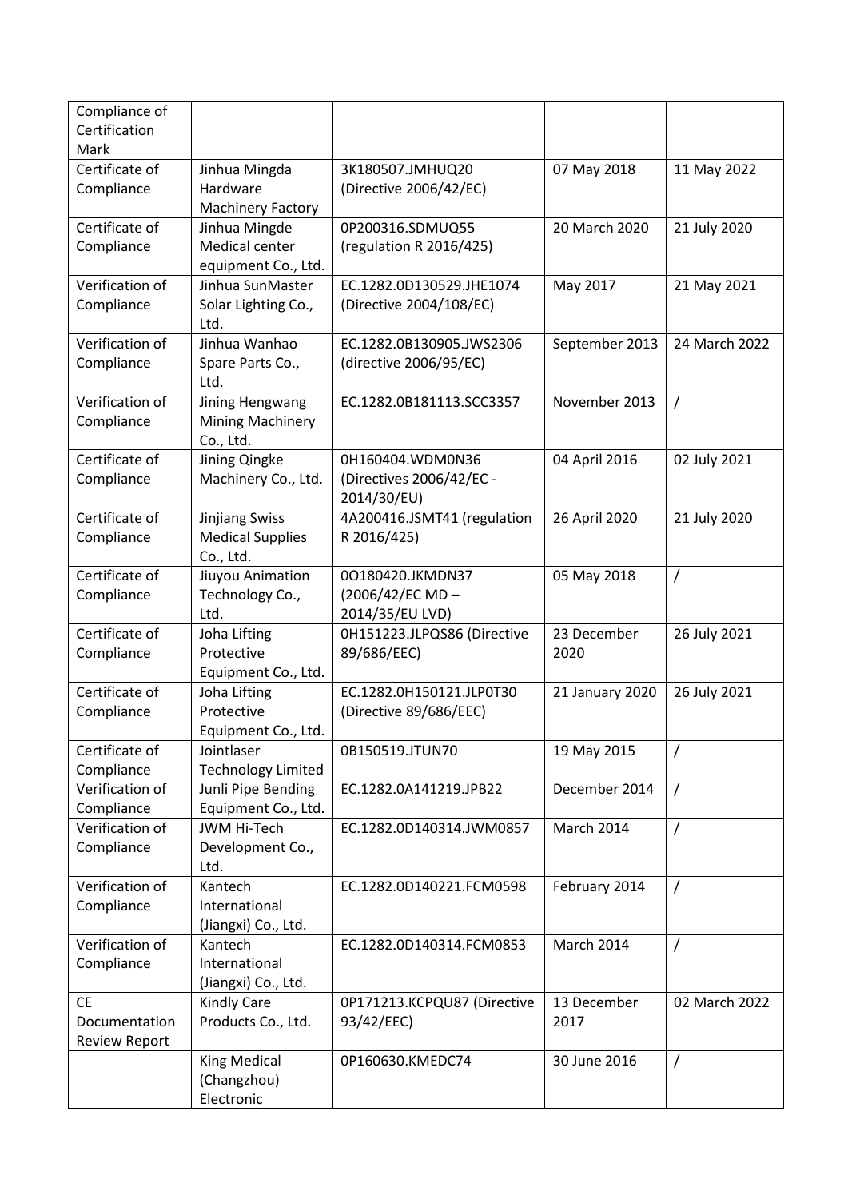| Compliance of Certification Mark | | | | |
|---|---|---|---|---|
| Certificate of Compliance | Jinhua Mingda Hardware Machinery Factory | 3K180507.JMHUQ20 (Directive 2006/42/EC) | 07 May 2018 | 11 May 2022 |
| Certificate of Compliance | Jinhua Mingde Medical center equipment Co., Ltd. | 0P200316.SDMUQ55 (regulation R 2016/425) | 20 March 2020 | 21 July 2020 |
| Verification of Compliance | Jinhua SunMaster Solar Lighting Co., Ltd. | EC.1282.0D130529.JHE1074 (Directive 2004/108/EC) | May 2017 | 21 May 2021 |
| Verification of Compliance | Jinhua Wanhao Spare Parts Co., Ltd. | EC.1282.0B130905.JWS2306 (directive 2006/95/EC) | September 2013 | 24 March 2022 |
| Verification of Compliance | Jining Hengwang Mining Machinery Co., Ltd. | EC.1282.0B181113.SCC3357 | November 2013 | / |
| Certificate of Compliance | Jining Qingke Machinery Co., Ltd. | 0H160404.WDM0N36 (Directives 2006/42/EC - 2014/30/EU) | 04 April 2016 | 02 July 2021 |
| Certificate of Compliance | Jinjiang Swiss Medical Supplies Co., Ltd. | 4A200416.JSMT41 (regulation R 2016/425) | 26 April 2020 | 21 July 2020 |
| Certificate of Compliance | Jiuyou Animation Technology Co., Ltd. | 0O180420.JKMDN37 (2006/42/EC MD – 2014/35/EU LVD) | 05 May 2018 | / |
| Certificate of Compliance | Joha Lifting Protective Equipment Co., Ltd. | 0H151223.JLPQS86 (Directive 89/686/EEC) | 23 December 2020 | 26 July 2021 |
| Certificate of Compliance | Joha Lifting Protective Equipment Co., Ltd. | EC.1282.0H150121.JLP0T30 (Directive 89/686/EEC) | 21 January 2020 | 26 July 2021 |
| Certificate of Compliance | Jointlaser Technology Limited | 0B150519.JTUN70 | 19 May 2015 | / |
| Verification of Compliance | Junli Pipe Bending Equipment Co., Ltd. | EC.1282.0A141219.JPB22 | December 2014 | / |
| Verification of Compliance | JWM Hi-Tech Development Co., Ltd. | EC.1282.0D140314.JWM0857 | March 2014 | / |
| Verification of Compliance | Kantech International (Jiangxi) Co., Ltd. | EC.1282.0D140221.FCM0598 | February 2014 | / |
| Verification of Compliance | Kantech International (Jiangxi) Co., Ltd. | EC.1282.0D140314.FCM0853 | March 2014 | / |
| CE Documentation Review Report | Kindly Care Products Co., Ltd. | 0P171213.KCPQU87 (Directive 93/42/EEC) | 13 December 2017 | 02 March 2022 |
| | King Medical (Changzhou) Electronic | 0P160630.KMEDC74 | 30 June 2016 | / |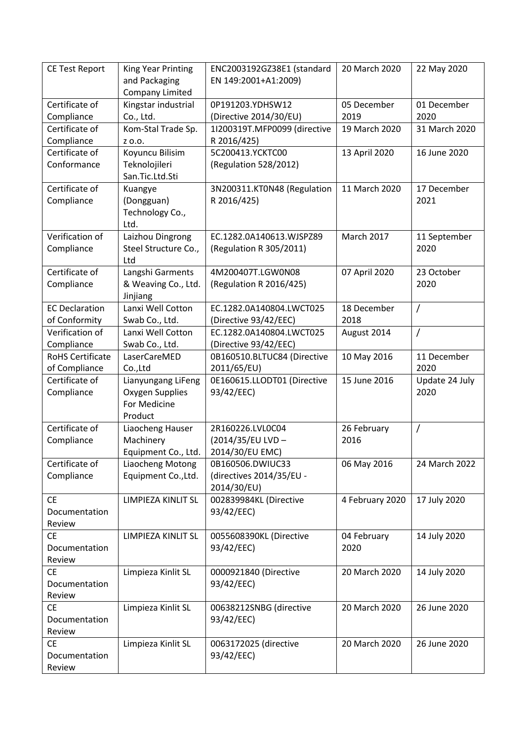| CE Test Report | King Year Printing and Packaging Company Limited | ENC2003192GZ38E1 (standard EN 149:2001+A1:2009) | 20 March 2020 | 22 May 2020 |
|---|---|---|---|---|
| Certificate of Compliance | Kingstar industrial Co., Ltd. | 0P191203.YDHSW12 (Directive 2014/30/EU) | 05 December 2019 | 01 December 2020 |
| Certificate of Compliance | Kom-Stal Trade Sp. z o.o. | 1I200319T.MFP0099 (directive R 2016/425) | 19 March 2020 | 31 March 2020 |
| Certificate of Conformance | Koyuncu Bilisim Teknolojileri San.Tic.Ltd.Sti | 5C200413.YCKTC00 (Regulation 528/2012) | 13 April 2020 | 16 June 2020 |
| Certificate of Compliance | Kuangye (Dongguan) Technology Co., Ltd. | 3N200311.KT0N48 (Regulation R 2016/425) | 11 March 2020 | 17 December 2021 |
| Verification of Compliance | Laizhou Dingrong Steel Structure Co., Ltd | EC.1282.0A140613.WJSPZ89 (Regulation R 305/2011) | March 2017 | 11 September 2020 |
| Certificate of Compliance | Langshi Garments & Weaving Co., Ltd. Jinjiang | 4M200407T.LGW0N08 (Regulation R 2016/425) | 07 April 2020 | 23 October 2020 |
| EC Declaration of Conformity | Lanxi Well Cotton Swab Co., Ltd. | EC.1282.0A140804.LWCT025 (Directive 93/42/EEC) | 18 December 2018 | / |
| Verification of Compliance | Lanxi Well Cotton Swab Co., Ltd. | EC.1282.0A140804.LWCT025 (Directive 93/42/EEC) | August 2014 | / |
| RoHS Certificate of Compliance | LaserCareMED Co.,Ltd | 0B160510.BLTUC84 (Directive 2011/65/EU) | 10 May 2016 | 11 December 2020 |
| Certificate of Compliance | Lianyungang LiFeng Oxygen Supplies For Medicine Product | 0E160615.LLODT01 (Directive 93/42/EEC) | 15 June 2016 | Update 24 July 2020 |
| Certificate of Compliance | Liaocheng Hauser Machinery Equipment Co., Ltd. | 2R160226.LVL0C04 (2014/35/EU LVD – 2014/30/EU EMC) | 26 February 2016 | / |
| Certificate of Compliance | Liaocheng Motong Equipment Co.,Ltd. | 0B160506.DWIUC33 (directives 2014/35/EU - 2014/30/EU) | 06 May 2016 | 24 March 2022 |
| CE Documentation Review | LIMPIEZA KINLIT SL | 002839984KL (Directive 93/42/EEC) | 4 February 2020 | 17 July 2020 |
| CE Documentation Review | LIMPIEZA KINLIT SL | 0055608390KL (Directive 93/42/EEC) | 04 February 2020 | 14 July 2020 |
| CE Documentation Review | Limpieza Kinlit SL | 0000921840 (Directive 93/42/EEC) | 20 March 2020 | 14 July 2020 |
| CE Documentation Review | Limpieza Kinlit SL | 00638212SNBG (directive 93/42/EEC) | 20 March 2020 | 26 June 2020 |
| CE Documentation Review | Limpieza Kinlit SL | 0063172025 (directive 93/42/EEC) | 20 March 2020 | 26 June 2020 |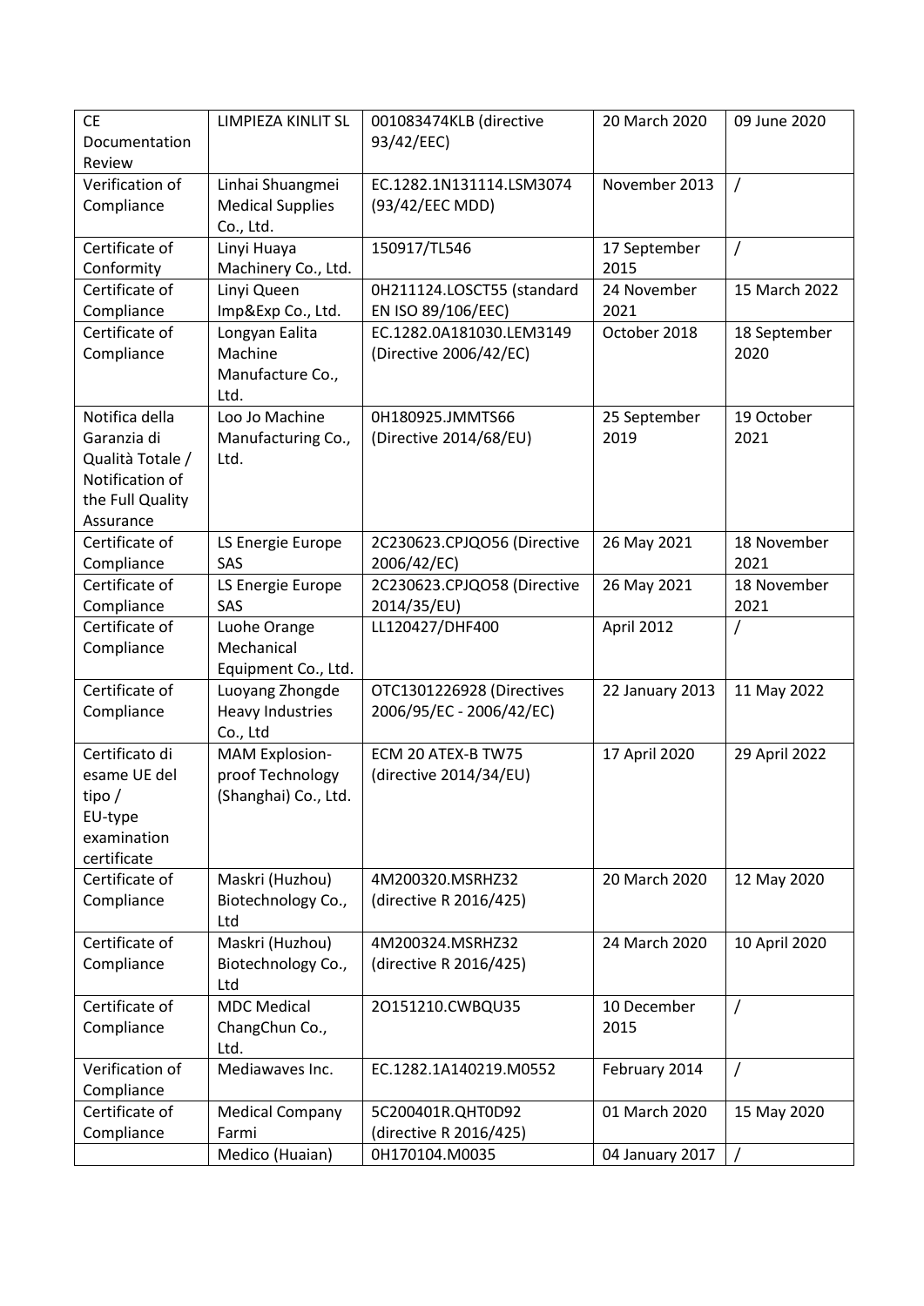| CE Documentation Review | LIMPIEZA KINLIT SL | 001083474KLB (directive 93/42/EEC) | 20 March 2020 | 09 June 2020 |
|---|---|---|---|---|
| Verification of Compliance | Linhai Shuangmei Medical Supplies Co., Ltd. | EC.1282.1N131114.LSM3074 (93/42/EEC MDD) | November 2013 | / |
| Certificate of Conformity | Linyi Huaya Machinery Co., Ltd. | 150917/TL546 | 17 September 2015 | / |
| Certificate of Compliance | Linyi Queen Imp&Exp Co., Ltd. | 0H211124.LOSCT55 (standard EN ISO 89/106/EEC) | 24 November 2021 | 15 March 2022 |
| Certificate of Compliance | Longyan Ealita Machine Manufacture Co., Ltd. | EC.1282.0A181030.LEM3149 (Directive 2006/42/EC) | October 2018 | 18 September 2020 |
| Notifica della Garanzia di Qualità Totale / Notification of the Full Quality Assurance | Loo Jo Machine Manufacturing Co., Ltd. | 0H180925.JMMTS66 (Directive 2014/68/EU) | 25 September 2019 | 19 October 2021 |
| Certificate of Compliance | LS Energie Europe SAS | 2C230623.CPJQO56 (Directive 2006/42/EC) | 26 May 2021 | 18 November 2021 |
| Certificate of Compliance | LS Energie Europe SAS | 2C230623.CPJQO58 (Directive 2014/35/EU) | 26 May 2021 | 18 November 2021 |
| Certificate of Compliance | Luohe Orange Mechanical Equipment Co., Ltd. | LL120427/DHF400 | April 2012 | / |
| Certificate of Compliance | Luoyang Zhongde Heavy Industries Co., Ltd | OTC1301226928 (Directives 2006/95/EC - 2006/42/EC) | 22 January 2013 | 11 May 2022 |
| Certificato di esame UE del tipo / EU-type examination certificate | MAM Explosion-proof Technology (Shanghai) Co., Ltd. | ECM 20 ATEX-B TW75 (directive 2014/34/EU) | 17 April 2020 | 29 April 2022 |
| Certificate of Compliance | Maskri (Huzhou) Biotechnology Co., Ltd | 4M200320.MSRHZ32 (directive R 2016/425) | 20 March 2020 | 12 May 2020 |
| Certificate of Compliance | Maskri (Huzhou) Biotechnology Co., Ltd | 4M200324.MSRHZ32 (directive R 2016/425) | 24 March 2020 | 10 April 2020 |
| Certificate of Compliance | MDC Medical ChangChun Co., Ltd. | 2O151210.CWBQU35 | 10 December 2015 | / |
| Verification of Compliance | Mediawaves Inc. | EC.1282.1A140219.M0552 | February 2014 | / |
| Certificate of Compliance | Medical Company Farmi | 5C200401R.QHT0D92 (directive R 2016/425) | 01 March 2020 | 15 May 2020 |
| | Medico (Huaian) | 0H170104.M0035 | 04 January 2017 | / |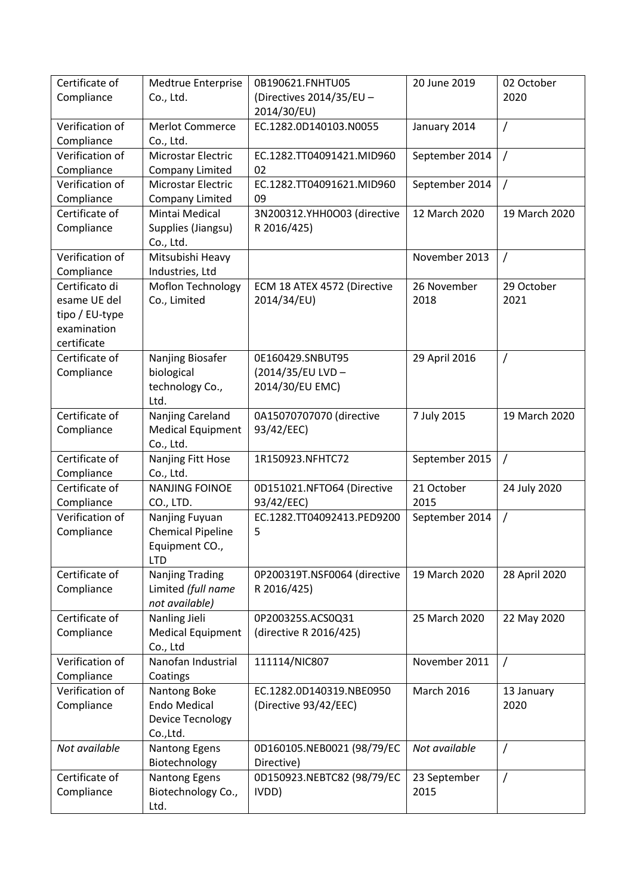| Certificate of Compliance | Medtrue Enterprise Co., Ltd. | 0B190621.FNHTU05 (Directives 2014/35/EU – 2014/30/EU) | 20 June 2019 | 02 October 2020 |
|---|---|---|---|---|
| Verification of Compliance | Merlot Commerce Co., Ltd. | EC.1282.0D140103.N0055 | January 2014 | / |
| Verification of Compliance | Microstar Electric Company Limited | EC.1282.TT04091421.MID96002 | September 2014 | / |
| Verification of Compliance | Microstar Electric Company Limited | EC.1282.TT04091621.MID96009 | September 2014 | / |
| Certificate of Compliance | Mintai Medical Supplies (Jiangsu) Co., Ltd. | 3N200312.YHH0O03 (directive R 2016/425) | 12 March 2020 | 19 March 2020 |
| Verification of Compliance | Mitsubishi Heavy Industries, Ltd | | November 2013 | / |
| Certificato di esame UE del tipo / EU-type examination certificate | Moflon Technology Co., Limited | ECM 18 ATEX 4572 (Directive 2014/34/EU) | 26 November 2018 | 29 October 2021 |
| Certificate of Compliance | Nanjing Biosafer biological technology Co., Ltd. | 0E160429.SNBUT95 (2014/35/EU LVD – 2014/30/EU EMC) | 29 April 2016 | / |
| Certificate of Compliance | Nanjing Careland Medical Equipment Co., Ltd. | 0A15070707070 (directive 93/42/EEC) | 7 July 2015 | 19 March 2020 |
| Certificate of Compliance | Nanjing Fitt Hose Co., Ltd. | 1R150923.NFHTC72 | September 2015 | / |
| Certificate of Compliance | NANJING FOINOE CO., LTD. | 0D151021.NFTO64 (Directive 93/42/EEC) | 21 October 2015 | 24 July 2020 |
| Verification of Compliance | Nanjing Fuyuan Chemical Pipeline Equipment CO., LTD | EC.1282.TT04092413.PED92005 | September 2014 | / |
| Certificate of Compliance | Nanjing Trading Limited *(full name not available)* | 0P200319T.NSF0064 (directive R 2016/425) | 19 March 2020 | 28 April 2020 |
| Certificate of Compliance | Nanling Jieli Medical Equipment Co., Ltd | 0P200325S.ACS0Q31 (directive R 2016/425) | 25 March 2020 | 22 May 2020 |
| Verification of Compliance | Nanofan Industrial Coatings | 111114/NIC807 | November 2011 | / |
| Verification of Compliance | Nantong Boke Endo Medical Device Tecnology Co.,Ltd. | EC.1282.0D140319.NBE0950 (Directive 93/42/EEC) | March 2016 | 13 January 2020 |
| *Not available* | Nantong Egens Biotechnology | 0D160105.NEB0021 (98/79/EC Directive) | *Not available* | / |
| Certificate of Compliance | Nantong Egens Biotechnology Co., Ltd. | 0D150923.NEBTC82 (98/79/EC IVDD) | 23 September 2015 | / |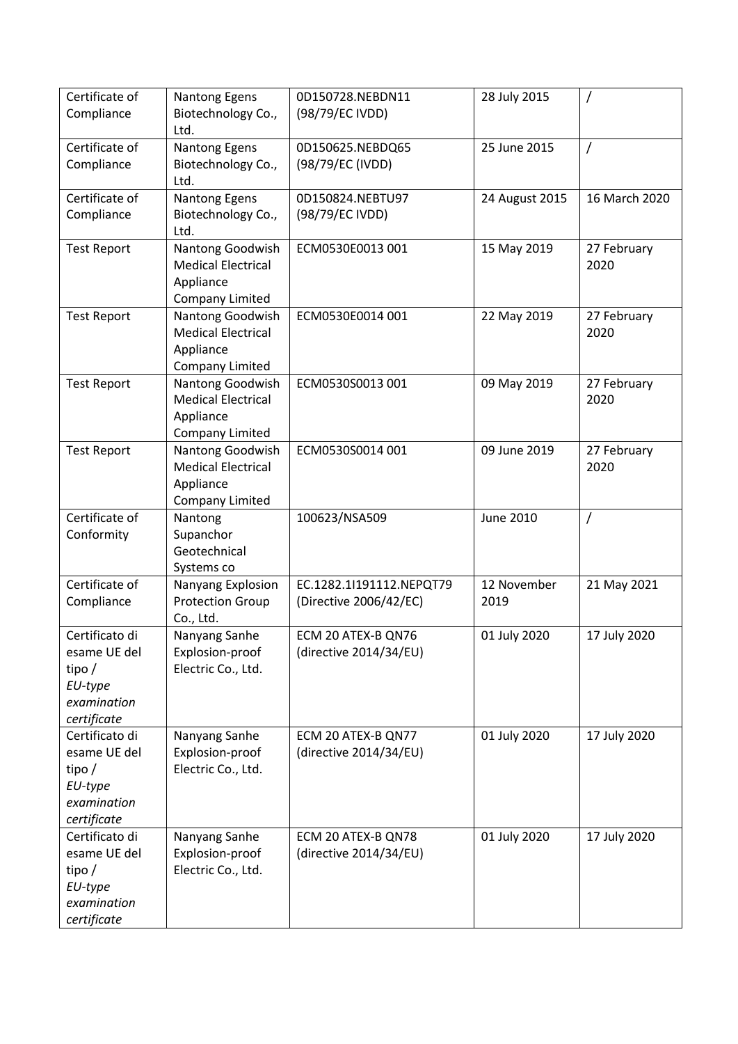| | | | | |
|---|---|---|---|---|
| Certificate of Compliance | Nantong Egens Biotechnology Co., Ltd. | 0D150728.NEBDN11 (98/79/EC IVDD) | 28 July 2015 | / |
| Certificate of Compliance | Nantong Egens Biotechnology Co., Ltd. | 0D150625.NEBDQ65 (98/79/EC (IVDD) | 25 June 2015 | / |
| Certificate of Compliance | Nantong Egens Biotechnology Co., Ltd. | 0D150824.NEBTU97 (98/79/EC IVDD) | 24 August 2015 | 16 March 2020 |
| Test Report | Nantong Goodwish Medical Electrical Appliance Company Limited | ECM0530E0013 001 | 15 May 2019 | 27 February 2020 |
| Test Report | Nantong Goodwish Medical Electrical Appliance Company Limited | ECM0530E0014 001 | 22 May 2019 | 27 February 2020 |
| Test Report | Nantong Goodwish Medical Electrical Appliance Company Limited | ECM0530S0013 001 | 09 May 2019 | 27 February 2020 |
| Test Report | Nantong Goodwish Medical Electrical Appliance Company Limited | ECM0530S0014 001 | 09 June 2019 | 27 February 2020 |
| Certificate of Conformity | Nantong Supanchor Geotechnical Systems co | 100623/NSA509 | June 2010 | / |
| Certificate of Compliance | Nanyang Explosion Protection Group Co., Ltd. | EC.1282.1I191112.NEPQT79 (Directive 2006/42/EC) | 12 November 2019 | 21 May 2021 |
| Certificato di esame UE del tipo / *EU-type examination certificate* | Nanyang Sanhe Explosion-proof Electric Co., Ltd. | ECM 20 ATEX-B QN76 (directive 2014/34/EU) | 01 July 2020 | 17 July 2020 |
| Certificato di esame UE del tipo / *EU-type examination certificate* | Nanyang Sanhe Explosion-proof Electric Co., Ltd. | ECM 20 ATEX-B QN77 (directive 2014/34/EU) | 01 July 2020 | 17 July 2020 |
| Certificato di esame UE del tipo / *EU-type examination certificate* | Nanyang Sanhe Explosion-proof Electric Co., Ltd. | ECM 20 ATEX-B QN78 (directive 2014/34/EU) | 01 July 2020 | 17 July 2020 |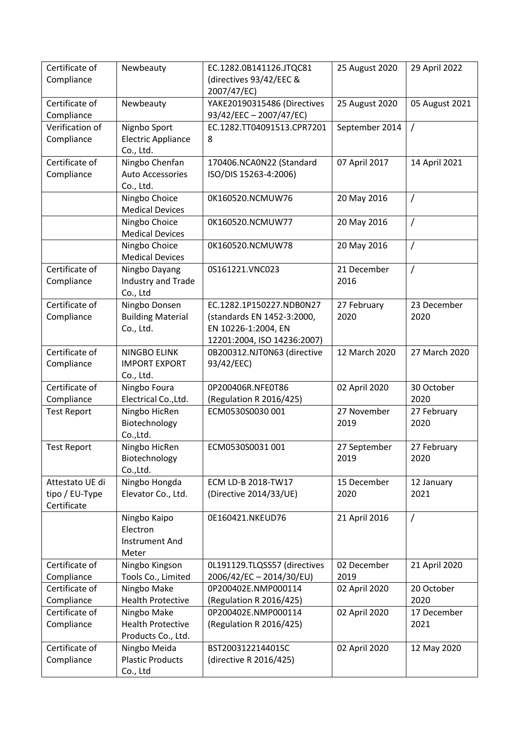| Certificate of Compliance | Newbeauty | EC.1282.0B141126.JTQC81 (directives 93/42/EEC & 2007/47/EC) | 25 August 2020 | 29 April 2022 |
|---|---|---|---|---|
| Certificate of Compliance | Newbeauty | YAKE20190315486 (Directives 93/42/EEC – 2007/47/EC) | 25 August 2020 | 05 August 2021 |
| Verification of Compliance | Nignbo Sport Electric Appliance Co., Ltd. | EC.1282.TT04091513.CPR72018 | September 2014 | / |
| Certificate of Compliance | Ningbo Chenfan Auto Accessories Co., Ltd. | 170406.NCA0N22 (Standard ISO/DIS 15263-4:2006) | 07 April 2017 | 14 April 2021 |
| | Ningbo Choice Medical Devices | 0K160520.NCMUW76 | 20 May 2016 | / |
| | Ningbo Choice Medical Devices | 0K160520.NCMUW77 | 20 May 2016 | / |
| | Ningbo Choice Medical Devices | 0K160520.NCMUW78 | 20 May 2016 | / |
| Certificate of Compliance | Ningbo Dayang Industry and Trade Co., Ltd | 0S161221.VNC023 | 21 December 2016 | / |
| Certificate of Compliance | Ningbo Donsen Building Material Co., Ltd. | EC.1282.1P150227.NDB0N27 (standards EN 1452-3:2000, EN 10226-1:2004, EN 12201:2004, ISO 14236:2007) | 27 February 2020 | 23 December 2020 |
| Certificate of Compliance | NINGBO ELINK IMPORT EXPORT Co., Ltd. | 0B200312.NJT0N63 (directive 93/42/EEC) | 12 March 2020 | 27 March 2020 |
| Certificate of Compliance | Ningbo Foura Electrical Co.,Ltd. | 0P200406R.NFE0T86 (Regulation R 2016/425) | 02 April 2020 | 30 October 2020 |
| Test Report | Ningbo HicRen Biotechnology Co.,Ltd. | ECM0530S0030 001 | 27 November 2019 | 27 February 2020 |
| Test Report | Ningbo HicRen Biotechnology Co.,Ltd. | ECM0530S0031 001 | 27 September 2019 | 27 February 2020 |
| Attestato UE di tipo / EU-Type Certificate | Ningbo Hongda Elevator Co., Ltd. | ECM LD-B 2018-TW17 (Directive 2014/33/UE) | 15 December 2020 | 12 January 2021 |
| | Ningbo Kaipo Electron Instrument And Meter | 0E160421.NKEUD76 | 21 April 2016 | / |
| Certificate of Compliance | Ningbo Kingson Tools Co., Limited | 0L191129.TLQSS57 (directives 2006/42/EC – 2014/30/EU) | 02 December 2019 | 21 April 2020 |
| Certificate of Compliance | Ningbo Make Health Protective | 0P200402E.NMP000114 (Regulation R 2016/425) | 02 April 2020 | 20 October 2020 |
| Certificate of Compliance | Ningbo Make Health Protective Products Co., Ltd. | 0P200402E.NMP000114 (Regulation R 2016/425) | 02 April 2020 | 17 December 2021 |
| Certificate of Compliance | Ningbo Meida Plastic Products Co., Ltd | BST200312214401SC (directive R 2016/425) | 02 April 2020 | 12 May 2020 |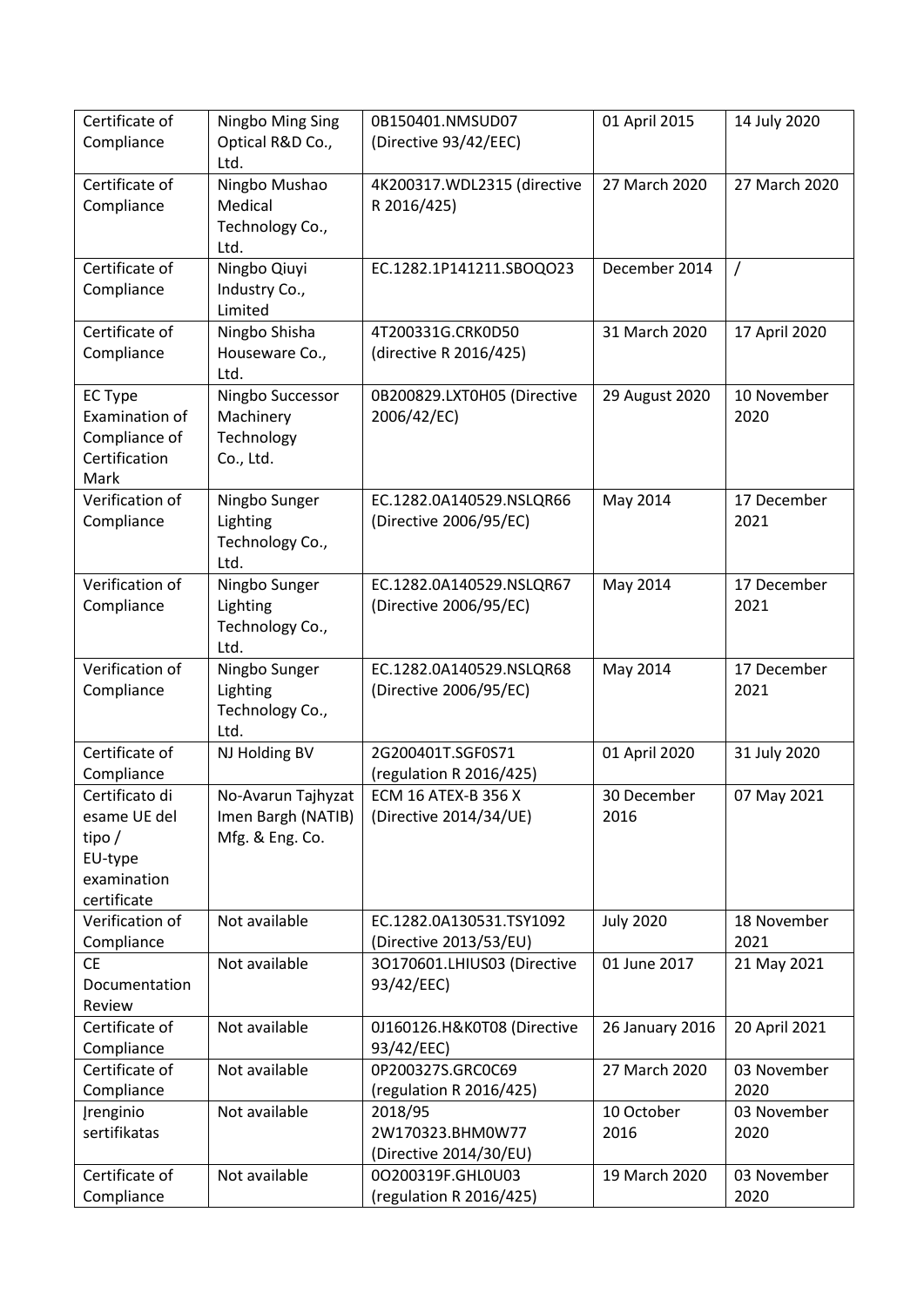| Certificate of Compliance | Ningbo Ming Sing Optical R&D Co., Ltd. | 0B150401.NMSUD07 (Directive 93/42/EEC) | 01 April 2015 | 14 July 2020 |
|---|---|---|---|---|
| Certificate of Compliance | Ningbo Mushao Medical Technology Co., Ltd. | 4K200317.WDL2315 (directive R 2016/425) | 27 March 2020 | 27 March 2020 |
| Certificate of Compliance | Ningbo Qiuyi Industry Co., Limited | EC.1282.1P141211.SBOQO23 | December 2014 | / |
| Certificate of Compliance | Ningbo Shisha Houseware Co., Ltd. | 4T200331G.CRK0D50 (directive R 2016/425) | 31 March 2020 | 17 April 2020 |
| EC Type Examination of Compliance of Certification Mark | Ningbo Successor Machinery Technology Co., Ltd. | 0B200829.LXT0H05 (Directive 2006/42/EC) | 29 August 2020 | 10 November 2020 |
| Verification of Compliance | Ningbo Sunger Lighting Technology Co., Ltd. | EC.1282.0A140529.NSLQR66 (Directive 2006/95/EC) | May 2014 | 17 December 2021 |
| Verification of Compliance | Ningbo Sunger Lighting Technology Co., Ltd. | EC.1282.0A140529.NSLQR67 (Directive 2006/95/EC) | May 2014 | 17 December 2021 |
| Verification of Compliance | Ningbo Sunger Lighting Technology Co., Ltd. | EC.1282.0A140529.NSLQR68 (Directive 2006/95/EC) | May 2014 | 17 December 2021 |
| Certificate of Compliance | NJ Holding BV | 2G200401T.SGF0S71 (regulation R 2016/425) | 01 April 2020 | 31 July 2020 |
| Certificato di esame UE del tipo / EU-type examination certificate | No-Avarun Tajhyzat Imen Bargh (NATIB) Mfg. & Eng. Co. | ECM 16 ATEX-B 356 X (Directive 2014/34/UE) | 30 December 2016 | 07 May 2021 |
| Verification of Compliance | Not available | EC.1282.0A130531.TSY1092 (Directive 2013/53/EU) | July 2020 | 18 November 2021 |
| CE Documentation Review | Not available | 3O170601.LHIUS03 (Directive 93/42/EEC) | 01 June 2017 | 21 May 2021 |
| Certificate of Compliance | Not available | 0J160126.H&K0T08 (Directive 93/42/EEC) | 26 January 2016 | 20 April 2021 |
| Certificate of Compliance | Not available | 0P200327S.GRC0C69 (regulation R 2016/425) | 27 March 2020 | 03 November 2020 |
| Įrenginio sertifikatas | Not available | 2018/95 2W170323.BHM0W77 (Directive 2014/30/EU) | 10 October 2016 | 03 November 2020 |
| Certificate of Compliance | Not available | 0O200319F.GHL0U03 (regulation R 2016/425) | 19 March 2020 | 03 November 2020 |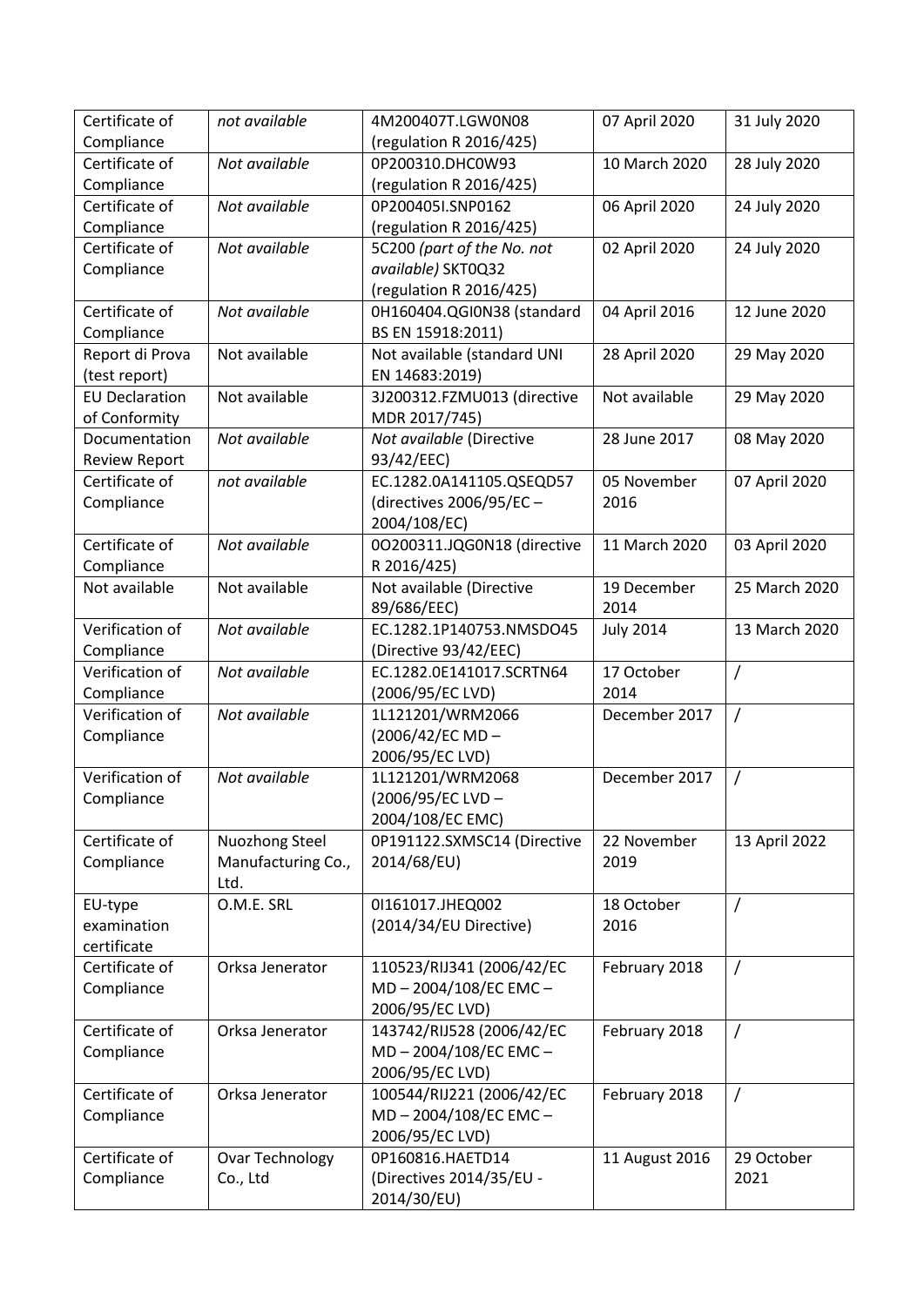| Certificate of Compliance | *not available* | 4M200407T.LGW0N08 (regulation R 2016/425) | 07 April 2020 | 31 July 2020 |
|---|---|---|---|---|
| Certificate of Compliance | *Not available* | 0P200310.DHC0W93 (regulation R 2016/425) | 10 March 2020 | 28 July 2020 |
| Certificate of Compliance | *Not available* | 0P200405I.SNP0162 (regulation R 2016/425) | 06 April 2020 | 24 July 2020 |
| Certificate of Compliance | *Not available* | 5C200 *(part of the No. not available)* SKT0Q32 (regulation R 2016/425) | 02 April 2020 | 24 July 2020 |
| Certificate of Compliance | *Not available* | 0H160404.QGI0N38 (standard BS EN 15918:2011) | 04 April 2016 | 12 June 2020 |
| Report di Prova (test report) | Not available | Not available (standard UNI EN 14683:2019) | 28 April 2020 | 29 May 2020 |
| EU Declaration of Conformity | Not available | 3J200312.FZMU013 (directive MDR 2017/745) | Not available | 29 May 2020 |
| Documentation Review Report | *Not available* | *Not available* (Directive 93/42/EEC) | 28 June 2017 | 08 May 2020 |
| Certificate of Compliance | *not available* | EC.1282.0A141105.QSEQD57 (directives 2006/95/EC – 2004/108/EC) | 05 November 2016 | 07 April 2020 |
| Certificate of Compliance | *Not available* | 0O200311.JQG0N18 (directive R 2016/425) | 11 March 2020 | 03 April 2020 |
| Not available | Not available | Not available (Directive 89/686/EEC) | 19 December 2014 | 25 March 2020 |
| Verification of Compliance | *Not available* | EC.1282.1P140753.NMSDO45 (Directive 93/42/EEC) | July 2014 | 13 March 2020 |
| Verification of Compliance | *Not available* | EC.1282.0E141017.SCRTN64 (2006/95/EC LVD) | 17 October 2014 | / |
| Verification of Compliance | *Not available* | 1L121201/WRM2066 (2006/42/EC MD – 2006/95/EC LVD) | December 2017 | / |
| Verification of Compliance | *Not available* | 1L121201/WRM2068 (2006/95/EC LVD – 2004/108/EC EMC) | December 2017 | / |
| Certificate of Compliance | Nuozhong Steel Manufacturing Co., Ltd. | 0P191122.SXMSC14 (Directive 2014/68/EU) | 22 November 2019 | 13 April 2022 |
| EU-type examination certificate | O.M.E. SRL | 0I161017.JHEQ002 (2014/34/EU Directive) | 18 October 2016 | / |
| Certificate of Compliance | Orksa Jenerator | 110523/RIJ341 (2006/42/EC MD – 2004/108/EC EMC – 2006/95/EC LVD) | February 2018 | / |
| Certificate of Compliance | Orksa Jenerator | 143742/RIJ528 (2006/42/EC MD – 2004/108/EC EMC – 2006/95/EC LVD) | February 2018 | / |
| Certificate of Compliance | Orksa Jenerator | 100544/RIJ221 (2006/42/EC MD – 2004/108/EC EMC – 2006/95/EC LVD) | February 2018 | / |
| Certificate of Compliance | Ovar Technology Co., Ltd | 0P160816.HAETD14 (Directives 2014/35/EU - 2014/30/EU) | 11 August 2016 | 29 October 2021 |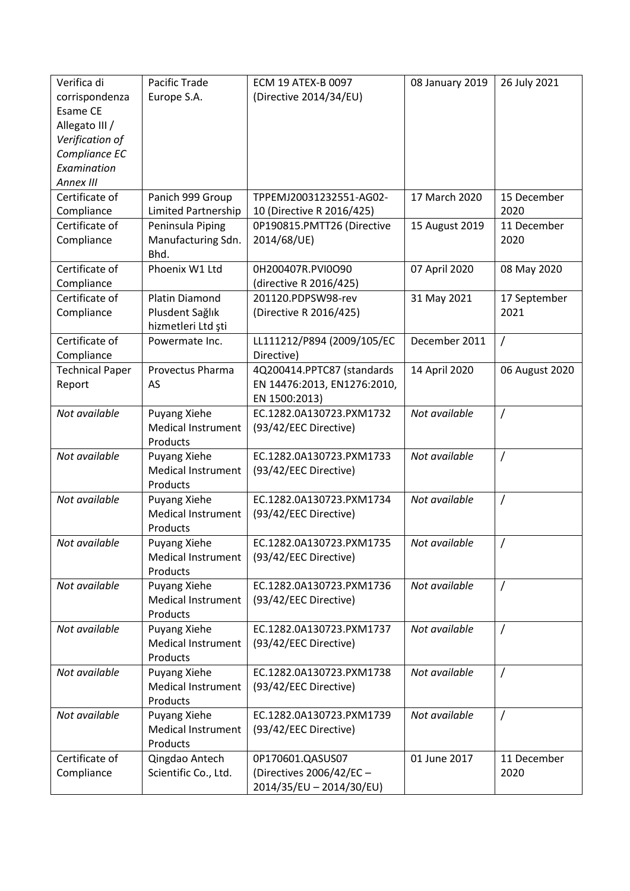| Verifica di corrispondenza Esame CE Allegato III / *Verification of Compliance EC Examination Annex III* | Pacific Trade Europe S.A. | ECM 19 ATEX-B 0097 (Directive 2014/34/EU) | 08 January 2019 | 26 July 2021 |
|---|---|---|---|---|
| Certificate of Compliance | Panich 999 Group Limited Partnership | TPPEMJ20031232551-AG02-10 (Directive R 2016/425) | 17 March 2020 | 15 December 2020 |
| Certificate of Compliance | Peninsula Piping Manufacturing Sdn. Bhd. | 0P190815.PMTT26 (Directive 2014/68/UE) | 15 August 2019 | 11 December 2020 |
| Certificate of Compliance | Phoenix W1 Ltd | 0H200407R.PVI0O90 (directive R 2016/425) | 07 April 2020 | 08 May 2020 |
| Certificate of Compliance | Platin Diamond Plusdent Sağlık hizmetleri Ltd şti | 201120.PDPSW98-rev (Directive R 2016/425) | 31 May 2021 | 17 September 2021 |
| Certificate of Compliance | Powermate Inc. | LL111212/P894 (2009/105/EC Directive) | December 2011 | / |
| Technical Paper Report | Provectus Pharma AS | 4Q200414.PPTC87 (standards EN 14476:2013, EN1276:2010, EN 1500:2013) | 14 April 2020 | 06 August 2020 |
| *Not available* | Puyang Xiehe Medical Instrument Products | EC.1282.0A130723.PXM1732 (93/42/EEC Directive) | *Not available* | / |
| *Not available* | Puyang Xiehe Medical Instrument Products | EC.1282.0A130723.PXM1733 (93/42/EEC Directive) | *Not available* | / |
| *Not available* | Puyang Xiehe Medical Instrument Products | EC.1282.0A130723.PXM1734 (93/42/EEC Directive) | *Not available* | / |
| *Not available* | Puyang Xiehe Medical Instrument Products | EC.1282.0A130723.PXM1735 (93/42/EEC Directive) | *Not available* | / |
| *Not available* | Puyang Xiehe Medical Instrument Products | EC.1282.0A130723.PXM1736 (93/42/EEC Directive) | *Not available* | / |
| *Not available* | Puyang Xiehe Medical Instrument Products | EC.1282.0A130723.PXM1737 (93/42/EEC Directive) | *Not available* | / |
| *Not available* | Puyang Xiehe Medical Instrument Products | EC.1282.0A130723.PXM1738 (93/42/EEC Directive) | *Not available* | / |
| *Not available* | Puyang Xiehe Medical Instrument Products | EC.1282.0A130723.PXM1739 (93/42/EEC Directive) | *Not available* | / |
| Certificate of Compliance | Qingdao Antech Scientific Co., Ltd. | 0P170601.QASUS07 (Directives 2006/42/EC – 2014/35/EU – 2014/30/EU) | 01 June 2017 | 11 December 2020 |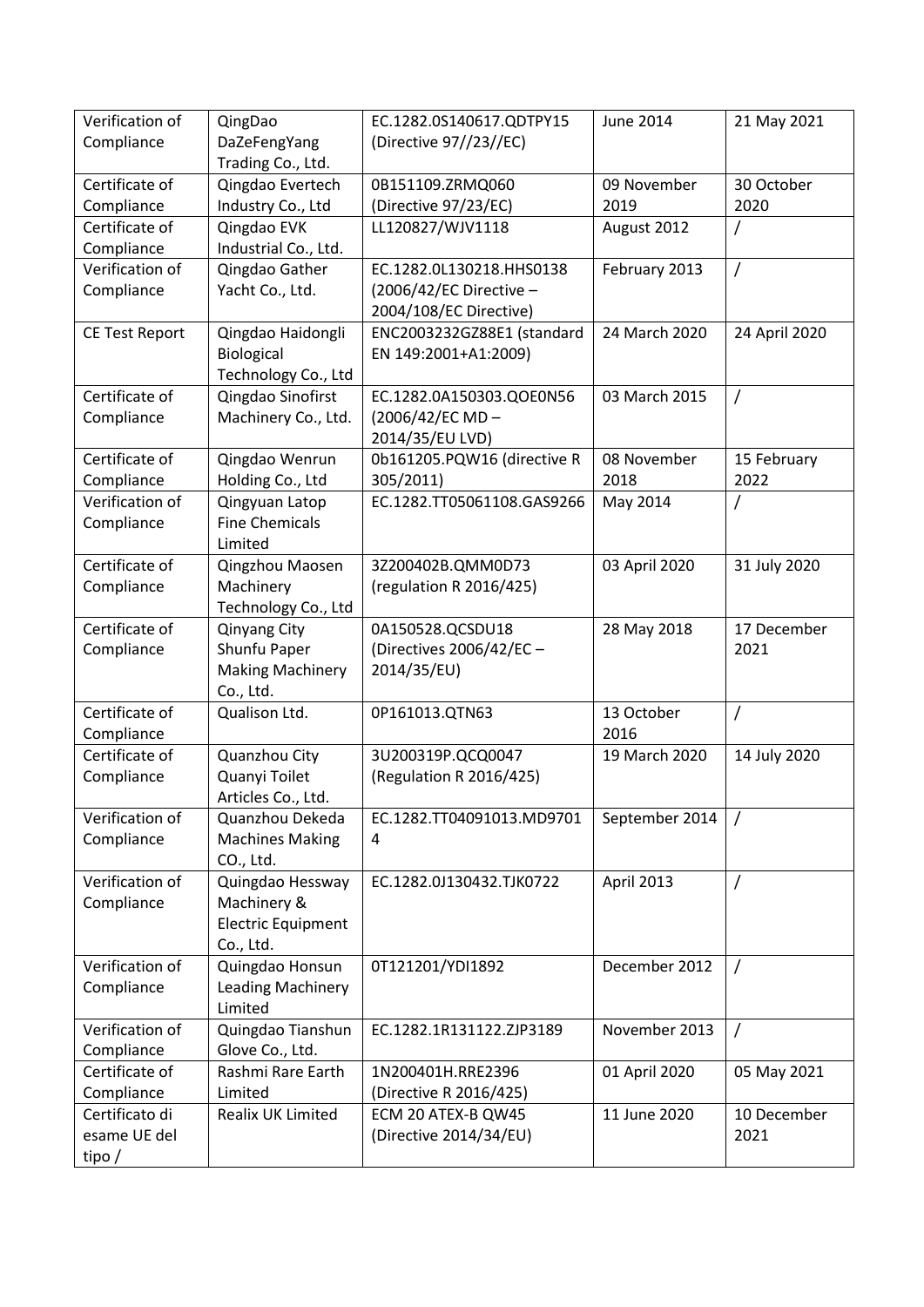| Verification of Compliance | QingDao DaZeFengYang Trading Co., Ltd. | EC.1282.0S140617.QDTPY15 (Directive 97//23//EC) | June 2014 | 21 May 2021 |
|---|---|---|---|---|
| Certificate of Compliance | Qingdao Evertech Industry Co., Ltd | 0B151109.ZRMQ060 (Directive 97/23/EC) | 09 November 2019 | 30 October 2020 |
| Certificate of Compliance | Qingdao EVK Industrial Co., Ltd. | LL120827/WJV1118 | August 2012 | / |
| Verification of Compliance | Qingdao Gather Yacht Co., Ltd. | EC.1282.0L130218.HHS0138 (2006/42/EC Directive – 2004/108/EC Directive) | February 2013 | / |
| CE Test Report | Qingdao Haidongli Biological Technology Co., Ltd | ENC2003232GZ88E1 (standard EN 149:2001+A1:2009) | 24 March 2020 | 24 April 2020 |
| Certificate of Compliance | Qingdao Sinofirst Machinery Co., Ltd. | EC.1282.0A150303.QOE0N56 (2006/42/EC MD – 2014/35/EU LVD) | 03 March 2015 | / |
| Certificate of Compliance | Qingdao Wenrun Holding Co., Ltd | 0b161205.PQW16 (directive R 305/2011) | 08 November 2018 | 15 February 2022 |
| Verification of Compliance | Qingyuan Latop Fine Chemicals Limited | EC.1282.TT05061108.GAS9266 | May 2014 | / |
| Certificate of Compliance | Qingzhou Maosen Machinery Technology Co., Ltd | 3Z200402B.QMM0D73 (regulation R 2016/425) | 03 April 2020 | 31 July 2020 |
| Certificate of Compliance | Qinyang City Shunfu Paper Making Machinery Co., Ltd. | 0A150528.QCSDU18 (Directives 2006/42/EC – 2014/35/EU) | 28 May 2018 | 17 December 2021 |
| Certificate of Compliance | Qualison Ltd. | 0P161013.QTN63 | 13 October 2016 | / |
| Certificate of Compliance | Quanzhou City Quanyi Toilet Articles Co., Ltd. | 3U200319P.QCQ0047 (Regulation R 2016/425) | 19 March 2020 | 14 July 2020 |
| Verification of Compliance | Quanzhou Dekeda Machines Making CO., Ltd. | EC.1282.TT04091013.MD97014 | September 2014 | / |
| Verification of Compliance | Quingdao Hessway Machinery & Electric Equipment Co., Ltd. | EC.1282.0J130432.TJK0722 | April 2013 | / |
| Verification of Compliance | Quingdao Honsun Leading Machinery Limited | 0T121201/YDI1892 | December 2012 | / |
| Verification of Compliance | Quingdao Tianshun Glove Co., Ltd. | EC.1282.1R131122.ZJP3189 | November 2013 | / |
| Certificate of Compliance | Rashmi Rare Earth Limited | 1N200401H.RRE2396 (Directive R 2016/425) | 01 April 2020 | 05 May 2021 |
| Certificato di esame UE del tipo / | Realix UK Limited | ECM 20 ATEX-B QW45 (Directive 2014/34/EU) | 11 June 2020 | 10 December 2021 |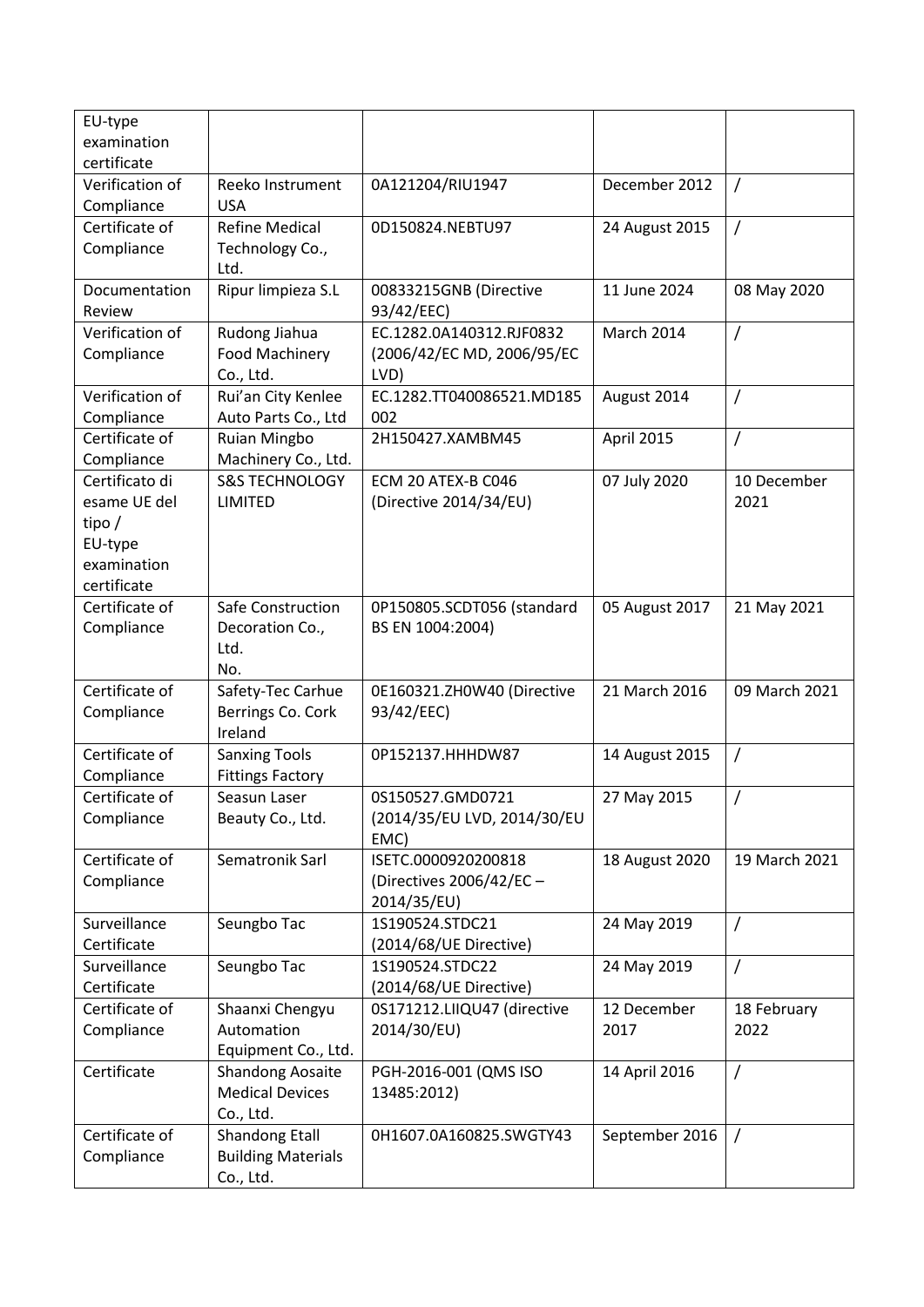| EU-type examination certificate | | | | |
|---|---|---|---|---|
| Verification of Compliance | Reeko Instrument USA | 0A121204/RIU1947 | December 2012 | / |
| Certificate of Compliance | Refine Medical Technology Co., Ltd. | 0D150824.NEBTU97 | 24 August 2015 | / |
| Documentation Review | Ripur limpieza S.L | 00833215GNB (Directive 93/42/EEC) | 11 June 2024 | 08 May 2020 |
| Verification of Compliance | Rudong Jiahua Food Machinery Co., Ltd. | EC.1282.0A140312.RJF0832 (2006/42/EC MD, 2006/95/EC LVD) | March 2014 | / |
| Verification of Compliance | Rui'an City Kenlee Auto Parts Co., Ltd | EC.1282.TT040086521.MD185002 | August 2014 | / |
| Certificate of Compliance | Ruian Mingbo Machinery Co., Ltd. | 2H150427.XAMBM45 | April 2015 | / |
| Certificato di esame UE del tipo / EU-type examination certificate | S&S TECHNOLOGY LIMITED | ECM 20 ATEX-B C046 (Directive 2014/34/EU) | 07 July 2020 | 10 December 2021 |
| Certificate of Compliance | Safe Construction Decoration Co., Ltd. No. | 0P150805.SCDT056 (standard BS EN 1004:2004) | 05 August 2017 | 21 May 2021 |
| Certificate of Compliance | Safety-Tec Carhue Berrings Co. Cork Ireland | 0E160321.ZH0W40 (Directive 93/42/EEC) | 21 March 2016 | 09 March 2021 |
| Certificate of Compliance | Sanxing Tools Fittings Factory | 0P152137.HHHDW87 | 14 August 2015 | / |
| Certificate of Compliance | Seasun Laser Beauty Co., Ltd. | 0S150527.GMD0721 (2014/35/EU LVD, 2014/30/EU EMC) | 27 May 2015 | / |
| Certificate of Compliance | Sematronik Sarl | ISETC.0000920200818 (Directives 2006/42/EC – 2014/35/EU) | 18 August 2020 | 19 March 2021 |
| Surveillance Certificate | Seungbo Tac | 1S190524.STDC21 (2014/68/UE Directive) | 24 May 2019 | / |
| Surveillance Certificate | Seungbo Tac | 1S190524.STDC22 (2014/68/UE Directive) | 24 May 2019 | / |
| Certificate of Compliance | Shaanxi Chengyu Automation Equipment Co., Ltd. | 0S171212.LIIQU47 (directive 2014/30/EU) | 12 December 2017 | 18 February 2022 |
| Certificate | Shandong Aosaite Medical Devices Co., Ltd. | PGH-2016-001 (QMS ISO 13485:2012) | 14 April 2016 | / |
| Certificate of Compliance | Shandong Etall Building Materials Co., Ltd. | 0H1607.0A160825.SWGTY43 | September 2016 | / |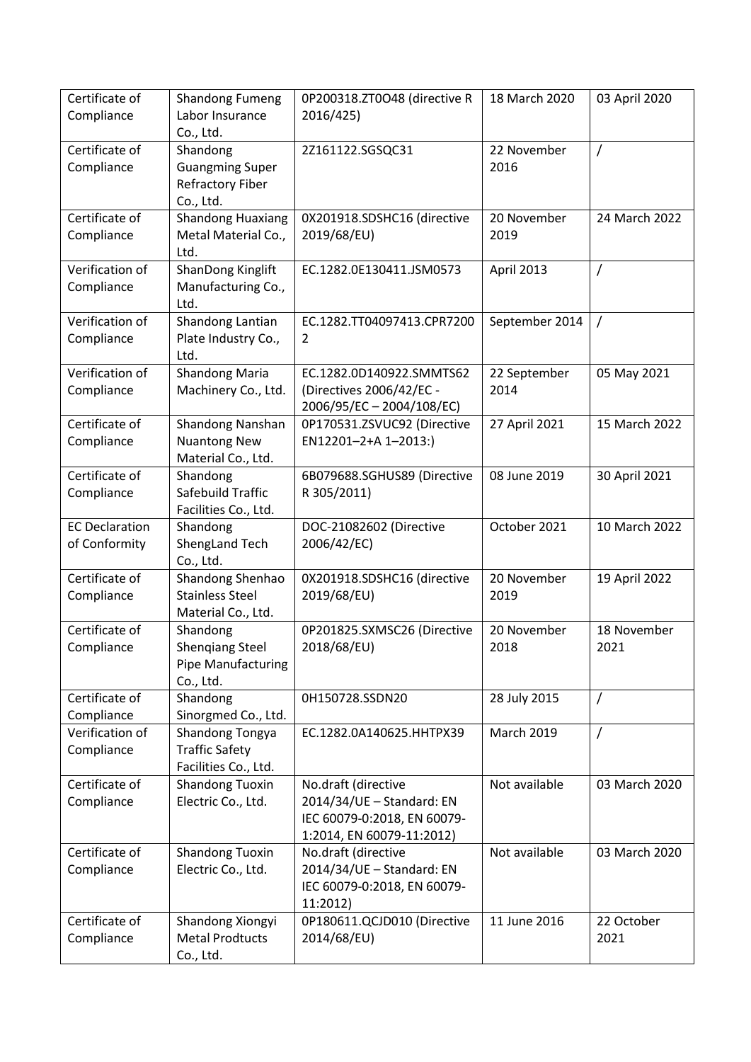| Certificate of Compliance | Shandong Fumeng Labor Insurance Co., Ltd. | 0P200318.ZT0O48 (directive R 2016/425) | 18 March 2020 | 03 April 2020 |
|---|---|---|---|---|
| Certificate of Compliance | Shandong Guangming Super Refractory Fiber Co., Ltd. | 2Z161122.SGSQC31 | 22 November 2016 | / |
| Certificate of Compliance | Shandong Huaxiang Metal Material Co., Ltd. | 0X201918.SDSHC16 (directive 2019/68/EU) | 20 November 2019 | 24 March 2022 |
| Verification of Compliance | ShanDong Kinglift Manufacturing Co., Ltd. | EC.1282.0E130411.JSM0573 | April 2013 | / |
| Verification of Compliance | Shandong Lantian Plate Industry Co., Ltd. | EC.1282.TT04097413.CPR72002 | September 2014 | / |
| Verification of Compliance | Shandong Maria Machinery Co., Ltd. | EC.1282.0D140922.SMMTS62 (Directives 2006/42/EC - 2006/95/EC – 2004/108/EC) | 22 September 2014 | 05 May 2021 |
| Certificate of Compliance | Shandong Nanshan Nuantong New Material Co., Ltd. | 0P170531.ZSVUC92 (Directive EN12201–2+A 1–2013:) | 27 April 2021 | 15 March 2022 |
| Certificate of Compliance | Shandong Safebuild Traffic Facilities Co., Ltd. | 6B079688.SGHUS89 (Directive R 305/2011) | 08 June 2019 | 30 April 2021 |
| EC Declaration of Conformity | Shandong ShengLand Tech Co., Ltd. | DOC-21082602 (Directive 2006/42/EC) | October 2021 | 10 March 2022 |
| Certificate of Compliance | Shandong Shenhao Stainless Steel Material Co., Ltd. | 0X201918.SDSHC16 (directive 2019/68/EU) | 20 November 2019 | 19 April 2022 |
| Certificate of Compliance | Shandong Shenqiang Steel Pipe Manufacturing Co., Ltd. | 0P201825.SXMSC26 (Directive 2018/68/EU) | 20 November 2018 | 18 November 2021 |
| Certificate of Compliance | Shandong Sinorgmed Co., Ltd. | 0H150728.SSDN20 | 28 July 2015 | / |
| Verification of Compliance | Shandong Tongya Traffic Safety Facilities Co., Ltd. | EC.1282.0A140625.HHTPX39 | March 2019 | / |
| Certificate of Compliance | Shandong Tuoxin Electric Co., Ltd. | No.draft (directive 2014/34/UE – Standard: EN IEC 60079-0:2018, EN 60079-1:2014, EN 60079-11:2012) | Not available | 03 March 2020 |
| Certificate of Compliance | Shandong Tuoxin Electric Co., Ltd. | No.draft (directive 2014/34/UE – Standard: EN IEC 60079-0:2018, EN 60079-11:2012) | Not available | 03 March 2020 |
| Certificate of Compliance | Shandong Xiongyi Metal Prodtucts Co., Ltd. | 0P180611.QCJD010 (Directive 2014/68/EU) | 11 June 2016 | 22 October 2021 |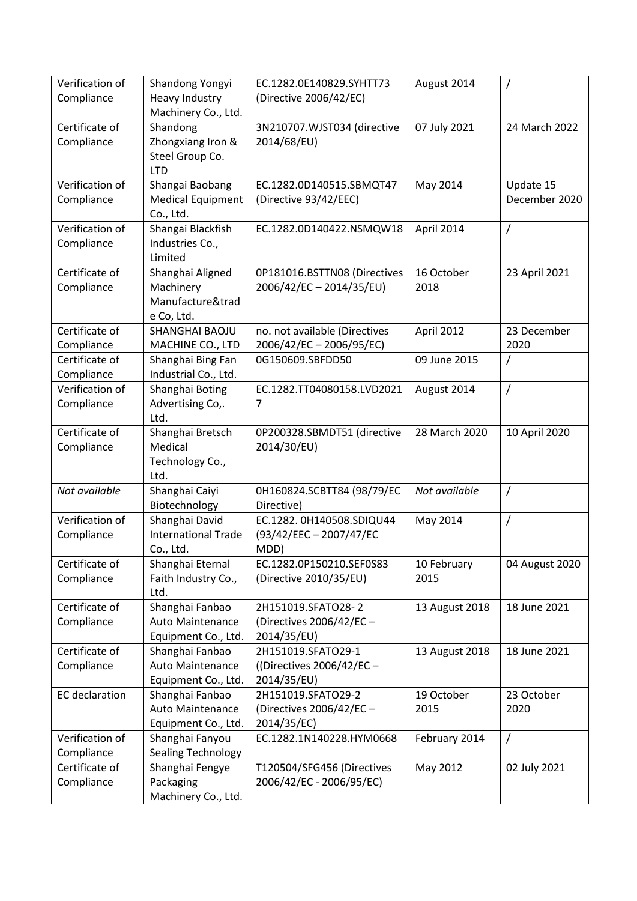| Verification of Compliance | Shandong Yongyi Heavy Industry Machinery Co., Ltd. | EC.1282.0E140829.SYHTT73 (Directive 2006/42/EC) | August 2014 | / |
|---|---|---|---|---|
| Certificate of Compliance | Shandong Zhongxiang Iron & Steel Group Co. LTD | 3N210707.WJST034 (directive 2014/68/EU) | 07 July 2021 | 24 March 2022 |
| Verification of Compliance | Shangai Baobang Medical Equipment Co., Ltd. | EC.1282.0D140515.SBMQT47 (Directive 93/42/EEC) | May 2014 | Update 15 December 2020 |
| Verification of Compliance | Shangai Blackfish Industries Co., Limited | EC.1282.0D140422.NSMQW18 | April 2014 | / |
| Certificate of Compliance | Shanghai Aligned Machinery Manufacture&trade Co, Ltd. | 0P181016.BSTTN08 (Directives 2006/42/EC – 2014/35/EU) | 16 October 2018 | 23 April 2021 |
| Certificate of Compliance | SHANGHAI BAOJU MACHINE CO., LTD | no. not available (Directives 2006/42/EC – 2006/95/EC) | April 2012 | 23 December 2020 |
| Certificate of Compliance | Shanghai Bing Fan Industrial Co., Ltd. | 0G150609.SBFDD50 | 09 June 2015 | / |
| Verification of Compliance | Shanghai Boting Advertising Co,. Ltd. | EC.1282.TT04080158.LVD20217 | August 2014 | / |
| Certificate of Compliance | Shanghai Bretsch Medical Technology Co., Ltd. | 0P200328.SBMDT51 (directive 2014/30/EU) | 28 March 2020 | 10 April 2020 |
| *Not available* | Shanghai Caiyi Biotechnology | 0H160824.SCBTT84 (98/79/EC Directive) | *Not available* | / |
| Verification of Compliance | Shanghai David International Trade Co., Ltd. | EC.1282. 0H140508.SDIQU44 (93/42/EEC – 2007/47/EC MDD) | May 2014 | / |
| Certificate of Compliance | Shanghai Eternal Faith Industry Co., Ltd. | EC.1282.0P150210.SEF0S83 (Directive 2010/35/EU) | 10 February 2015 | 04 August 2020 |
| Certificate of Compliance | Shanghai Fanbao Auto Maintenance Equipment Co., Ltd. | 2H151019.SFATO28- 2 (Directives 2006/42/EC – 2014/35/EU) | 13 August 2018 | 18 June 2021 |
| Certificate of Compliance | Shanghai Fanbao Auto Maintenance Equipment Co., Ltd. | 2H151019.SFATO29-1 ((Directives 2006/42/EC – 2014/35/EU) | 13 August 2018 | 18 June 2021 |
| EC declaration | Shanghai Fanbao Auto Maintenance Equipment Co., Ltd. | 2H151019.SFATO29-2 (Directives 2006/42/EC – 2014/35/EC) | 19 October 2015 | 23 October 2020 |
| Verification of Compliance | Shanghai Fanyou Sealing Technology | EC.1282.1N140228.HYM0668 | February 2014 | / |
| Certificate of Compliance | Shanghai Fengye Packaging Machinery Co., Ltd. | T120504/SFG456 (Directives 2006/42/EC - 2006/95/EC) | May 2012 | 02 July 2021 |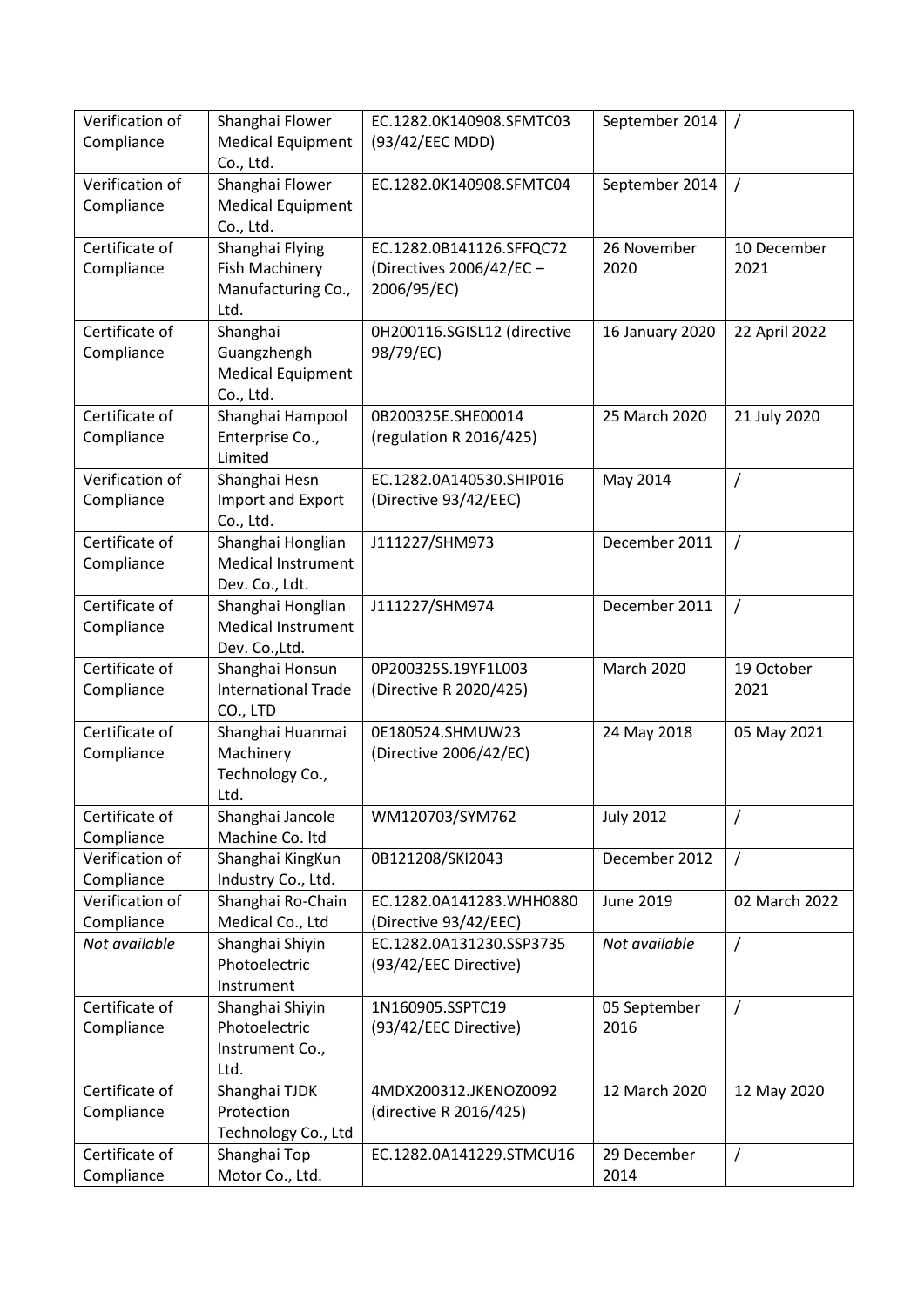| Verification of Compliance | Shanghai Flower Medical Equipment Co., Ltd. | EC.1282.0K140908.SFMTC03 (93/42/EEC MDD) | September 2014 | / |
|---|---|---|---|---|
| Verification of Compliance | Shanghai Flower Medical Equipment Co., Ltd. | EC.1282.0K140908.SFMTC04 | September 2014 | / |
| Certificate of Compliance | Shanghai Flying Fish Machinery Manufacturing Co., Ltd. | EC.1282.0B141126.SFFQC72 (Directives 2006/42/EC – 2006/95/EC) | 26 November 2020 | 10 December 2021 |
| Certificate of Compliance | Shanghai Guangzhengh Medical Equipment Co., Ltd. | 0H200116.SGISL12 (directive 98/79/EC) | 16 January 2020 | 22 April 2022 |
| Certificate of Compliance | Shanghai Hampool Enterprise Co., Limited | 0B200325E.SHE00014 (regulation R 2016/425) | 25 March 2020 | 21 July 2020 |
| Verification of Compliance | Shanghai Hesn Import and Export Co., Ltd. | EC.1282.0A140530.SHIP016 (Directive 93/42/EEC) | May 2014 | / |
| Certificate of Compliance | Shanghai Honglian Medical Instrument Dev. Co., Ldt. | J111227/SHM973 | December 2011 | / |
| Certificate of Compliance | Shanghai Honglian Medical Instrument Dev. Co.,Ltd. | J111227/SHM974 | December 2011 | / |
| Certificate of Compliance | Shanghai Honsun International Trade CO., LTD | 0P200325S.19YF1L003 (Directive R 2020/425) | March 2020 | 19 October 2021 |
| Certificate of Compliance | Shanghai Huanmai Machinery Technology Co., Ltd. | 0E180524.SHMUW23 (Directive 2006/42/EC) | 24 May 2018 | 05 May 2021 |
| Certificate of Compliance | Shanghai Jancole Machine Co. ltd | WM120703/SYM762 | July 2012 | / |
| Verification of Compliance | Shanghai KingKun Industry Co., Ltd. | 0B121208/SKI2043 | December 2012 | / |
| Verification of Compliance | Shanghai Ro-Chain Medical Co., Ltd | EC.1282.0A141283.WHH0880 (Directive 93/42/EEC) | June 2019 | 02 March 2022 |
| *Not available* | Shanghai Shiyin Photoelectric Instrument | EC.1282.0A131230.SSP3735 (93/42/EEC Directive) | *Not available* | / |
| Certificate of Compliance | Shanghai Shiyin Photoelectric Instrument Co., Ltd. | 1N160905.SSPTC19 (93/42/EEC Directive) | 05 September 2016 | / |
| Certificate of Compliance | Shanghai TJDK Protection Technology Co., Ltd | 4MDX200312.JKENOZ0092 (directive R 2016/425) | 12 March 2020 | 12 May 2020 |
| Certificate of Compliance | Shanghai Top Motor Co., Ltd. | EC.1282.0A141229.STMCU16 | 29 December 2014 | / |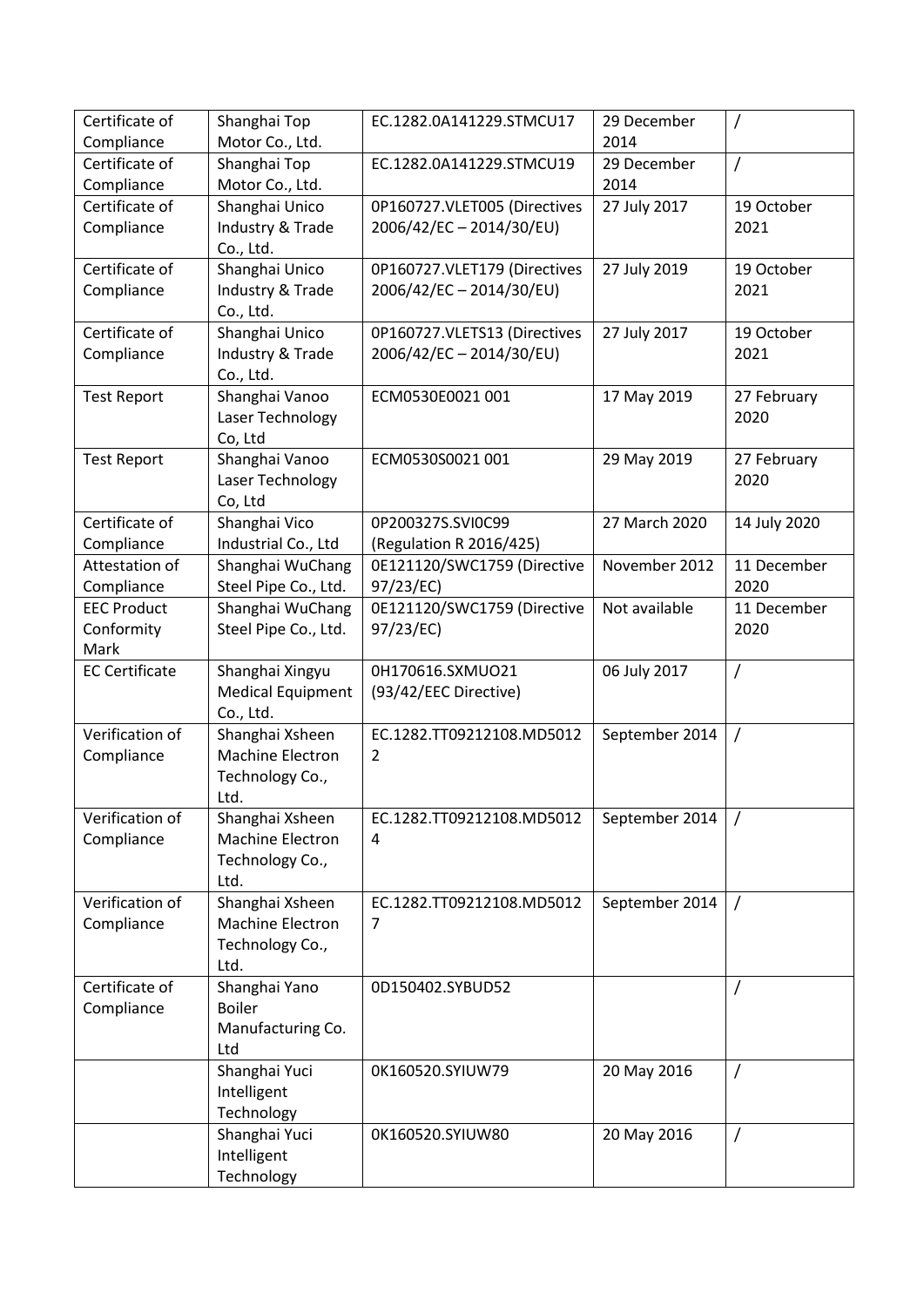| Certificate of Compliance | Shanghai Top Motor Co., Ltd. | EC.1282.0A141229.STMCU17 | 29 December 2014 | / |
|---|---|---|---|---|
| Certificate of Compliance | Shanghai Top Motor Co., Ltd. | EC.1282.0A141229.STMCU19 | 29 December 2014 | / |
| Certificate of Compliance | Shanghai Unico Industry & Trade Co., Ltd. | 0P160727.VLET005 (Directives 2006/42/EC – 2014/30/EU) | 27 July 2017 | 19 October 2021 |
| Certificate of Compliance | Shanghai Unico Industry & Trade Co., Ltd. | 0P160727.VLET179 (Directives 2006/42/EC – 2014/30/EU) | 27 July 2019 | 19 October 2021 |
| Certificate of Compliance | Shanghai Unico Industry & Trade Co., Ltd. | 0P160727.VLETS13 (Directives 2006/42/EC – 2014/30/EU) | 27 July 2017 | 19 October 2021 |
| Test Report | Shanghai Vanoo Laser Technology Co, Ltd | ECM0530E0021 001 | 17 May 2019 | 27 February 2020 |
| Test Report | Shanghai Vanoo Laser Technology Co, Ltd | ECM0530S0021 001 | 29 May 2019 | 27 February 2020 |
| Certificate of Compliance | Shanghai Vico Industrial Co., Ltd | 0P200327S.SVI0C99 (Regulation R 2016/425) | 27 March 2020 | 14 July 2020 |
| Attestation of Compliance | Shanghai WuChang Steel Pipe Co., Ltd. | 0E121120/SWC1759 (Directive 97/23/EC) | November 2012 | 11 December 2020 |
| EEC Product Conformity Mark | Shanghai WuChang Steel Pipe Co., Ltd. | 0E121120/SWC1759 (Directive 97/23/EC) | Not available | 11 December 2020 |
| EC Certificate | Shanghai Xingyu Medical Equipment Co., Ltd. | 0H170616.SXMUO21 (93/42/EEC Directive) | 06 July 2017 | / |
| Verification of Compliance | Shanghai Xsheen Machine Electron Technology Co., Ltd. | EC.1282.TT09212108.MD50122 | September 2014 | / |
| Verification of Compliance | Shanghai Xsheen Machine Electron Technology Co., Ltd. | EC.1282.TT09212108.MD50124 | September 2014 | / |
| Verification of Compliance | Shanghai Xsheen Machine Electron Technology Co., Ltd. | EC.1282.TT09212108.MD50127 | September 2014 | / |
| Certificate of Compliance | Shanghai Yano Boiler Manufacturing Co. Ltd | 0D150402.SYBUD52 | | / |
| | Shanghai Yuci Intelligent Technology | 0K160520.SYIUW79 | 20 May 2016 | / |
| | Shanghai Yuci Intelligent Technology | 0K160520.SYIUW80 | 20 May 2016 | / |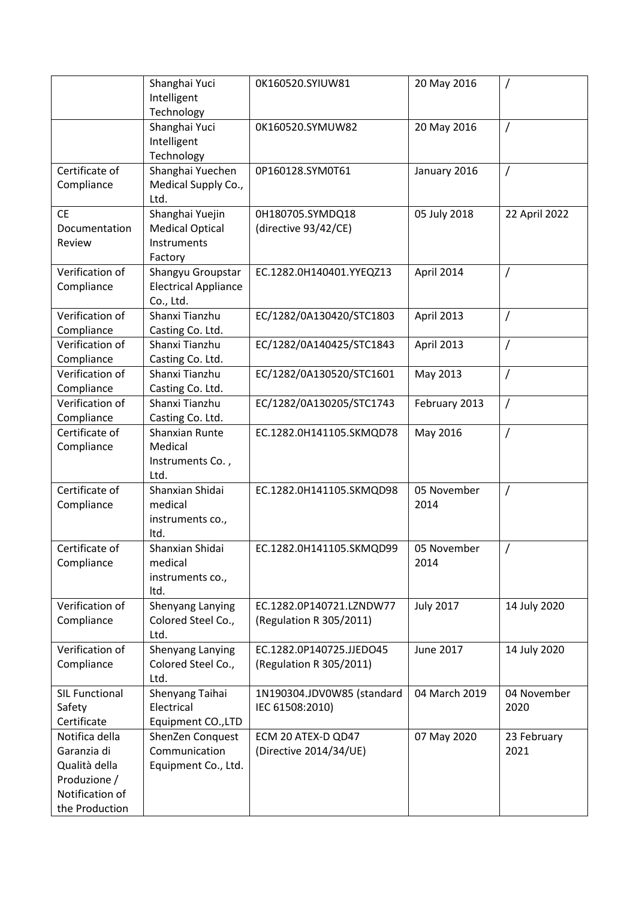|  | Shanghai Yuci Intelligent Technology | 0K160520.SYIUW81 | 20 May 2016 | / |
|---|---|---|---|---|
|  | Shanghai Yuci Intelligent Technology | 0K160520.SYMUW82 | 20 May 2016 | / |
| Certificate of Compliance | Shanghai Yuechen Medical Supply Co., Ltd. | 0P160128.SYM0T61 | January 2016 | / |
| CE Documentation Review | Shanghai Yuejin Medical Optical Instruments Factory | 0H180705.SYMDQ18 (directive 93/42/CE) | 05 July 2018 | 22 April 2022 |
| Verification of Compliance | Shangyu Groupstar Electrical Appliance Co., Ltd. | EC.1282.0H140401.YYEQZ13 | April 2014 | / |
| Verification of Compliance | Shanxi Tianzhu Casting Co. Ltd. | EC/1282/0A130420/STC1803 | April 2013 | / |
| Verification of Compliance | Shanxi Tianzhu Casting Co. Ltd. | EC/1282/0A140425/STC1843 | April 2013 | / |
| Verification of Compliance | Shanxi Tianzhu Casting Co. Ltd. | EC/1282/0A130520/STC1601 | May 2013 | / |
| Verification of Compliance | Shanxi Tianzhu Casting Co. Ltd. | EC/1282/0A130205/STC1743 | February 2013 | / |
| Certificate of Compliance | Shanxian Runte Medical Instruments Co. , Ltd. | EC.1282.0H141105.SKMQD78 | May 2016 | / |
| Certificate of Compliance | Shanxian Shidai medical instruments co., ltd. | EC.1282.0H141105.SKMQD98 | 05 November 2014 | / |
| Certificate of Compliance | Shanxian Shidai medical instruments co., ltd. | EC.1282.0H141105.SKMQD99 | 05 November 2014 | / |
| Verification of Compliance | Shenyang Lanying Colored Steel Co., Ltd. | EC.1282.0P140721.LZNDW77 (Regulation R 305/2011) | July 2017 | 14 July 2020 |
| Verification of Compliance | Shenyang Lanying Colored Steel Co., Ltd. | EC.1282.0P140725.JJEDO45 (Regulation R 305/2011) | June 2017 | 14 July 2020 |
| SIL Functional Safety Certificate | Shenyang Taihai Electrical Equipment CO.,LTD | 1N190304.JDV0W85 (standard IEC 61508:2010) | 04 March 2019 | 04 November 2020 |
| Notifica della Garanzia di Qualità della Produzione / Notification of the Production | ShenZen Conquest Communication Equipment Co., Ltd. | ECM 20 ATEX-D QD47 (Directive 2014/34/UE) | 07 May 2020 | 23 February 2021 |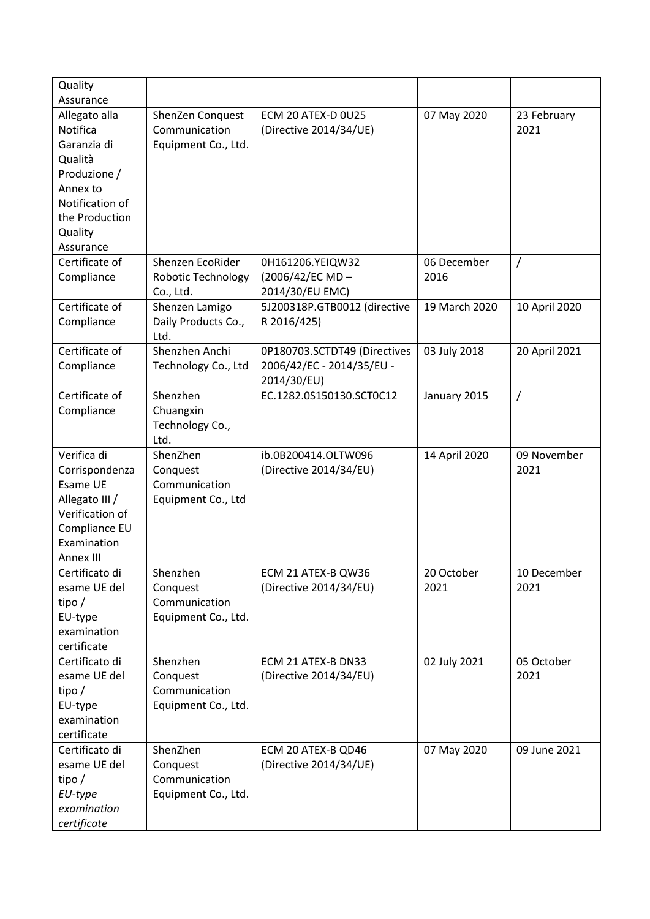| | | | | |
|---|---|---|---|---|
| Quality Assurance | | | | |
| Allegato alla Notifica Garanzia di Qualità Produzione / Annex to Notification of the Production Quality Assurance | ShenZen Conquest Communication Equipment Co., Ltd. | ECM 20 ATEX-D 0U25 (Directive 2014/34/UE) | 07 May 2020 | 23 February 2021 |
| Certificate of Compliance | Shenzen EcoRider Robotic Technology Co., Ltd. | 0H161206.YEIQW32 (2006/42/EC MD – 2014/30/EU EMC) | 06 December 2016 | / |
| Certificate of Compliance | Shenzen Lamigo Daily Products Co., Ltd. | 5J200318P.GTB0012 (directive R 2016/425) | 19 March 2020 | 10 April 2020 |
| Certificate of Compliance | Shenzhen Anchi Technology Co., Ltd | 0P180703.SCTDT49 (Directives 2006/42/EC - 2014/35/EU - 2014/30/EU) | 03 July 2018 | 20 April 2021 |
| Certificate of Compliance | Shenzhen Chuangxin Technology Co., Ltd. | EC.1282.0S150130.SCT0C12 | January 2015 | / |
| Verifica di Corrispondenza Esame UE Allegato III / Verification of Compliance EU Examination Annex III | ShenZhen Conquest Communication Equipment Co., Ltd | ib.0B200414.OLTW096 (Directive 2014/34/EU) | 14 April 2020 | 09 November 2021 |
| Certificato di esame UE del tipo / EU-type examination certificate | Shenzhen Conquest Communication Equipment Co., Ltd. | ECM 21 ATEX-B QW36 (Directive 2014/34/EU) | 20 October 2021 | 10 December 2021 |
| Certificato di esame UE del tipo / EU-type examination certificate | Shenzhen Conquest Communication Equipment Co., Ltd. | ECM 21 ATEX-B DN33 (Directive 2014/34/EU) | 02 July 2021 | 05 October 2021 |
| Certificato di esame UE del tipo / *EU-type examination certificate* | ShenZhen Conquest Communication Equipment Co., Ltd. | ECM 20 ATEX-B QD46 (Directive 2014/34/UE) | 07 May 2020 | 09 June 2021 |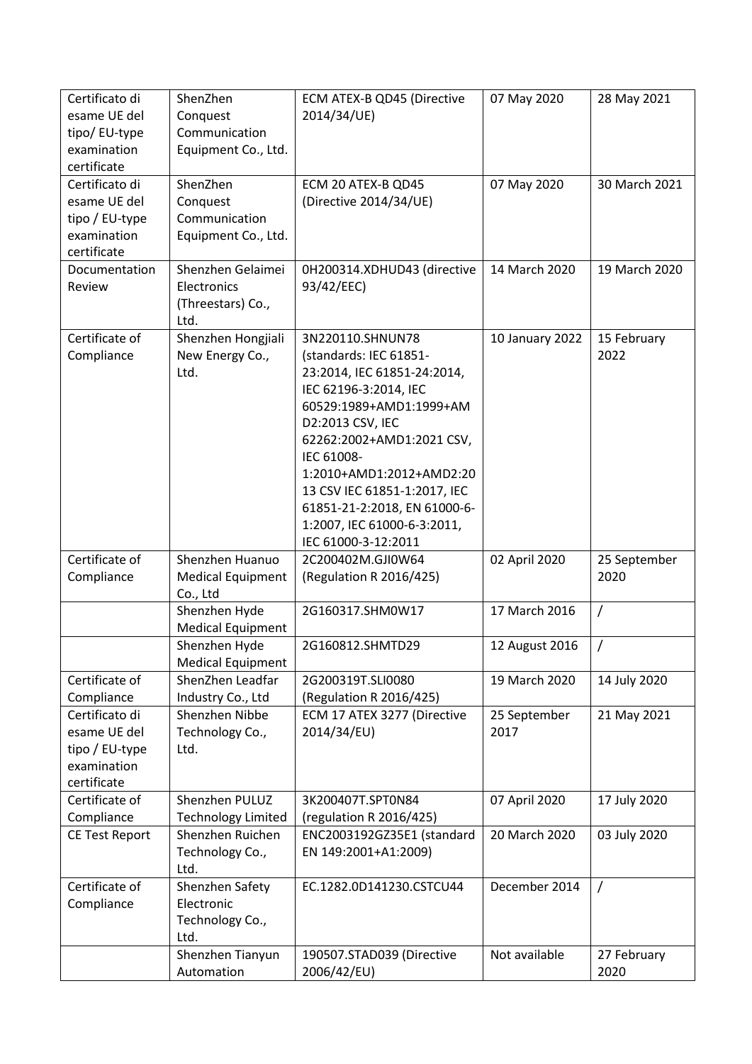| Certificato di esame UE del tipo/ EU-type examination certificate | ShenZhen Conquest Communication Equipment Co., Ltd. | ECM ATEX-B QD45 (Directive 2014/34/UE) | 07 May 2020 | 28 May 2021 |
|---|---|---|---|---|
| Certificato di esame UE del tipo / EU-type examination certificate | ShenZhen Conquest Communication Equipment Co., Ltd. | ECM 20 ATEX-B QD45 (Directive 2014/34/UE) | 07 May 2020 | 30 March 2021 |
| Documentation Review | Shenzhen Gelaimei Electronics (Threestars) Co., Ltd. | 0H200314.XDHUD43 (directive 93/42/EEC) | 14 March 2020 | 19 March 2020 |
| Certificate of Compliance | Shenzhen Hongjiali New Energy Co., Ltd. | 3N220110.SHNUN78 (standards: IEC 61851-23:2014, IEC 61851-24:2014, IEC 62196-3:2014, IEC 60529:1989+AMD1:1999+AMD2:2013 CSV, IEC 62262:2002+AMD1:2021 CSV, IEC 61008-1:2010+AMD1:2012+AMD2:2013 CSV IEC 61851-1:2017, IEC 61851-21-2:2018, EN 61000-6-1:2007, IEC 61000-6-3:2011, IEC 61000-3-12:2011 | 10 January 2022 | 15 February 2022 |
| Certificate of Compliance | Shenzhen Huanuo Medical Equipment Co., Ltd | 2C200402M.GJI0W64 (Regulation R 2016/425) | 02 April 2020 | 25 September 2020 |
| | Shenzhen Hyde Medical Equipment | 2G160317.SHM0W17 | 17 March 2016 | / |
| | Shenzhen Hyde Medical Equipment | 2G160812.SHMTD29 | 12 August 2016 | / |
| Certificate of Compliance | ShenZhen Leadfar Industry Co., Ltd | 2G200319T.SLI0080 (Regulation R 2016/425) | 19 March 2020 | 14 July 2020 |
| Certificato di esame UE del tipo / EU-type examination certificate | Shenzhen Nibbe Technology Co., Ltd. | ECM 17 ATEX 3277 (Directive 2014/34/EU) | 25 September 2017 | 21 May 2021 |
| Certificate of Compliance | Shenzhen PULUZ Technology Limited | 3K200407T.SPT0N84 (regulation R 2016/425) | 07 April 2020 | 17 July 2020 |
| CE Test Report | Shenzhen Ruichen Technology Co., Ltd. | ENC2003192GZ35E1 (standard EN 149:2001+A1:2009) | 20 March 2020 | 03 July 2020 |
| Certificate of Compliance | Shenzhen Safety Electronic Technology Co., Ltd. | EC.1282.0D141230.CSTCU44 | December 2014 | / |
| | Shenzhen Tianyun Automation | 190507.STAD039 (Directive 2006/42/EU) | Not available | 27 February 2020 |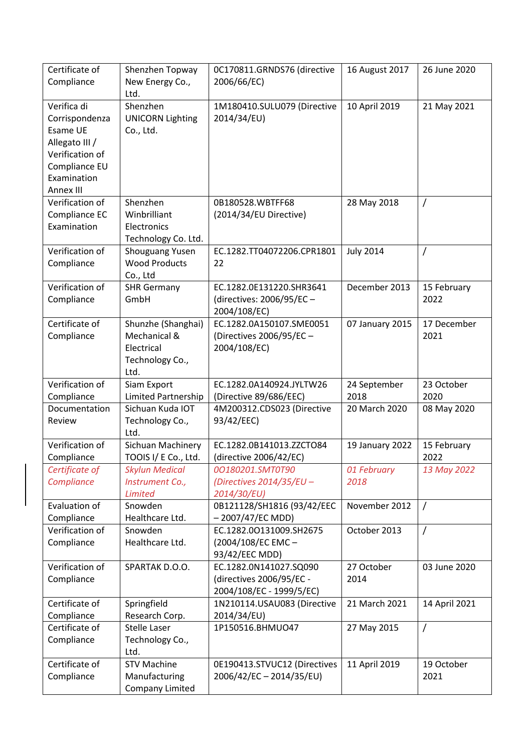| | | | | |
|---|---|---|---|---|
| Certificate of Compliance | Shenzhen Topway New Energy Co., Ltd. | 0C170811.GRNDS76 (directive 2006/66/EC) | 16 August 2017 | 26 June 2020 |
| Verifica di Corrispondenza Esame UE Allegato III / Verification of Compliance EU Examination Annex III | Shenzhen UNICORN Lighting Co., Ltd. | 1M180410.SULU079 (Directive 2014/34/EU) | 10 April 2019 | 21 May 2021 |
| Verification of Compliance EC Examination | Shenzhen Winbrilliant Electronics Technology Co. Ltd. | 0B180528.WBTFF68 (2014/34/EU Directive) | 28 May 2018 | / |
| Verification of Compliance | Shouguang Yusen Wood Products Co., Ltd | EC.1282.TT04072206.CPR1801 22 | July 2014 | / |
| Verification of Compliance | SHR Germany GmbH | EC.1282.0E131220.SHR3641 (directives: 2006/95/EC – 2004/108/EC) | December 2013 | 15 February 2022 |
| Certificate of Compliance | Shunzhe (Shanghai) Mechanical & Electrical Technology Co., Ltd. | EC.1282.0A150107.SME0051 (Directives 2006/95/EC – 2004/108/EC) | 07 January 2015 | 17 December 2021 |
| Verification of Compliance | Siam Export Limited Partnership | EC.1282.0A140924.JYLTW26 (Directive 89/686/EEC) | 24 September 2018 | 23 October 2020 |
| Documentation Review | Sichuan Kuda IOT Technology Co., Ltd. | 4M200312.CDS023 (Directive 93/42/EEC) | 20 March 2020 | 08 May 2020 |
| Verification of Compliance | Sichuan Machinery TOOIS I/ E Co., Ltd. | EC.1282.0B141013.ZZCTO84 (directive 2006/42/EC) | 19 January 2022 | 15 February 2022 |
| *Certificate of Compliance* | *Skylun Medical Instrument Co., Limited* | *0O180201.SMT0T90 (Directives 2014/35/EU – 2014/30/EU)* | *01 February 2018* | *13 May 2022* |
| Evaluation of Compliance | Snowden Healthcare Ltd. | 0B121128/SH1816 (93/42/EEC – 2007/47/EC MDD) | November 2012 | / |
| Verification of Compliance | Snowden Healthcare Ltd. | EC.1282.0O131009.SH2675 (2004/108/EC EMC – 93/42/EEC MDD) | October 2013 | / |
| Verification of Compliance | SPARTAK D.O.O. | EC.1282.0N141027.SQ090 (directives 2006/95/EC - 2004/108/EC - 1999/5/EC) | 27 October 2014 | 03 June 2020 |
| Certificate of Compliance | Springfield Research Corp. | 1N210114.USAU083 (Directive 2014/34/EU) | 21 March 2021 | 14 April 2021 |
| Certificate of Compliance | Stelle Laser Technology Co., Ltd. | 1P150516.BHMUO47 | 27 May 2015 | / |
| Certificate of Compliance | STV Machine Manufacturing Company Limited | 0E190413.STVUC12 (Directives 2006/42/EC – 2014/35/EU) | 11 April 2019 | 19 October 2021 |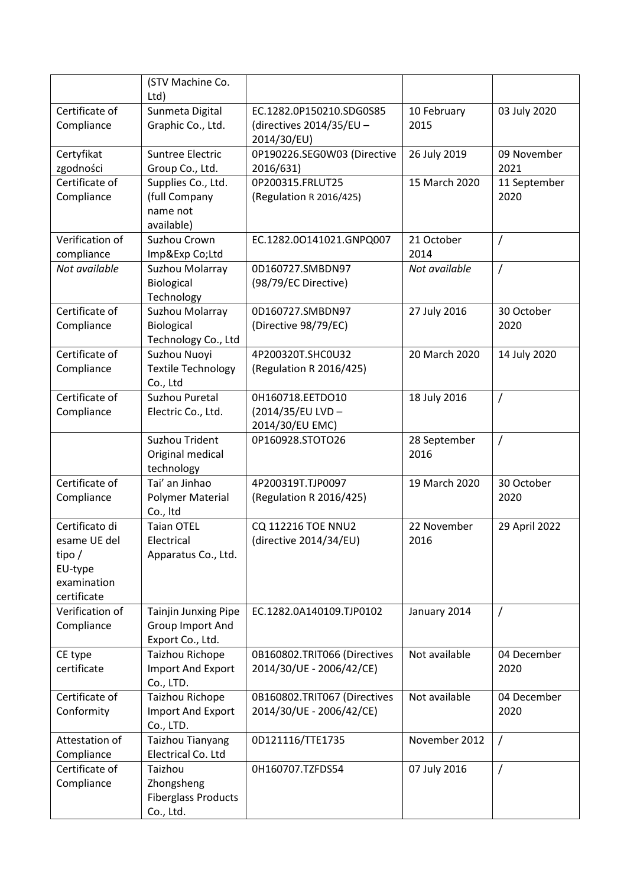| | (STV Machine Co. Ltd) | | | |
|---|---|---|---|---|
| Certificate of Compliance | Sunmeta Digital Graphic Co., Ltd. | EC.1282.0P150210.SDG0S85 (directives 2014/35/EU – 2014/30/EU) | 10 February 2015 | 03 July 2020 |
| Certyfikat zgodności | Suntree Electric Group Co., Ltd. | 0P190226.SEG0W03 (Directive 2016/631) | 26 July 2019 | 09 November 2021 |
| Certificate of Compliance | Supplies Co., Ltd. (full Company name not available) | 0P200315.FRLUT25 (Regulation R 2016/425) | 15 March 2020 | 11 September 2020 |
| Verification of compliance | Suzhou Crown Imp&Exp Co;Ltd | EC.1282.0O141021.GNPQ007 | 21 October 2014 | / |
| *Not available* | Suzhou Molarray Biological Technology | 0D160727.SMBDN97 (98/79/EC Directive) | *Not available* | / |
| Certificate of Compliance | Suzhou Molarray Biological Technology Co., Ltd | 0D160727.SMBDN97 (Directive 98/79/EC) | 27 July 2016 | 30 October 2020 |
| Certificate of Compliance | Suzhou Nuoyi Textile Technology Co., Ltd | 4P200320T.SHC0U32 (Regulation R 2016/425) | 20 March 2020 | 14 July 2020 |
| Certificate of Compliance | Suzhou Puretal Electric Co., Ltd. | 0H160718.EETDO10 (2014/35/EU LVD – 2014/30/EU EMC) | 18 July 2016 | / |
| | Suzhou Trident Original medical technology | 0P160928.STOTO26 | 28 September 2016 | / |
| Certificate of Compliance | Tai' an Jinhao Polymer Material Co., ltd | 4P200319T.TJP0097 (Regulation R 2016/425) | 19 March 2020 | 30 October 2020 |
| Certificato di esame UE del tipo / EU-type examination certificate | Taian OTEL Electrical Apparatus Co., Ltd. | CQ 112216 TOE NNU2 (directive 2014/34/EU) | 22 November 2016 | 29 April 2022 |
| Verification of Compliance | Tainjin Junxing Pipe Group Import And Export Co., Ltd. | EC.1282.0A140109.TJP0102 | January 2014 | / |
| CE type certificate | Taizhou Richope Import And Export Co., LTD. | 0B160802.TRIT066 (Directives 2014/30/UE - 2006/42/CE) | Not available | 04 December 2020 |
| Certificate of Conformity | Taizhou Richope Import And Export Co., LTD. | 0B160802.TRIT067 (Directives 2014/30/UE - 2006/42/CE) | Not available | 04 December 2020 |
| Attestation of Compliance | Taizhou Tianyang Electrical Co. Ltd | 0D121116/TTE1735 | November 2012 | / |
| Certificate of Compliance | Taizhou Zhongsheng Fiberglass Products Co., Ltd. | 0H160707.TZFDS54 | 07 July 2016 | / |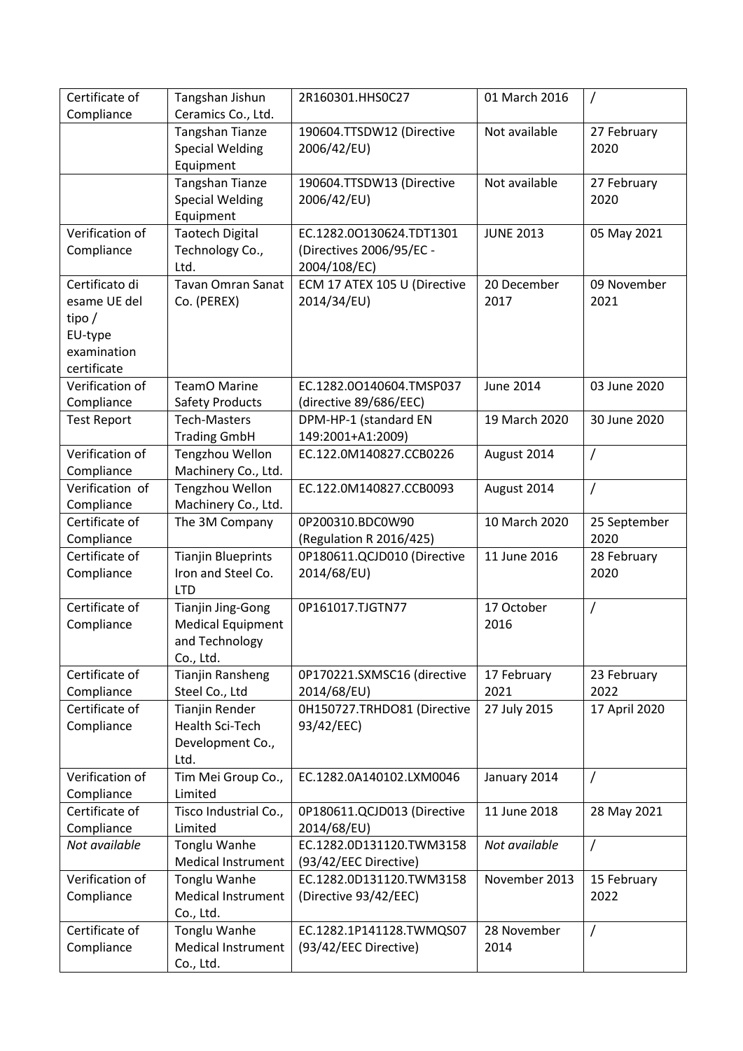| Certificate of Compliance | Tangshan Jishun Ceramics Co., Ltd. | 2R160301.HHS0C27 | 01 March 2016 | / |
|---|---|---|---|---|
| | Tangshan Tianze Special Welding Equipment | 190604.TTSDW12 (Directive 2006/42/EU) | Not available | 27 February 2020 |
| | Tangshan Tianze Special Welding Equipment | 190604.TTSDW13 (Directive 2006/42/EU) | Not available | 27 February 2020 |
| Verification of Compliance | Taotech Digital Technology Co., Ltd. | EC.1282.0O130624.TDT1301 (Directives 2006/95/EC - 2004/108/EC) | JUNE 2013 | 05 May 2021 |
| Certificato di esame UE del tipo / EU-type examination certificate | Tavan Omran Sanat Co. (PEREX) | ECM 17 ATEX 105 U (Directive 2014/34/EU) | 20 December 2017 | 09 November 2021 |
| Verification of Compliance | TeamO Marine Safety Products | EC.1282.0O140604.TMSP037 (directive 89/686/EEC) | June 2014 | 03 June 2020 |
| Test Report | Tech-Masters Trading GmbH | DPM-HP-1 (standard EN 149:2001+A1:2009) | 19 March 2020 | 30 June 2020 |
| Verification of Compliance | Tengzhou Wellon Machinery Co., Ltd. | EC.122.0M140827.CCB0226 | August 2014 | / |
| Verification of Compliance | Tengzhou Wellon Machinery Co., Ltd. | EC.122.0M140827.CCB0093 | August 2014 | / |
| Certificate of Compliance | The 3M Company | 0P200310.BDC0W90 (Regulation R 2016/425) | 10 March 2020 | 25 September 2020 |
| Certificate of Compliance | Tianjin Blueprints Iron and Steel Co. LTD | 0P180611.QCJD010 (Directive 2014/68/EU) | 11 June 2016 | 28 February 2020 |
| Certificate of Compliance | Tianjin Jing-Gong Medical Equipment and Technology Co., Ltd. | 0P161017.TJGTN77 | 17 October 2016 | / |
| Certificate of Compliance | Tianjin Ransheng Steel Co., Ltd | 0P170221.SXMSC16 (directive 2014/68/EU) | 17 February 2021 | 23 February 2022 |
| Certificate of Compliance | Tianjin Render Health Sci-Tech Development Co., Ltd. | 0H150727.TRHDO81 (Directive 93/42/EEC) | 27 July 2015 | 17 April 2020 |
| Verification of Compliance | Tim Mei Group Co., Limited | EC.1282.0A140102.LXM0046 | January 2014 | / |
| Certificate of Compliance | Tisco Industrial Co., Limited | 0P180611.QCJD013 (Directive 2014/68/EU) | 11 June 2018 | 28 May 2021 |
| *Not available* | Tonglu Wanhe Medical Instrument | EC.1282.0D131120.TWM3158 (93/42/EEC Directive) | *Not available* | / |
| Verification of Compliance | Tonglu Wanhe Medical Instrument Co., Ltd. | EC.1282.0D131120.TWM3158 (Directive 93/42/EEC) | November 2013 | 15 February 2022 |
| Certificate of Compliance | Tonglu Wanhe Medical Instrument Co., Ltd. | EC.1282.1P141128.TWMQS07 (93/42/EEC Directive) | 28 November 2014 | / |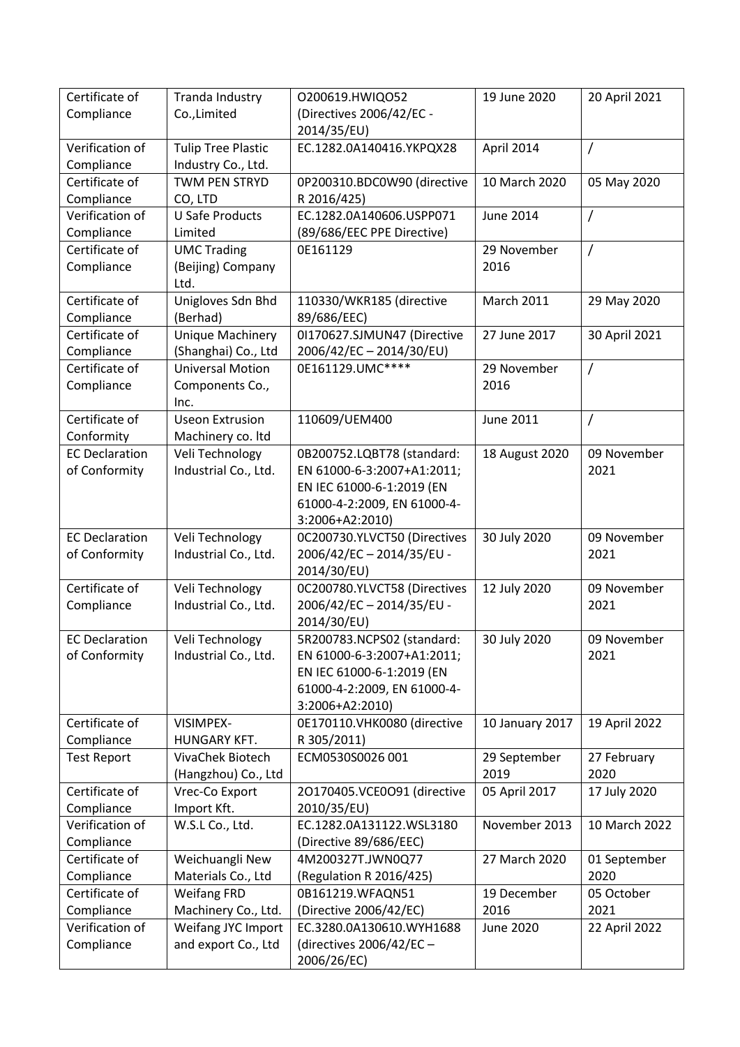| Certificate of Compliance | Tranda Industry Co.,Limited | O200619.HWIQO52 (Directives 2006/42/EC - 2014/35/EU) | 19 June 2020 | 20 April 2021 |
|---|---|---|---|---|
| Verification of Compliance | Tulip Tree Plastic Industry Co., Ltd. | EC.1282.0A140416.YKPQX28 | April 2014 | / |
| Certificate of Compliance | TWM PEN STRYD CO, LTD | 0P200310.BDC0W90 (directive R 2016/425) | 10 March 2020 | 05 May 2020 |
| Verification of Compliance | U Safe Products Limited | EC.1282.0A140606.USPP071 (89/686/EEC PPE Directive) | June 2014 | / |
| Certificate of Compliance | UMC Trading (Beijing) Company Ltd. | 0E161129 | 29 November 2016 | / |
| Certificate of Compliance | Unigloves Sdn Bhd (Berhad) | 110330/WKR185 (directive 89/686/EEC) | March 2011 | 29 May 2020 |
| Certificate of Compliance | Unique Machinery (Shanghai) Co., Ltd | 0I170627.SJMUN47 (Directive 2006/42/EC – 2014/30/EU) | 27 June 2017 | 30 April 2021 |
| Certificate of Compliance | Universal Motion Components Co., Inc. | 0E161129.UMC**** | 29 November 2016 | / |
| Certificate of Conformity | Useon Extrusion Machinery co. ltd | 110609/UEM400 | June 2011 | / |
| EC Declaration of Conformity | Veli Technology Industrial Co., Ltd. | 0B200752.LQBT78 (standard: EN 61000-6-3:2007+A1:2011; EN IEC 61000-6-1:2019 (EN 61000-4-2:2009, EN 61000-4-3:2006+A2:2010) | 18 August 2020 | 09 November 2021 |
| EC Declaration of Conformity | Veli Technology Industrial Co., Ltd. | 0C200730.YLVCT50 (Directives 2006/42/EC – 2014/35/EU - 2014/30/EU) | 30 July 2020 | 09 November 2021 |
| Certificate of Compliance | Veli Technology Industrial Co., Ltd. | 0C200780.YLVCT58 (Directives 2006/42/EC – 2014/35/EU - 2014/30/EU) | 12 July 2020 | 09 November 2021 |
| EC Declaration of Conformity | Veli Technology Industrial Co., Ltd. | 5R200783.NCPS02 (standard: EN 61000-6-3:2007+A1:2011; EN IEC 61000-6-1:2019 (EN 61000-4-2:2009, EN 61000-4-3:2006+A2:2010) | 30 July 2020 | 09 November 2021 |
| Certificate of Compliance | VISIMPEX-HUNGARY KFT. | 0E170110.VHK0080 (directive R 305/2011) | 10 January 2017 | 19 April 2022 |
| Test Report | VivaChek Biotech (Hangzhou) Co., Ltd | ECM0530S0026 001 | 29 September 2019 | 27 February 2020 |
| Certificate of Compliance | Vrec-Co Export Import Kft. | 2O170405.VCE0O91 (directive 2010/35/EU) | 05 April 2017 | 17 July 2020 |
| Verification of Compliance | W.S.L Co., Ltd. | EC.1282.0A131122.WSL3180 (Directive 89/686/EEC) | November 2013 | 10 March 2022 |
| Certificate of Compliance | Weichuangli New Materials Co., Ltd | 4M200327T.JWN0Q77 (Regulation R 2016/425) | 27 March 2020 | 01 September 2020 |
| Certificate of Compliance | Weifang FRD Machinery Co., Ltd. | 0B161219.WFAQN51 (Directive 2006/42/EC) | 19 December 2016 | 05 October 2021 |
| Verification of Compliance | Weifang JYC Import and export Co., Ltd | EC.3280.0A130610.WYH1688 (directives 2006/42/EC – 2006/26/EC) | June 2020 | 22 April 2022 |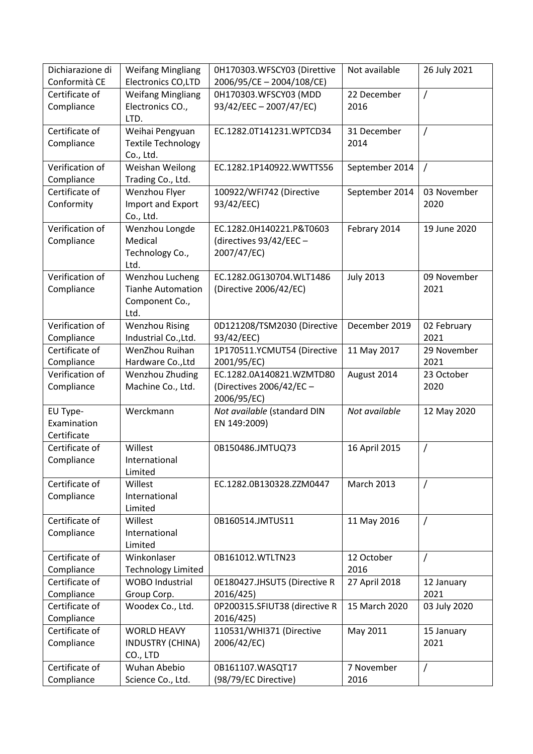| Dichiarazione di Conformità CE | Weifang Mingliang Electronics CO,LTD | 0H170303.WFSCY03 (Direttive 2006/95/CE – 2004/108/CE) | Not available | 26 July 2021 |
|---|---|---|---|---|
| Certificate of Compliance | Weifang Mingliang Electronics CO., LTD. | 0H170303.WFSCY03 (MDD 93/42/EEC – 2007/47/EC) | 22 December 2016 | / |
| Certificate of Compliance | Weihai Pengyuan Textile Technology Co., Ltd. | EC.1282.0T141231.WPTCD34 | 31 December 2014 | / |
| Verification of Compliance | Weishan Weilong Trading Co., Ltd. | EC.1282.1P140922.WWTTS56 | September 2014 | / |
| Certificate of Conformity | Wenzhou Flyer Import and Export Co., Ltd. | 100922/WFI742 (Directive 93/42/EEC) | September 2014 | 03 November 2020 |
| Verification of Compliance | Wenzhou Longde Medical Technology Co., Ltd. | EC.1282.0H140221.P&T0603 (directives 93/42/EEC – 2007/47/EC) | Febrary 2014 | 19 June 2020 |
| Verification of Compliance | Wenzhou Lucheng Tianhe Automation Component Co., Ltd. | EC.1282.0G130704.WLT1486 (Directive 2006/42/EC) | July 2013 | 09 November 2021 |
| Verification of Compliance | Wenzhou Rising Industrial Co.,Ltd. | 0D121208/TSM2030 (Directive 93/42/EEC) | December 2019 | 02 February 2021 |
| Certificate of Compliance | WenZhou Ruihan Hardware Co.,Ltd | 1P170511.YCMUT54 (Directive 2001/95/EC) | 11 May 2017 | 29 November 2021 |
| Verification of Compliance | Wenzhou Zhuding Machine Co., Ltd. | EC.1282.0A140821.WZMTD80 (Directives 2006/42/EC – 2006/95/EC) | August 2014 | 23 October 2020 |
| EU Type-Examination Certificate | Werckmann | *Not available* (standard DIN EN 149:2009) | *Not available* | 12 May 2020 |
| Certificate of Compliance | Willest International Limited | 0B150486.JMTUQ73 | 16 April 2015 | / |
| Certificate of Compliance | Willest International Limited | EC.1282.0B130328.ZZM0447 | March 2013 | / |
| Certificate of Compliance | Willest International Limited | 0B160514.JMTUS11 | 11 May 2016 | / |
| Certificate of Compliance | Winkonlaser Technology Limited | 0B161012.WTLTN23 | 12 October 2016 | / |
| Certificate of Compliance | WOBO Industrial Group Corp. | 0E180427.JHSUT5 (Directive R 2016/425) | 27 April 2018 | 12 January 2021 |
| Certificate of Compliance | Woodex Co., Ltd. | 0P200315.SFIUT38 (directive R 2016/425) | 15 March 2020 | 03 July 2020 |
| Certificate of Compliance | WORLD HEAVY INDUSTRY (CHINA) CO., LTD | 110531/WHI371 (Directive 2006/42/EC) | May 2011 | 15 January 2021 |
| Certificate of Compliance | Wuhan Abebio Science Co., Ltd. | 0B161107.WASQT17 (98/79/EC Directive) | 7 November 2016 | / |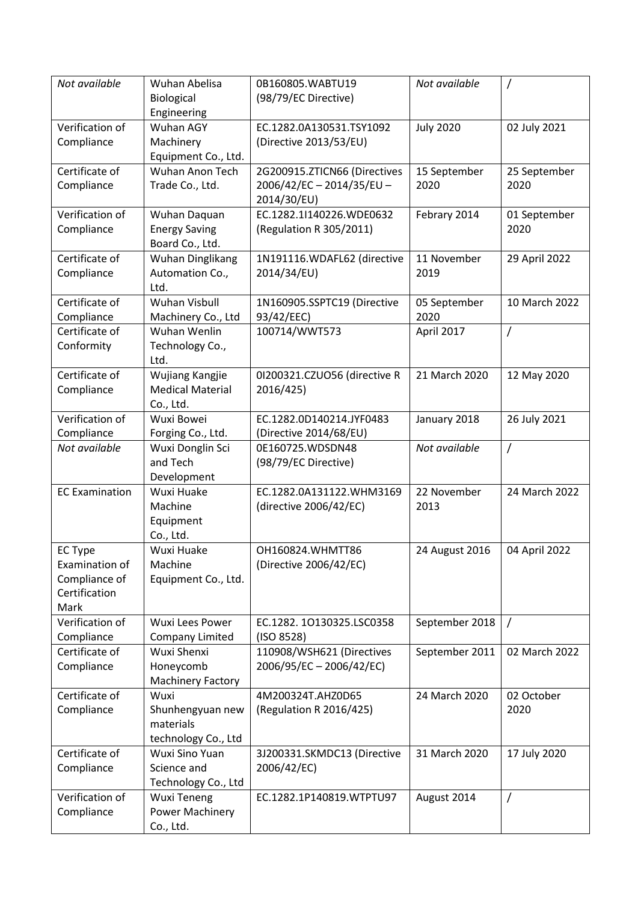| *Not available* | Wuhan Abelisa Biological Engineering | 0B160805.WABTU19 (98/79/EC Directive) | *Not available* | / |
|---|---|---|---|---|
| Verification of Compliance | Wuhan AGY Machinery Equipment Co., Ltd. | EC.1282.0A130531.TSY1092 (Directive 2013/53/EU) | July 2020 | 02 July 2021 |
| Certificate of Compliance | Wuhan Anon Tech Trade Co., Ltd. | 2G200915.ZTICN66 (Directives 2006/42/EC – 2014/35/EU – 2014/30/EU) | 15 September 2020 | 25 September 2020 |
| Verification of Compliance | Wuhan Daquan Energy Saving Board Co., Ltd. | EC.1282.1I140226.WDE0632 (Regulation R 305/2011) | Febrary 2014 | 01 September 2020 |
| Certificate of Compliance | Wuhan Dinglikang Automation Co., Ltd. | 1N191116.WDAFL62 (directive 2014/34/EU) | 11 November 2019 | 29 April 2022 |
| Certificate of Compliance | Wuhan Visbull Machinery Co., Ltd | 1N160905.SSPTC19 (Directive 93/42/EEC) | 05 September 2020 | 10 March 2022 |
| Certificate of Conformity | Wuhan Wenlin Technology Co., Ltd. | 100714/WWT573 | April 2017 | / |
| Certificate of Compliance | Wujiang Kangjie Medical Material Co., Ltd. | 0I200321.CZUO56 (directive R 2016/425) | 21 March 2020 | 12 May 2020 |
| Verification of Compliance | Wuxi Bowei Forging Co., Ltd. | EC.1282.0D140214.JYF0483 (Directive 2014/68/EU) | January 2018 | 26 July 2021 |
| *Not available* | Wuxi Donglin Sci and Tech Development | 0E160725.WDSDN48 (98/79/EC Directive) | *Not available* | / |
| EC Examination | Wuxi Huake Machine Equipment Co., Ltd. | EC.1282.0A131122.WHM3169 (directive 2006/42/EC) | 22 November 2013 | 24 March 2022 |
| EC Type Examination of Compliance of Certification Mark | Wuxi Huake Machine Equipment Co., Ltd. | OH160824.WHMTT86 (Directive 2006/42/EC) | 24 August 2016 | 04 April 2022 |
| Verification of Compliance | Wuxi Lees Power Company Limited | EC.1282. 1O130325.LSC0358 (ISO 8528) | September 2018 | / |
| Certificate of Compliance | Wuxi Shenxi Honeycomb Machinery Factory | 110908/WSH621 (Directives 2006/95/EC – 2006/42/EC) | September 2011 | 02 March 2022 |
| Certificate of Compliance | Wuxi Shunhengyuan new materials technology Co., Ltd | 4M200324T.AHZ0D65 (Regulation R 2016/425) | 24 March 2020 | 02 October 2020 |
| Certificate of Compliance | Wuxi Sino Yuan Science and Technology Co., Ltd | 3J200331.SKMDC13 (Directive 2006/42/EC) | 31 March 2020 | 17 July 2020 |
| Verification of Compliance | Wuxi Teneng Power Machinery Co., Ltd. | EC.1282.1P140819.WTPTU97 | August 2014 | / |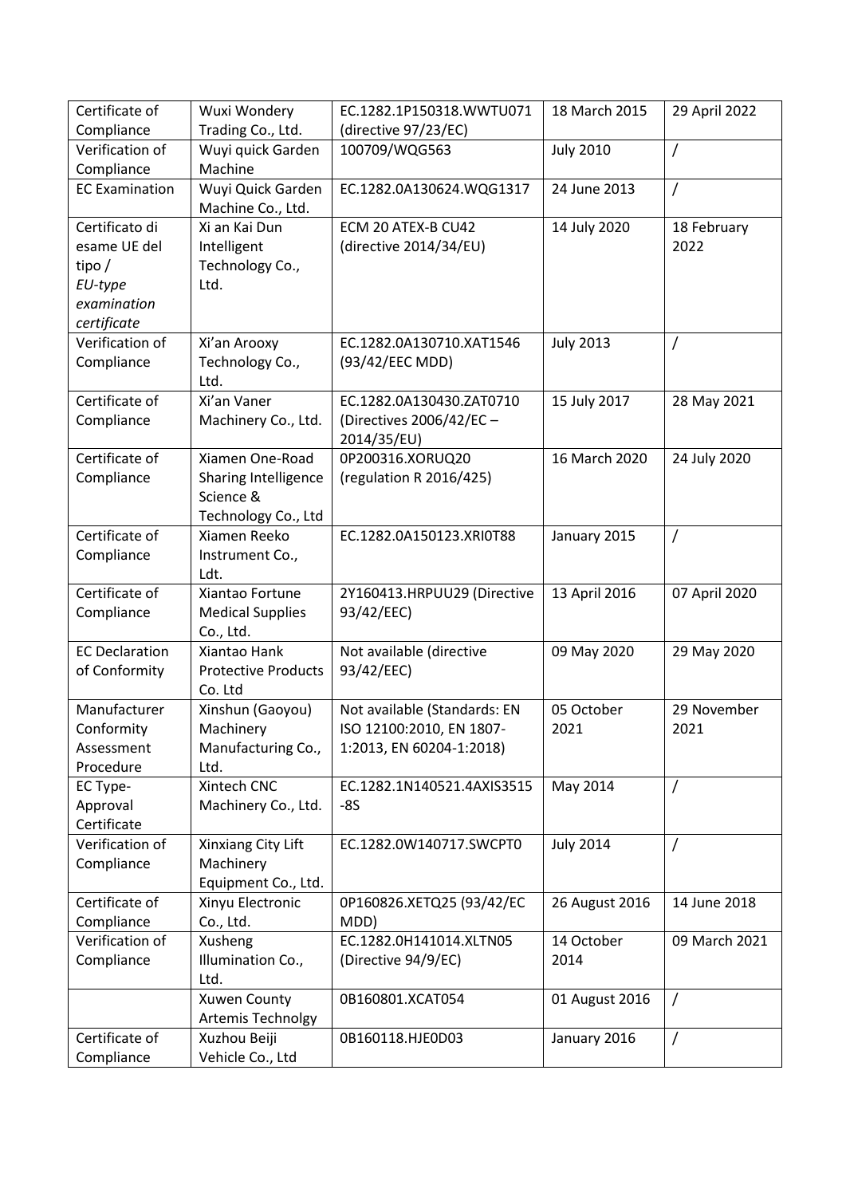| Certificate of Compliance | Wuxi Wondery Trading Co., Ltd. | EC.1282.1P150318.WWTU071 (directive 97/23/EC) | 18 March 2015 | 29 April 2022 |
|---|---|---|---|---|
| Verification of Compliance | Wuyi quick Garden Machine | 100709/WQG563 | July 2010 | / |
| EC Examination | Wuyi Quick Garden Machine Co., Ltd. | EC.1282.0A130624.WQG1317 | 24 June 2013 | / |
| Certificato di esame UE del tipo / *EU-type examination certificate* | Xi an Kai Dun Intelligent Technology Co., Ltd. | ECM 20 ATEX-B CU42 (directive 2014/34/EU) | 14 July 2020 | 18 February 2022 |
| Verification of Compliance | Xi'an Arooxy Technology Co., Ltd. | EC.1282.0A130710.XAT1546 (93/42/EEC MDD) | July 2013 | / |
| Certificate of Compliance | Xi'an Vaner Machinery Co., Ltd. | EC.1282.0A130430.ZAT0710 (Directives 2006/42/EC – 2014/35/EU) | 15 July 2017 | 28 May 2021 |
| Certificate of Compliance | Xiamen One-Road Sharing Intelligence Science & Technology Co., Ltd | 0P200316.XORUQ20 (regulation R 2016/425) | 16 March 2020 | 24 July 2020 |
| Certificate of Compliance | Xiamen Reeko Instrument Co., Ldt. | EC.1282.0A150123.XRI0T88 | January 2015 | / |
| Certificate of Compliance | Xiantao Fortune Medical Supplies Co., Ltd. | 2Y160413.HRPUU29 (Directive 93/42/EEC) | 13 April 2016 | 07 April 2020 |
| EC Declaration of Conformity | Xiantao Hank Protective Products Co. Ltd | Not available (directive 93/42/EEC) | 09 May 2020 | 29 May 2020 |
| Manufacturer Conformity Assessment Procedure | Xinshun (Gaoyou) Machinery Manufacturing Co., Ltd. | Not available (Standards: EN ISO 12100:2010, EN 1807-1:2013, EN 60204-1:2018) | 05 October 2021 | 29 November 2021 |
| EC Type-Approval Certificate | Xintech CNC Machinery Co., Ltd. | EC.1282.1N140521.4AXIS3515-8S | May 2014 | / |
| Verification of Compliance | Xinxiang City Lift Machinery Equipment Co., Ltd. | EC.1282.0W140717.SWCPT0 | July 2014 | / |
| Certificate of Compliance | Xinyu Electronic Co., Ltd. | 0P160826.XETQ25 (93/42/EC MDD) | 26 August 2016 | 14 June 2018 |
| Verification of Compliance | Xusheng Illumination Co., Ltd. | EC.1282.0H141014.XLTN05 (Directive 94/9/EC) | 14 October 2014 | 09 March 2021 |
| | Xuwen County Artemis Technolgy | 0B160801.XCAT054 | 01 August 2016 | / |
| Certificate of Compliance | Xuzhou Beiji Vehicle Co., Ltd | 0B160118.HJE0D03 | January 2016 | / |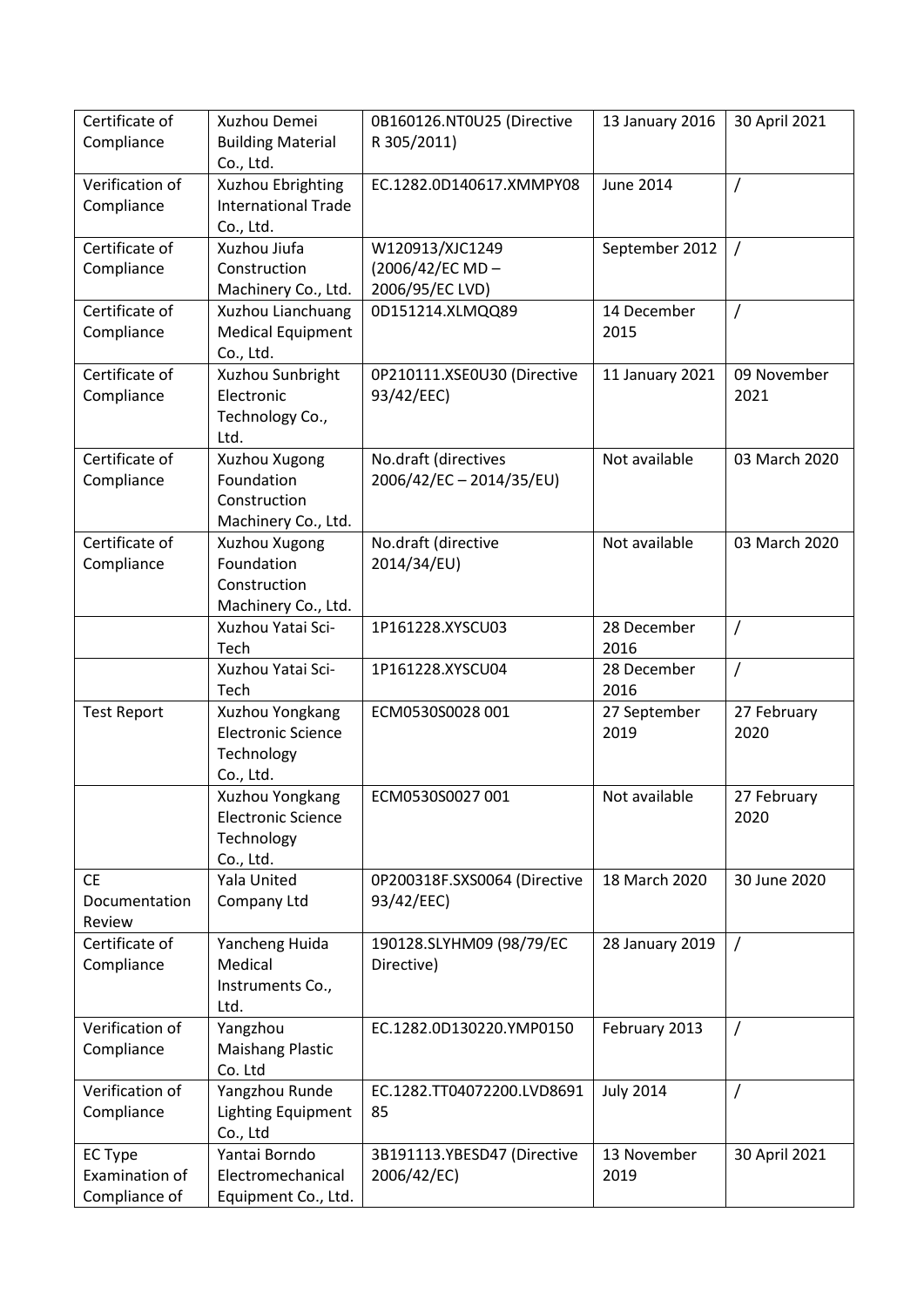| Certificate of Compliance | Xuzhou Demei Building Material Co., Ltd. | 0B160126.NT0U25 (Directive R 305/2011) | 13 January 2016 | 30 April 2021 |
|---|---|---|---|---|
| Verification of Compliance | Xuzhou Ebrighting International Trade Co., Ltd. | EC.1282.0D140617.XMMPY08 | June 2014 | / |
| Certificate of Compliance | Xuzhou Jiufa Construction Machinery Co., Ltd. | W120913/XJC1249 (2006/42/EC MD – 2006/95/EC LVD) | September 2012 | / |
| Certificate of Compliance | Xuzhou Lianchuang Medical Equipment Co., Ltd. | 0D151214.XLMQQ89 | 14 December 2015 | / |
| Certificate of Compliance | Xuzhou Sunbright Electronic Technology Co., Ltd. | 0P210111.XSE0U30 (Directive 93/42/EEC) | 11 January 2021 | 09 November 2021 |
| Certificate of Compliance | Xuzhou Xugong Foundation Construction Machinery Co., Ltd. | No.draft (directives 2006/42/EC – 2014/35/EU) | Not available | 03 March 2020 |
| Certificate of Compliance | Xuzhou Xugong Foundation Construction Machinery Co., Ltd. | No.draft (directive 2014/34/EU) | Not available | 03 March 2020 |
| | Xuzhou Yatai Sci-Tech | 1P161228.XYSCU03 | 28 December 2016 | / |
| | Xuzhou Yatai Sci-Tech | 1P161228.XYSCU04 | 28 December 2016 | / |
| Test Report | Xuzhou Yongkang Electronic Science Technology Co., Ltd. | ECM0530S0028 001 | 27 September 2019 | 27 February 2020 |
| | Xuzhou Yongkang Electronic Science Technology Co., Ltd. | ECM0530S0027 001 | Not available | 27 February 2020 |
| CE Documentation Review | Yala United Company Ltd | 0P200318F.SXS0064 (Directive 93/42/EEC) | 18 March 2020 | 30 June 2020 |
| Certificate of Compliance | Yancheng Huida Medical Instruments Co., Ltd. | 190128.SLYHM09 (98/79/EC Directive) | 28 January 2019 | / |
| Verification of Compliance | Yangzhou Maishang Plastic Co. Ltd | EC.1282.0D130220.YMP0150 | February 2013 | / |
| Verification of Compliance | Yangzhou Runde Lighting Equipment Co., Ltd | EC.1282.TT04072200.LVD869185 | July 2014 | / |
| EC Type Examination of Compliance of | Yantai Borndo Electromechanical Equipment Co., Ltd. | 3B191113.YBESD47 (Directive 2006/42/EC) | 13 November 2019 | 30 April 2021 |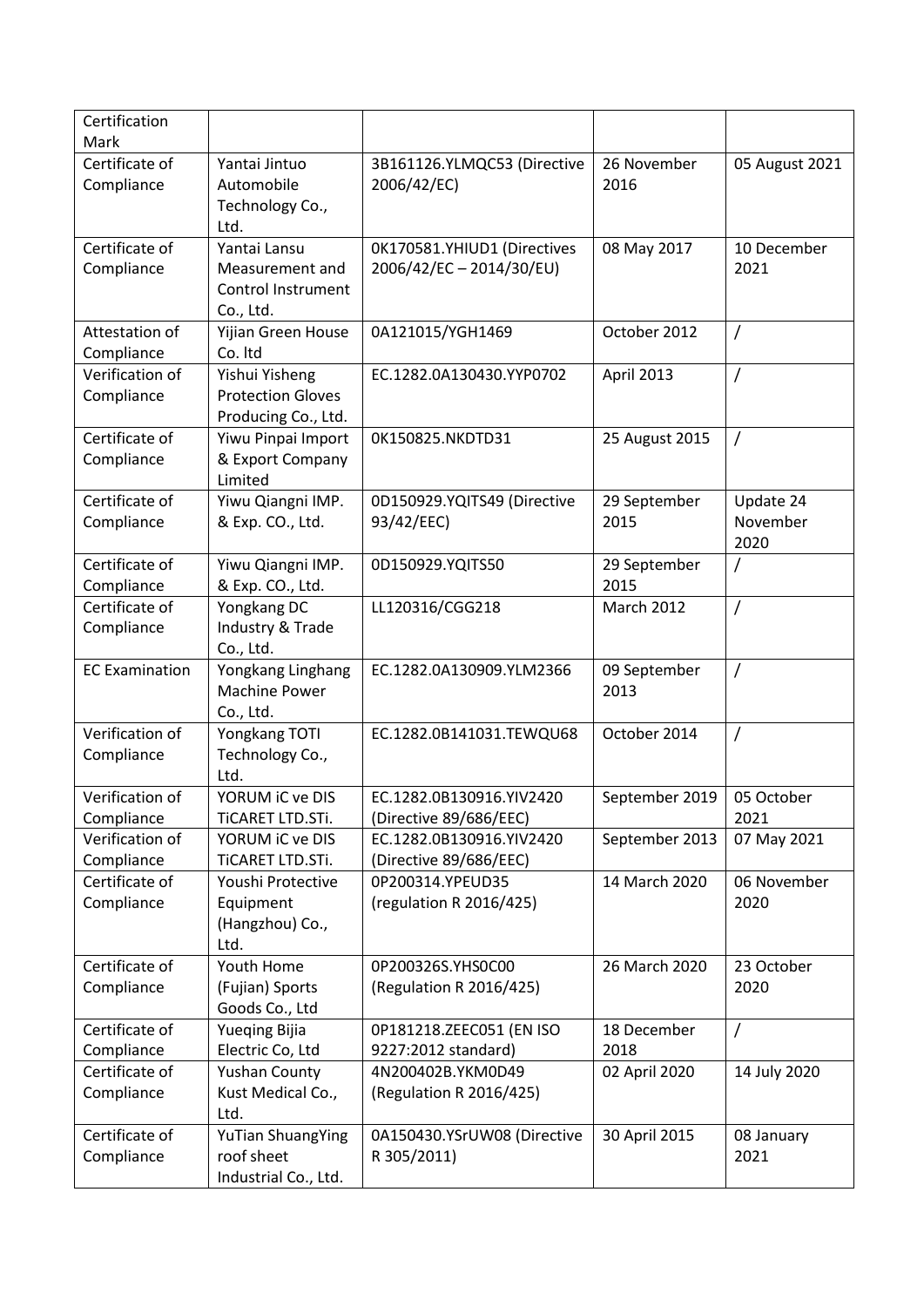| Certification Mark | | | | |
|---|---|---|---|---|
| Certificate of Compliance | Yantai Jintuo Automobile Technology Co., Ltd. | 3B161126.YLMQC53 (Directive 2006/42/EC) | 26 November 2016 | 05 August 2021 |
| Certificate of Compliance | Yantai Lansu Measurement and Control Instrument Co., Ltd. | 0K170581.YHIUD1 (Directives 2006/42/EC – 2014/30/EU) | 08 May 2017 | 10 December 2021 |
| Attestation of Compliance | Yijian Green House Co. ltd | 0A121015/YGH1469 | October 2012 | / |
| Verification of Compliance | Yishui Yisheng Protection Gloves Producing Co., Ltd. | EC.1282.0A130430.YYP0702 | April 2013 | / |
| Certificate of Compliance | Yiwu Pinpai Import & Export Company Limited | 0K150825.NKDTD31 | 25 August 2015 | / |
| Certificate of Compliance | Yiwu Qiangni IMP. & Exp. CO., Ltd. | 0D150929.YQITS49 (Directive 93/42/EEC) | 29 September 2015 | Update 24 November 2020 |
| Certificate of Compliance | Yiwu Qiangni IMP. & Exp. CO., Ltd. | 0D150929.YQITS50 | 29 September 2015 | / |
| Certificate of Compliance | Yongkang DC Industry & Trade Co., Ltd. | LL120316/CGG218 | March 2012 | / |
| EC Examination | Yongkang Linghang Machine Power Co., Ltd. | EC.1282.0A130909.YLM2366 | 09 September 2013 | / |
| Verification of Compliance | Yongkang TOTI Technology Co., Ltd. | EC.1282.0B141031.TEWQU68 | October 2014 | / |
| Verification of Compliance | YORUM iC ve DIS TiCARET LTD.STi. | EC.1282.0B130916.YIV2420 (Directive 89/686/EEC) | September 2019 | 05 October 2021 |
| Verification of Compliance | YORUM iC ve DIS TiCARET LTD.STi. | EC.1282.0B130916.YIV2420 (Directive 89/686/EEC) | September 2013 | 07 May 2021 |
| Certificate of Compliance | Youshi Protective Equipment (Hangzhou) Co., Ltd. | 0P200314.YPEUD35 (regulation R 2016/425) | 14 March 2020 | 06 November 2020 |
| Certificate of Compliance | Youth Home (Fujian) Sports Goods Co., Ltd | 0P200326S.YHS0C00 (Regulation R 2016/425) | 26 March 2020 | 23 October 2020 |
| Certificate of Compliance | Yueqing Bijia Electric Co, Ltd | 0P181218.ZEEC051 (EN ISO 9227:2012 standard) | 18 December 2018 | / |
| Certificate of Compliance | Yushan County Kust Medical Co., Ltd. | 4N200402B.YKM0D49 (Regulation R 2016/425) | 02 April 2020 | 14 July 2020 |
| Certificate of Compliance | YuTian ShuangYing roof sheet Industrial Co., Ltd. | 0A150430.YSrUW08 (Directive R 305/2011) | 30 April 2015 | 08 January 2021 |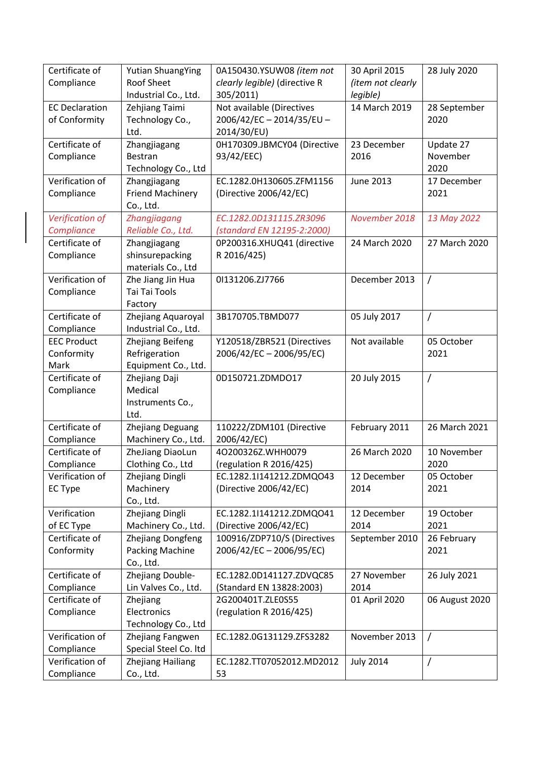| Certificate of Compliance | Yutian ShuangYing Roof Sheet Industrial Co., Ltd. | 0A150430.YSUW08 *(item not clearly legible)* (directive R 305/2011) | 30 April 2015 *(item not clearly legible)* | 28 July 2020 |
|---|---|---|---|---|
| EC Declaration of Conformity | Zehjiang Taimi Technology Co., Ltd. | Not available (Directives 2006/42/EC – 2014/35/EU – 2014/30/EU) | 14 March 2019 | 28 September 2020 |
| Certificate of Compliance | Zhangjiagang Bestran Technology Co., Ltd | 0H170309.JBMCY04 (Directive 93/42/EEC) | 23 December 2016 | Update 27 November 2020 |
| Verification of Compliance | Zhangjiagang Friend Machinery Co., Ltd. | EC.1282.0H130605.ZFM1156 (Directive 2006/42/EC) | June 2013 | 17 December 2021 |
| *Verification of Compliance* | *Zhangjiagang Reliable Co., Ltd.* | *EC.1282.0D131115.ZR3096 (standard EN 12195-2:2000)* | *November 2018* | *13 May 2022* |
| Certificate of Compliance | Zhangjiagang shinsurepacking materials Co., Ltd | 0P200316.XHUQ41 (directive R 2016/425) | 24 March 2020 | 27 March 2020 |
| Verification of Compliance | Zhe Jiang Jin Hua Tai Tai Tools Factory | 0I131206.ZJ7766 | December 2013 | / |
| Certificate of Compliance | Zhejiang Aquaroyal Industrial Co., Ltd. | 3B170705.TBMD077 | 05 July 2017 | / |
| EEC Product Conformity Mark | Zhejiang Beifeng Refrigeration Equipment Co., Ltd. | Y120518/ZBR521 (Directives 2006/42/EC – 2006/95/EC) | Not available | 05 October 2021 |
| Certificate of Compliance | Zhejiang Daji Medical Instruments Co., Ltd. | 0D150721.ZDMDO17 | 20 July 2015 | / |
| Certificate of Compliance | Zhejiang Deguang Machinery Co., Ltd. | 110222/ZDM101 (Directive 2006/42/EC) | February 2011 | 26 March 2021 |
| Certificate of Compliance | ZheJiang DiaoLun Clothing Co., Ltd | 4O200326Z.WHH0079 (regulation R 2016/425) | 26 March 2020 | 10 November 2020 |
| Verification of EC Type | Zhejiang Dingli Machinery Co., Ltd. | EC.1282.1I141212.ZDMQO43 (Directive 2006/42/EC) | 12 December 2014 | 05 October 2021 |
| Verification of EC Type | Zhejiang Dingli Machinery Co., Ltd. | EC.1282.1I141212.ZDMQO41 (Directive 2006/42/EC) | 12 December 2014 | 19 October 2021 |
| Certificate of Conformity | Zhejiang Dongfeng Packing Machine Co., Ltd. | 100916/ZDP710/S (Directives 2006/42/EC – 2006/95/EC) | September 2010 | 26 February 2021 |
| Certificate of Compliance | Zhejiang Double-Lin Valves Co., Ltd. | EC.1282.0D141127.ZDVQC85 (Standard EN 13828:2003) | 27 November 2014 | 26 July 2021 |
| Certificate of Compliance | Zhejiang Electronics Technology Co., Ltd | 2G200401T.ZLE0S55 (regulation R 2016/425) | 01 April 2020 | 06 August 2020 |
| Verification of Compliance | Zhejiang Fangwen Special Steel Co. ltd | EC.1282.0G131129.ZFS3282 | November 2013 | / |
| Verification of Compliance | Zhejiang Hailiang Co., Ltd. | EC.1282.TT07052012.MD2012 53 | July 2014 | / |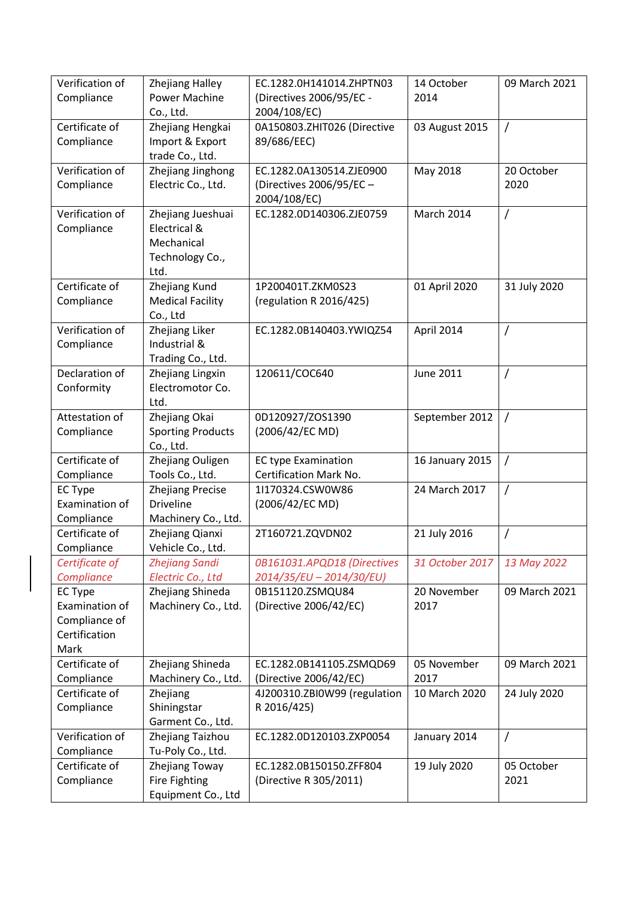| Verification of Compliance | Zhejiang Halley Power Machine Co., Ltd. | EC.1282.0H141014.ZHPTN03 (Directives 2006/95/EC - 2004/108/EC) | 14 October 2014 | 09 March 2021 |
|---|---|---|---|---|
| Certificate of Compliance | Zhejiang Hengkai Import & Export trade Co., Ltd. | 0A150803.ZHIT026 (Directive 89/686/EEC) | 03 August 2015 | / |
| Verification of Compliance | Zhejiang Jinghong Electric Co., Ltd. | EC.1282.0A130514.ZJE0900 (Directives 2006/95/EC – 2004/108/EC) | May 2018 | 20 October 2020 |
| Verification of Compliance | Zhejiang Jueshuai Electrical & Mechanical Technology Co., Ltd. | EC.1282.0D140306.ZJE0759 | March 2014 | / |
| Certificate of Compliance | Zhejiang Kund Medical Facility Co., Ltd | 1P200401T.ZKM0S23 (regulation R 2016/425) | 01 April 2020 | 31 July 2020 |
| Verification of Compliance | Zhejiang Liker Industrial & Trading Co., Ltd. | EC.1282.0B140403.YWIQZ54 | April 2014 | / |
| Declaration of Conformity | Zhejiang Lingxin Electromotor Co. Ltd. | 120611/COC640 | June 2011 | / |
| Attestation of Compliance | Zhejiang Okai Sporting Products Co., Ltd. | 0D120927/ZOS1390 (2006/42/EC MD) | September 2012 | / |
| Certificate of Compliance | Zhejiang Ouligen Tools Co., Ltd. | EC type Examination Certification Mark No. | 16 January 2015 | / |
| EC Type Examination of Compliance | Zhejiang Precise Driveline Machinery Co., Ltd. | 1I170324.CSW0W86 (2006/42/EC MD) | 24 March 2017 | / |
| Certificate of Compliance | Zhejiang Qianxi Vehicle Co., Ltd. | 2T160721.ZQVDN02 | 21 July 2016 | / |
| *Certificate of Compliance* | *Zhejiang Sandi Electric Co., Ltd* | *0B161031.APQD18 (Directives 2014/35/EU – 2014/30/EU)* | *31 October 2017* | *13 May 2022* |
| EC Type Examination of Compliance of Certification Mark | Zhejiang Shineda Machinery Co., Ltd. | 0B151120.ZSMQU84 (Directive 2006/42/EC) | 20 November 2017 | 09 March 2021 |
| Certificate of Compliance | Zhejiang Shineda Machinery Co., Ltd. | EC.1282.0B141105.ZSMQD69 (Directive 2006/42/EC) | 05 November 2017 | 09 March 2021 |
| Certificate of Compliance | Zhejiang Shiningstar Garment Co., Ltd. | 4J200310.ZBI0W99 (regulation R 2016/425) | 10 March 2020 | 24 July 2020 |
| Verification of Compliance | Zhejiang Taizhou Tu-Poly Co., Ltd. | EC.1282.0D120103.ZXP0054 | January 2014 | / |
| Certificate of Compliance | Zhejiang Toway Fire Fighting Equipment Co., Ltd | EC.1282.0B150150.ZFF804 (Directive R 305/2011) | 19 July 2020 | 05 October 2021 |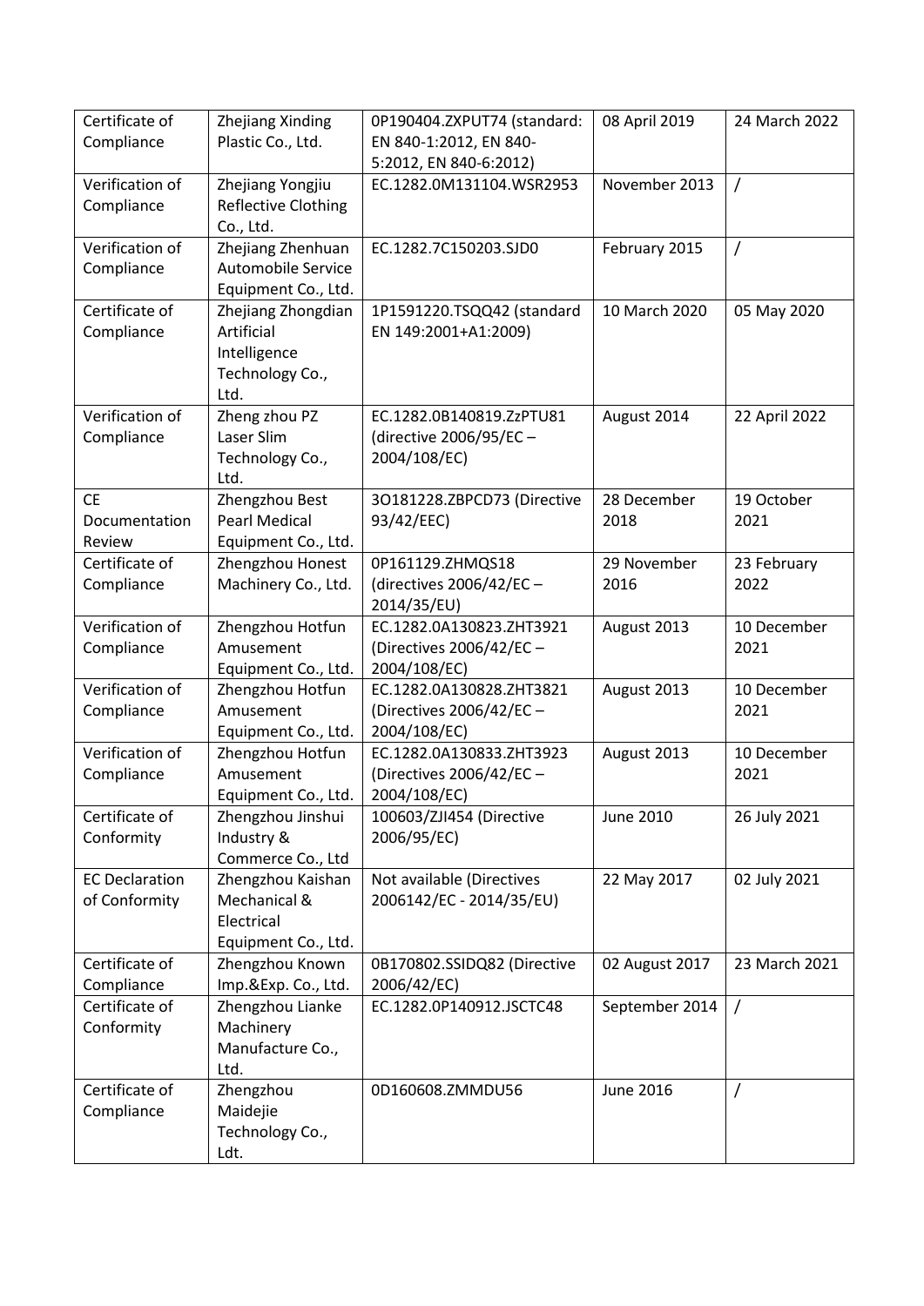| Certificate of Compliance | Zhejiang Xinding Plastic Co., Ltd. | 0P190404.ZXPUT74 (standard: EN 840-1:2012, EN 840-5:2012, EN 840-6:2012) | 08 April 2019 | 24 March 2022 |
|---|---|---|---|---|
| Verification of Compliance | Zhejiang Yongjiu Reflective Clothing Co., Ltd. | EC.1282.0M131104.WSR2953 | November 2013 | / |
| Verification of Compliance | Zhejiang Zhenhuan Automobile Service Equipment Co., Ltd. | EC.1282.7C150203.SJD0 | February 2015 | / |
| Certificate of Compliance | Zhejiang Zhongdian Artificial Intelligence Technology Co., Ltd. | 1P1591220.TSQQ42 (standard EN 149:2001+A1:2009) | 10 March 2020 | 05 May 2020 |
| Verification of Compliance | Zheng zhou PZ Laser Slim Technology Co., Ltd. | EC.1282.0B140819.ZzPTU81 (directive 2006/95/EC – 2004/108/EC) | August 2014 | 22 April 2022 |
| CE Documentation Review | Zhengzhou Best Pearl Medical Equipment Co., Ltd. | 3O181228.ZBPCD73 (Directive 93/42/EEC) | 28 December 2018 | 19 October 2021 |
| Certificate of Compliance | Zhengzhou Honest Machinery Co., Ltd. | 0P161129.ZHMQS18 (directives 2006/42/EC – 2014/35/EU) | 29 November 2016 | 23 February 2022 |
| Verification of Compliance | Zhengzhou Hotfun Amusement Equipment Co., Ltd. | EC.1282.0A130823.ZHT3921 (Directives 2006/42/EC – 2004/108/EC) | August 2013 | 10 December 2021 |
| Verification of Compliance | Zhengzhou Hotfun Amusement Equipment Co., Ltd. | EC.1282.0A130828.ZHT3821 (Directives 2006/42/EC – 2004/108/EC) | August 2013 | 10 December 2021 |
| Verification of Compliance | Zhengzhou Hotfun Amusement Equipment Co., Ltd. | EC.1282.0A130833.ZHT3923 (Directives 2006/42/EC – 2004/108/EC) | August 2013 | 10 December 2021 |
| Certificate of Conformity | Zhengzhou Jinshui Industry & Commerce Co., Ltd | 100603/ZJI454 (Directive 2006/95/EC) | June 2010 | 26 July 2021 |
| EC Declaration of Conformity | Zhengzhou Kaishan Mechanical & Electrical Equipment Co., Ltd. | Not available (Directives 2006142/EC - 2014/35/EU) | 22 May 2017 | 02 July 2021 |
| Certificate of Compliance | Zhengzhou Known Imp.&Exp. Co., Ltd. | 0B170802.SSIDQ82 (Directive 2006/42/EC) | 02 August 2017 | 23 March 2021 |
| Certificate of Conformity | Zhengzhou Lianke Machinery Manufacture Co., Ltd. | EC.1282.0P140912.JSCTC48 | September 2014 | / |
| Certificate of Compliance | Zhengzhou Maidejie Technology Co., Ldt. | 0D160608.ZMMDU56 | June 2016 | / |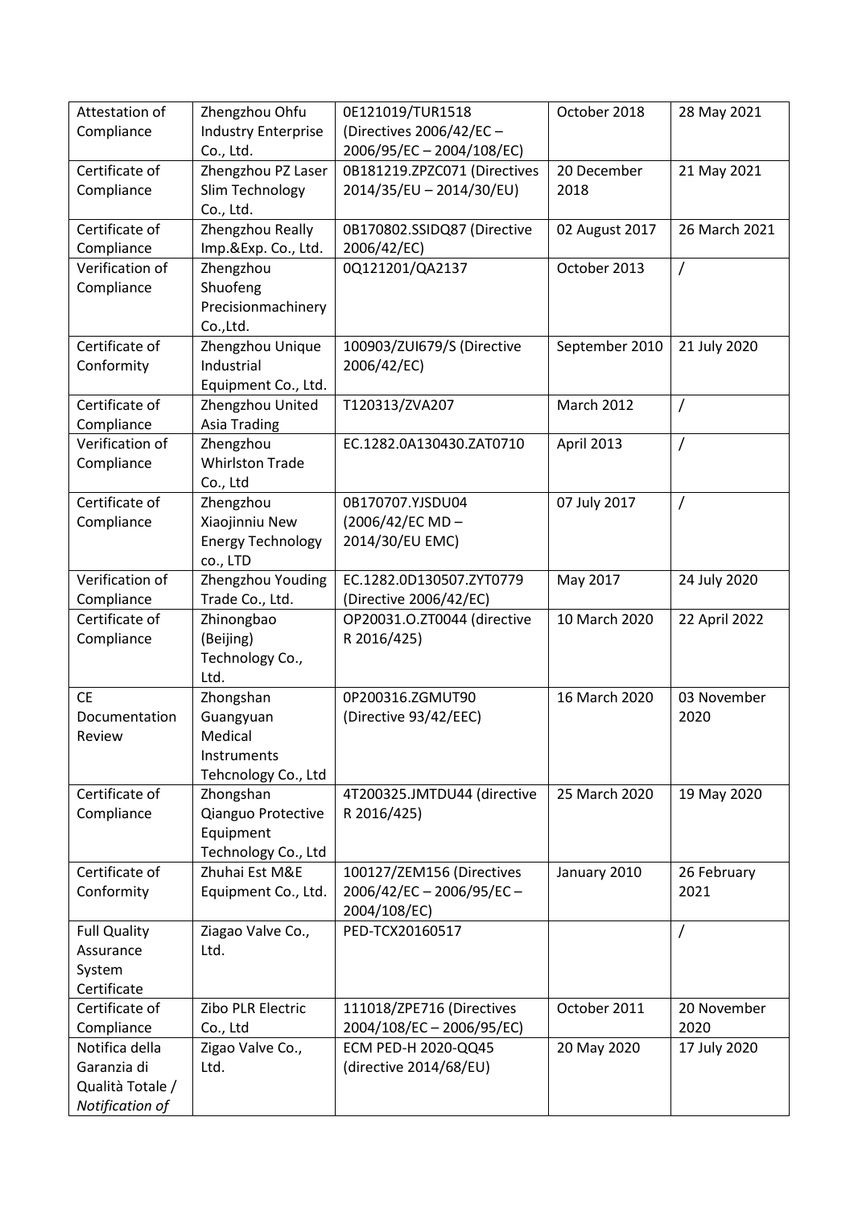| Attestation of Compliance | Zhengzhou Ohfu Industry Enterprise Co., Ltd. | 0E121019/TUR1518 (Directives 2006/42/EC – 2006/95/EC – 2004/108/EC) | October 2018 | 28 May 2021 |
|---|---|---|---|---|
| Certificate of Compliance | Zhengzhou PZ Laser Slim Technology Co., Ltd. | 0B181219.ZPZC071 (Directives 2014/35/EU – 2014/30/EU) | 20 December 2018 | 21 May 2021 |
| Certificate of Compliance | Zhengzhou Really Imp.&Exp. Co., Ltd. | 0B170802.SSIDQ87 (Directive 2006/42/EC) | 02 August 2017 | 26 March 2021 |
| Verification of Compliance | Zhengzhou Shuofeng Precisionmachinery Co.,Ltd. | 0Q121201/QA2137 | October 2013 | / |
| Certificate of Conformity | Zhengzhou Unique Industrial Equipment Co., Ltd. | 100903/ZUI679/S (Directive 2006/42/EC) | September 2010 | 21 July 2020 |
| Certificate of Compliance | Zhengzhou United Asia Trading | T120313/ZVA207 | March 2012 | / |
| Verification of Compliance | Zhengzhou Whirlston Trade Co., Ltd | EC.1282.0A130430.ZAT0710 | April 2013 | / |
| Certificate of Compliance | Zhengzhou Xiaojinniu New Energy Technology co., LTD | 0B170707.YJSDU04 (2006/42/EC MD – 2014/30/EU EMC) | 07 July 2017 | / |
| Verification of Compliance | Zhengzhou Youding Trade Co., Ltd. | EC.1282.0D130507.ZYT0779 (Directive 2006/42/EC) | May 2017 | 24 July 2020 |
| Certificate of Compliance | Zhinongbao (Beijing) Technology Co., Ltd. | OP20031.O.ZT0044 (directive R 2016/425) | 10 March 2020 | 22 April 2022 |
| CE Documentation Review | Zhongshan Guangyuan Medical Instruments Tehcnology Co., Ltd | 0P200316.ZGMUT90 (Directive 93/42/EEC) | 16 March 2020 | 03 November 2020 |
| Certificate of Compliance | Zhongshan Qianguo Protective Equipment Technology Co., Ltd | 4T200325.JMTDU44 (directive R 2016/425) | 25 March 2020 | 19 May 2020 |
| Certificate of Conformity | Zhuhai Est M&E Equipment Co., Ltd. | 100127/ZEM156 (Directives 2006/42/EC – 2006/95/EC – 2004/108/EC) | January 2010 | 26 February 2021 |
| Full Quality Assurance System Certificate | Ziagao Valve Co., Ltd. | PED-TCX20160517 | | / |
| Certificate of Compliance | Zibo PLR Electric Co., Ltd | 111018/ZPE716 (Directives 2004/108/EC – 2006/95/EC) | October 2011 | 20 November 2020 |
| Notifica della Garanzia di Qualità Totale / *Notification of* | Zigao Valve Co., Ltd. | ECM PED-H 2020-QQ45 (directive 2014/68/EU) | 20 May 2020 | 17 July 2020 |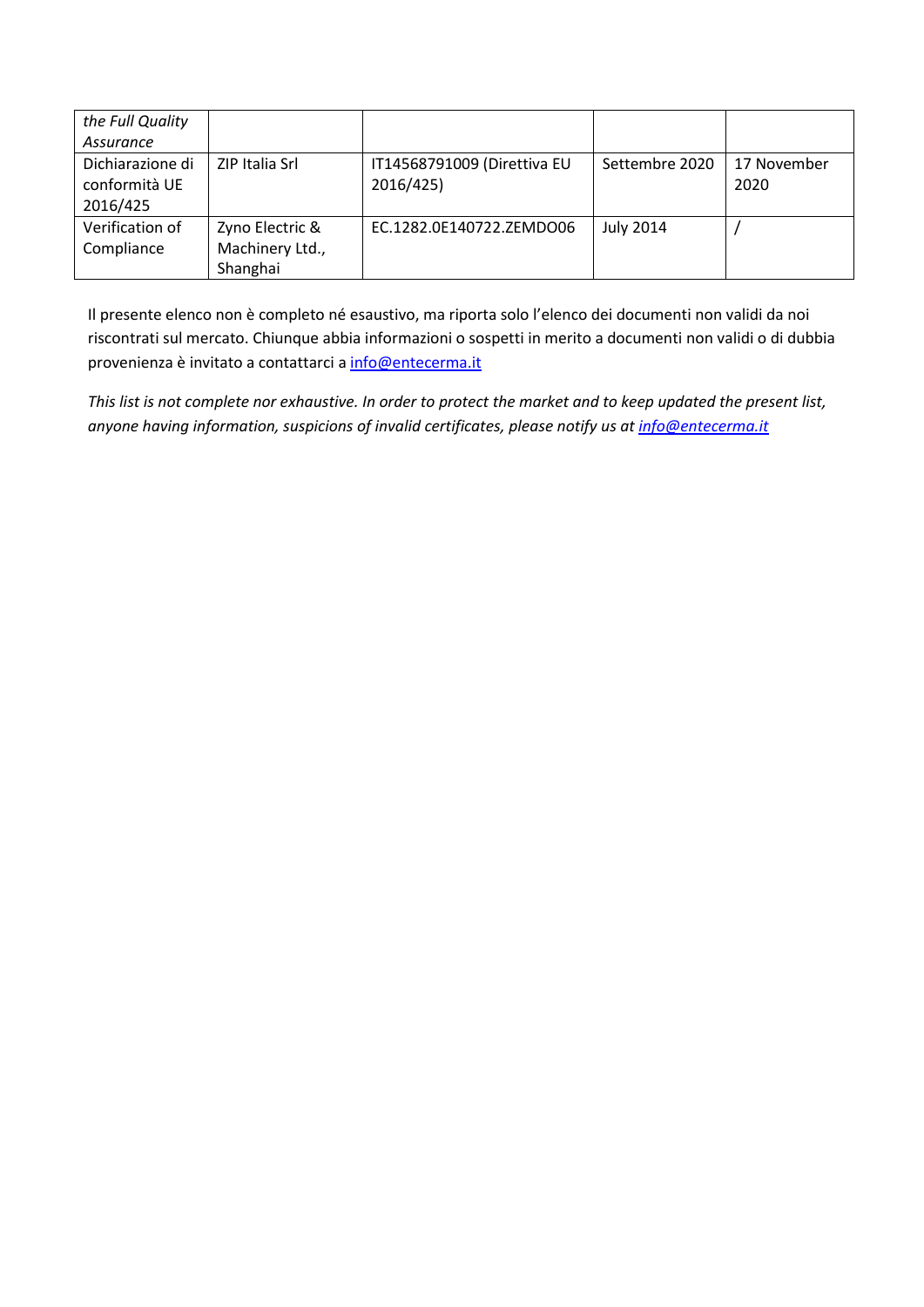| | | | | |
|---|---|---|---|---|
| *the Full Quality Assurance* | | | | |
| Dichiarazione di conformità UE 2016/425 | ZIP Italia Srl | IT14568791009 (Direttiva EU 2016/425) | Settembre 2020 | 17 November 2020 |
| Verification of Compliance | Zyno Electric & Machinery Ltd., Shanghai | EC.1282.0E140722.ZEMDO06 | July 2014 | / |

Il presente elenco non è completo né esaustivo, ma riporta solo l'elenco dei documenti non validi da noi riscontrati sul mercato. Chiunque abbia informazioni o sospetti in merito a documenti non validi o di dubbia provenienza è invitato a contattarci a info@entecerma.it

*This list is not complete nor exhaustive. In order to protect the market and to keep updated the present list, anyone having information, suspicions of invalid certificates, please notify us at info@entecerma.it*